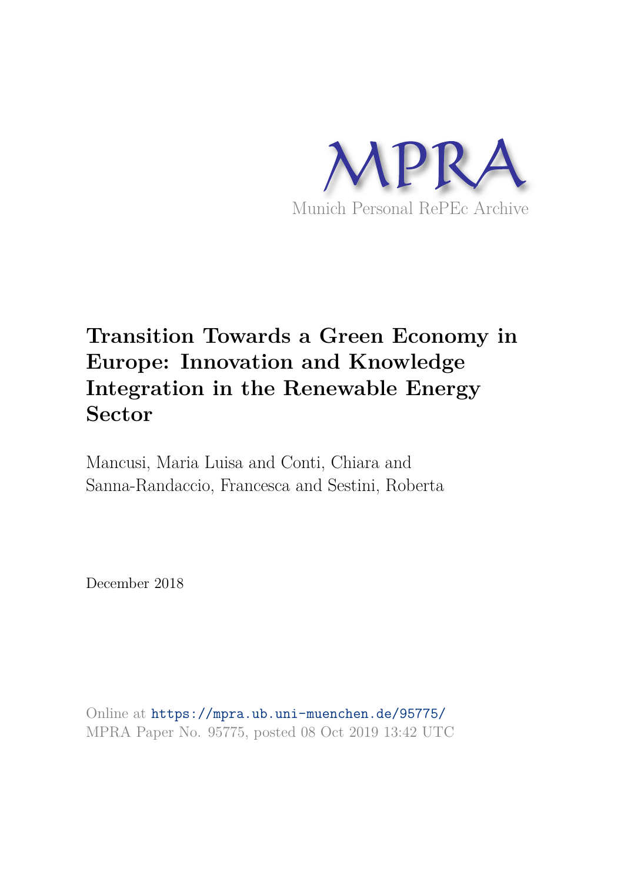# Munich Personal RePEc Archive

# Transition Towards a Green Economy in Europe: Innovation and Knowledge Integration in the Renewable Energy Sector

Mancusi, Maria Luisa and Conti, Chiara and Sanna-Randaccio, Francesca and Sestini, Roberta

December 2018

Online at https://mpra.ub.uni-muenchen.de/95775/
MPRA Paper No. 95775, posted 08 Oct 2019 13:42 UTC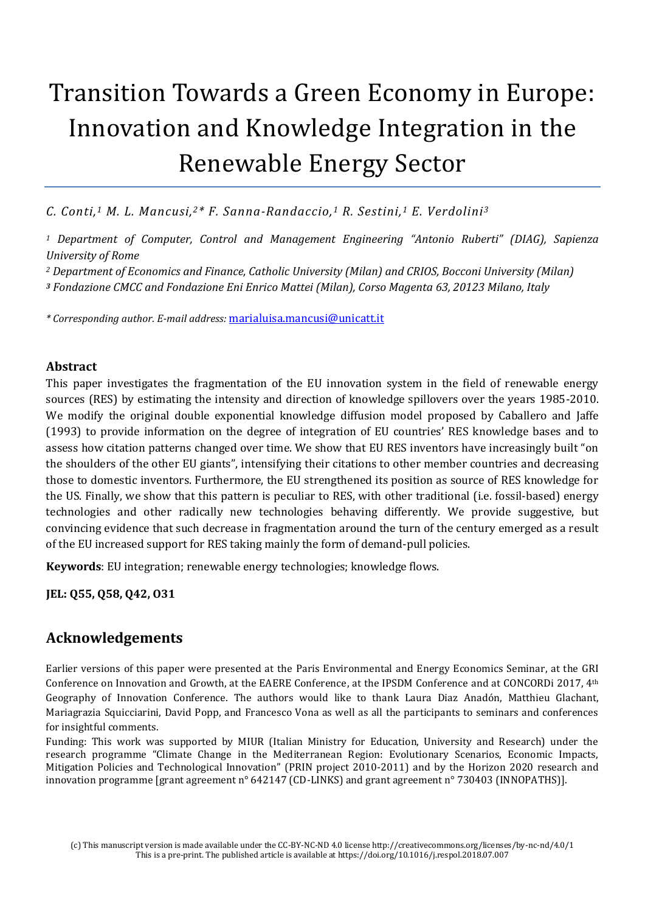# Transition Towards a Green Economy in Europe: Innovation and Knowledge Integration in the Renewable Energy Sector

*C. Conti,[1] M. L. Mancusi,[2]\* F. Sanna-Randaccio,[1] R. Sestini,[1] E. Verdolini[3]*

*[1] Department of Computer, Control and Management Engineering "Antonio Ruberti" (DIAG), Sapienza University of Rome*

*[2] Department of Economics and Finance, Catholic University (Milan) and CRIOS, Bocconi University (Milan)*

*[3] Fondazione CMCC and Fondazione Eni Enrico Mattei (Milan), Corso Magenta 63, 20123 Milano, Italy*

*\* Corresponding author. E-mail address:* marialuisa.mancusi@unicatt.it

**Abstract**

This paper investigates the fragmentation of the EU innovation system in the field of renewable energy sources (RES) by estimating the intensity and direction of knowledge spillovers over the years 1985-2010. We modify the original double exponential knowledge diffusion model proposed by Caballero and Jaffe (1993) to provide information on the degree of integration of EU countries' RES knowledge bases and to assess how citation patterns changed over time. We show that EU RES inventors have increasingly built "on the shoulders of the other EU giants", intensifying their citations to other member countries and decreasing those to domestic inventors. Furthermore, the EU strengthened its position as source of RES knowledge for the US. Finally, we show that this pattern is peculiar to RES, with other traditional (i.e. fossil-based) energy technologies and other radically new technologies behaving differently. We provide suggestive, but convincing evidence that such decrease in fragmentation around the turn of the century emerged as a result of the EU increased support for RES taking mainly the form of demand-pull policies.

**Keywords**: EU integration; renewable energy technologies; knowledge flows.

**JEL: Q55, Q58, Q42, O31**

## Acknowledgements

Earlier versions of this paper were presented at the Paris Environmental and Energy Economics Seminar, at the GRI Conference on Innovation and Growth, at the EAERE Conference, at the IPSDM Conference and at CONCORDi 2017, 4th Geography of Innovation Conference. The authors would like to thank Laura Diaz Anadón, Matthieu Glachant, Mariagrazia Squicciarini, David Popp, and Francesco Vona as well as all the participants to seminars and conferences for insightful comments.

Funding: This work was supported by MIUR (Italian Ministry for Education, University and Research) under the research programme "Climate Change in the Mediterranean Region: Evolutionary Scenarios, Economic Impacts, Mitigation Policies and Technological Innovation" (PRIN project 2010-2011) and by the Horizon 2020 research and innovation programme [grant agreement n° 642147 (CD-LINKS) and grant agreement n° 730403 (INNOPATHS)].

(c) This manuscript version is made available under the CC-BY-NC-ND 4.0 license http://creativecommons.org/licenses/by-nc-nd/4.0/1
This is a pre-print. The published article is available at https://doi.org/10.1016/j.respol.2018.07.007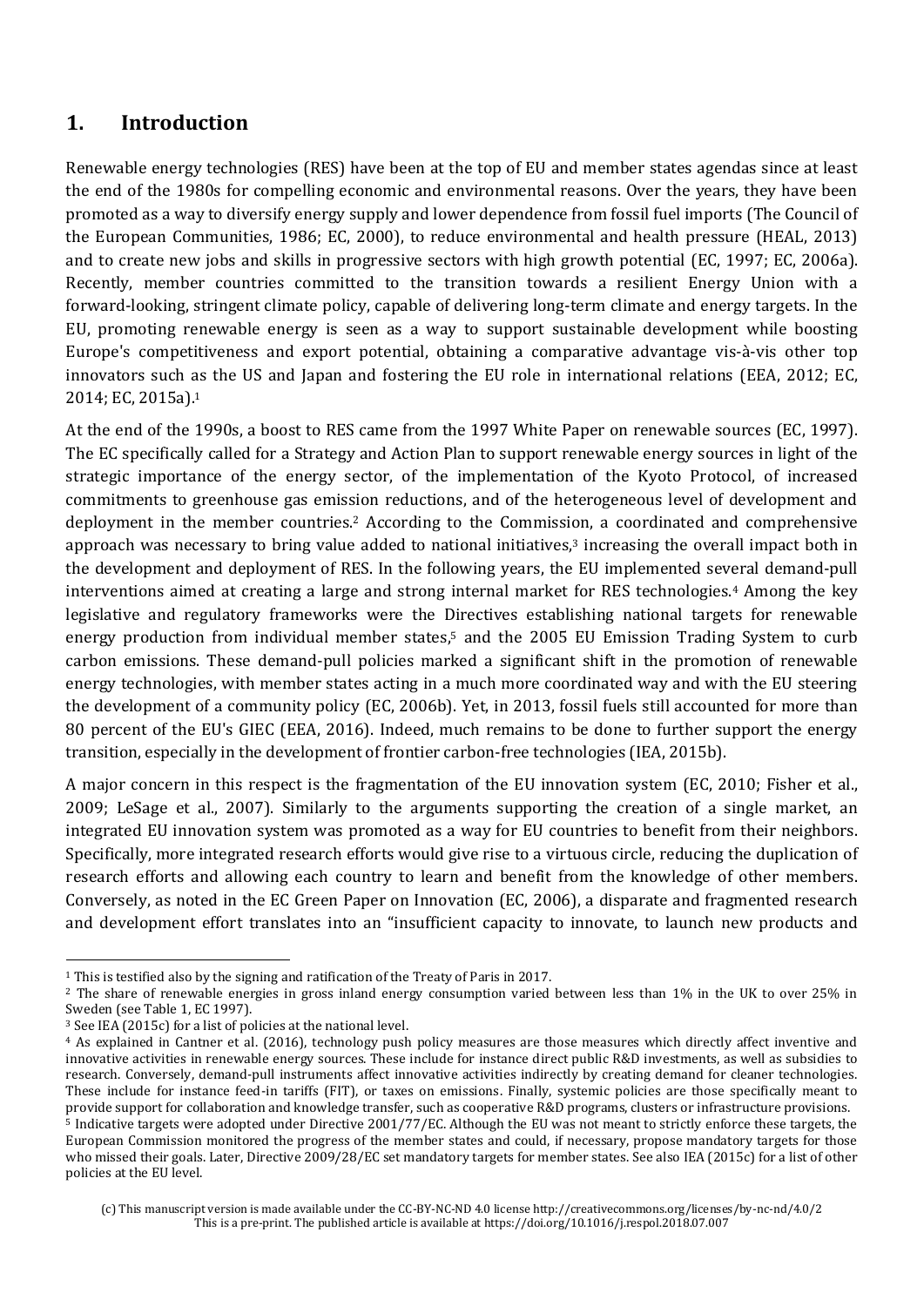## 1. Introduction

Renewable energy technologies (RES) have been at the top of EU and member states agendas since at least the end of the 1980s for compelling economic and environmental reasons. Over the years, they have been promoted as a way to diversify energy supply and lower dependence from fossil fuel imports (The Council of the European Communities, 1986; EC, 2000), to reduce environmental and health pressure (HEAL, 2013) and to create new jobs and skills in progressive sectors with high growth potential (EC, 1997; EC, 2006a). Recently, member countries committed to the transition towards a resilient Energy Union with a forward-looking, stringent climate policy, capable of delivering long-term climate and energy targets. In the EU, promoting renewable energy is seen as a way to support sustainable development while boosting Europe's competitiveness and export potential, obtaining a comparative advantage vis-à-vis other top innovators such as the US and Japan and fostering the EU role in international relations (EEA, 2012; EC, 2014; EC, 2015a).[1]

At the end of the 1990s, a boost to RES came from the 1997 White Paper on renewable sources (EC, 1997). The EC specifically called for a Strategy and Action Plan to support renewable energy sources in light of the strategic importance of the energy sector, of the implementation of the Kyoto Protocol, of increased commitments to greenhouse gas emission reductions, and of the heterogeneous level of development and deployment in the member countries.[2] According to the Commission, a coordinated and comprehensive approach was necessary to bring value added to national initiatives,[3] increasing the overall impact both in the development and deployment of RES. In the following years, the EU implemented several demand-pull interventions aimed at creating a large and strong internal market for RES technologies.[4] Among the key legislative and regulatory frameworks were the Directives establishing national targets for renewable energy production from individual member states,[5] and the 2005 EU Emission Trading System to curb carbon emissions. These demand-pull policies marked a significant shift in the promotion of renewable energy technologies, with member states acting in a much more coordinated way and with the EU steering the development of a community policy (EC, 2006b). Yet, in 2013, fossil fuels still accounted for more than 80 percent of the EU's GIEC (EEA, 2016). Indeed, much remains to be done to further support the energy transition, especially in the development of frontier carbon-free technologies (IEA, 2015b).

A major concern in this respect is the fragmentation of the EU innovation system (EC, 2010; Fisher et al., 2009; LeSage et al., 2007). Similarly to the arguments supporting the creation of a single market, an integrated EU innovation system was promoted as a way for EU countries to benefit from their neighbors. Specifically, more integrated research efforts would give rise to a virtuous circle, reducing the duplication of research efforts and allowing each country to learn and benefit from the knowledge of other members. Conversely, as noted in the EC Green Paper on Innovation (EC, 2006), a disparate and fragmented research and development effort translates into an "insufficient capacity to innovate, to launch new products and

---

[1] This is testified also by the signing and ratification of the Treaty of Paris in 2017.

[2] The share of renewable energies in gross inland energy consumption varied between less than 1% in the UK to over 25% in Sweden (see Table 1, EC 1997).

[3] See IEA (2015c) for a list of policies at the national level.

[4] As explained in Cantner et al. (2016), technology push policy measures are those measures which directly affect inventive and innovative activities in renewable energy sources. These include for instance direct public R&D investments, as well as subsidies to research. Conversely, demand-pull instruments affect innovative activities indirectly by creating demand for cleaner technologies. These include for instance feed-in tariffs (FIT), or taxes on emissions. Finally, systemic policies are those specifically meant to provide support for collaboration and knowledge transfer, such as cooperative R&D programs, clusters or infrastructure provisions.

[5] Indicative targets were adopted under Directive 2001/77/EC. Although the EU was not meant to strictly enforce these targets, the European Commission monitored the progress of the member states and could, if necessary, propose mandatory targets for those who missed their goals. Later, Directive 2009/28/EC set mandatory targets for member states. See also IEA (2015c) for a list of other policies at the EU level.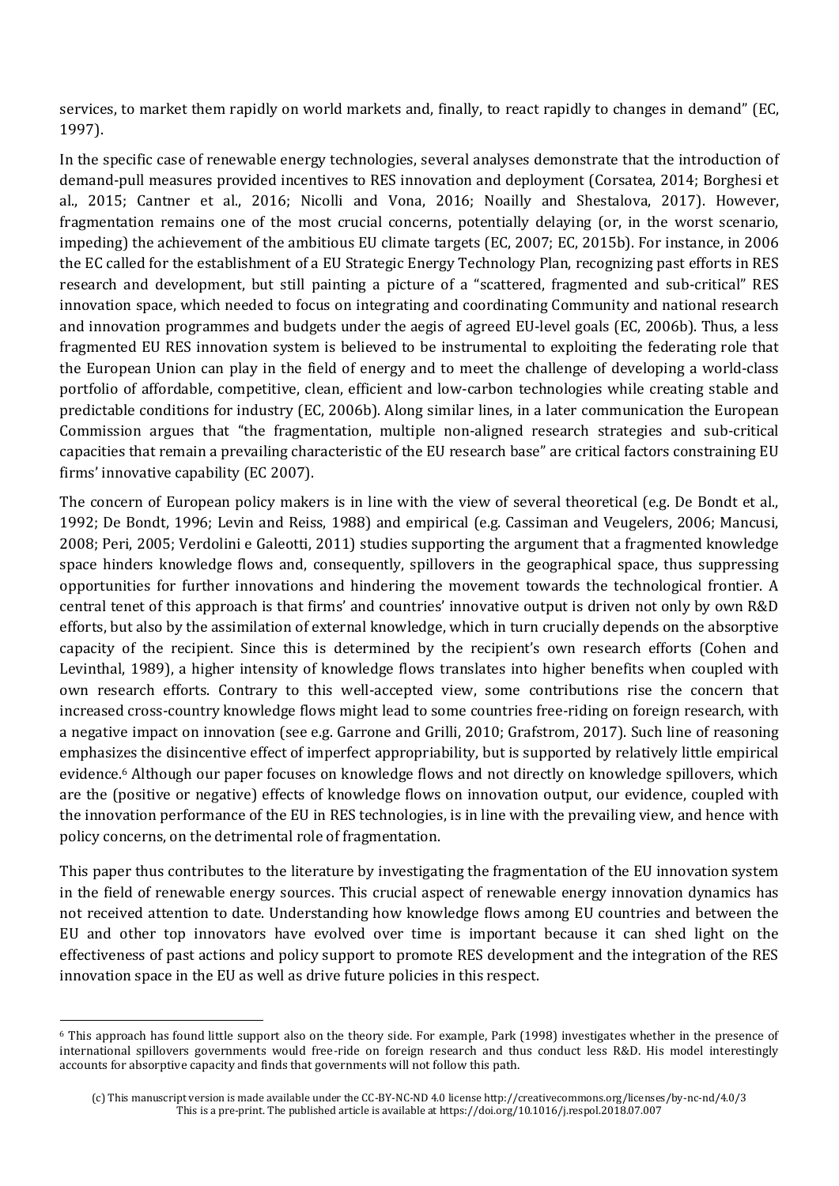services, to market them rapidly on world markets and, finally, to react rapidly to changes in demand" (EC, 1997).

In the specific case of renewable energy technologies, several analyses demonstrate that the introduction of demand-pull measures provided incentives to RES innovation and deployment (Corsatea, 2014; Borghesi et al., 2015; Cantner et al., 2016; Nicolli and Vona, 2016; Noailly and Shestalova, 2017). However, fragmentation remains one of the most crucial concerns, potentially delaying (or, in the worst scenario, impeding) the achievement of the ambitious EU climate targets (EC, 2007; EC, 2015b). For instance, in 2006 the EC called for the establishment of a EU Strategic Energy Technology Plan, recognizing past efforts in RES research and development, but still painting a picture of a "scattered, fragmented and sub-critical" RES innovation space, which needed to focus on integrating and coordinating Community and national research and innovation programmes and budgets under the aegis of agreed EU-level goals (EC, 2006b). Thus, a less fragmented EU RES innovation system is believed to be instrumental to exploiting the federating role that the European Union can play in the field of energy and to meet the challenge of developing a world-class portfolio of affordable, competitive, clean, efficient and low-carbon technologies while creating stable and predictable conditions for industry (EC, 2006b). Along similar lines, in a later communication the European Commission argues that "the fragmentation, multiple non-aligned research strategies and sub-critical capacities that remain a prevailing characteristic of the EU research base" are critical factors constraining EU firms' innovative capability (EC 2007).

The concern of European policy makers is in line with the view of several theoretical (e.g. De Bondt et al., 1992; De Bondt, 1996; Levin and Reiss, 1988) and empirical (e.g. Cassiman and Veugelers, 2006; Mancusi, 2008; Peri, 2005; Verdolini e Galeotti, 2011) studies supporting the argument that a fragmented knowledge space hinders knowledge flows and, consequently, spillovers in the geographical space, thus suppressing opportunities for further innovations and hindering the movement towards the technological frontier. A central tenet of this approach is that firms' and countries' innovative output is driven not only by own R&D efforts, but also by the assimilation of external knowledge, which in turn crucially depends on the absorptive capacity of the recipient. Since this is determined by the recipient's own research efforts (Cohen and Levinthal, 1989), a higher intensity of knowledge flows translates into higher benefits when coupled with own research efforts. Contrary to this well-accepted view, some contributions rise the concern that increased cross-country knowledge flows might lead to some countries free-riding on foreign research, with a negative impact on innovation (see e.g. Garrone and Grilli, 2010; Grafstrom, 2017). Such line of reasoning emphasizes the disincentive effect of imperfect appropriability, but is supported by relatively little empirical evidence.[6] Although our paper focuses on knowledge flows and not directly on knowledge spillovers, which are the (positive or negative) effects of knowledge flows on innovation output, our evidence, coupled with the innovation performance of the EU in RES technologies, is in line with the prevailing view, and hence with policy concerns, on the detrimental role of fragmentation.

This paper thus contributes to the literature by investigating the fragmentation of the EU innovation system in the field of renewable energy sources. This crucial aspect of renewable energy innovation dynamics has not received attention to date. Understanding how knowledge flows among EU countries and between the EU and other top innovators have evolved over time is important because it can shed light on the effectiveness of past actions and policy support to promote RES development and the integration of the RES innovation space in the EU as well as drive future policies in this respect.

---

[6] This approach has found little support also on the theory side. For example, Park (1998) investigates whether in the presence of international spillovers governments would free-ride on foreign research and thus conduct less R&D. His model interestingly accounts for absorptive capacity and finds that governments will not follow this path.

(c) This manuscript version is made available under the CC-BY-NC-ND 4.0 license http://creativecommons.org/licenses/by-nc-nd/4.0/3
This is a pre-print. The published article is available at https://doi.org/10.1016/j.respol.2018.07.007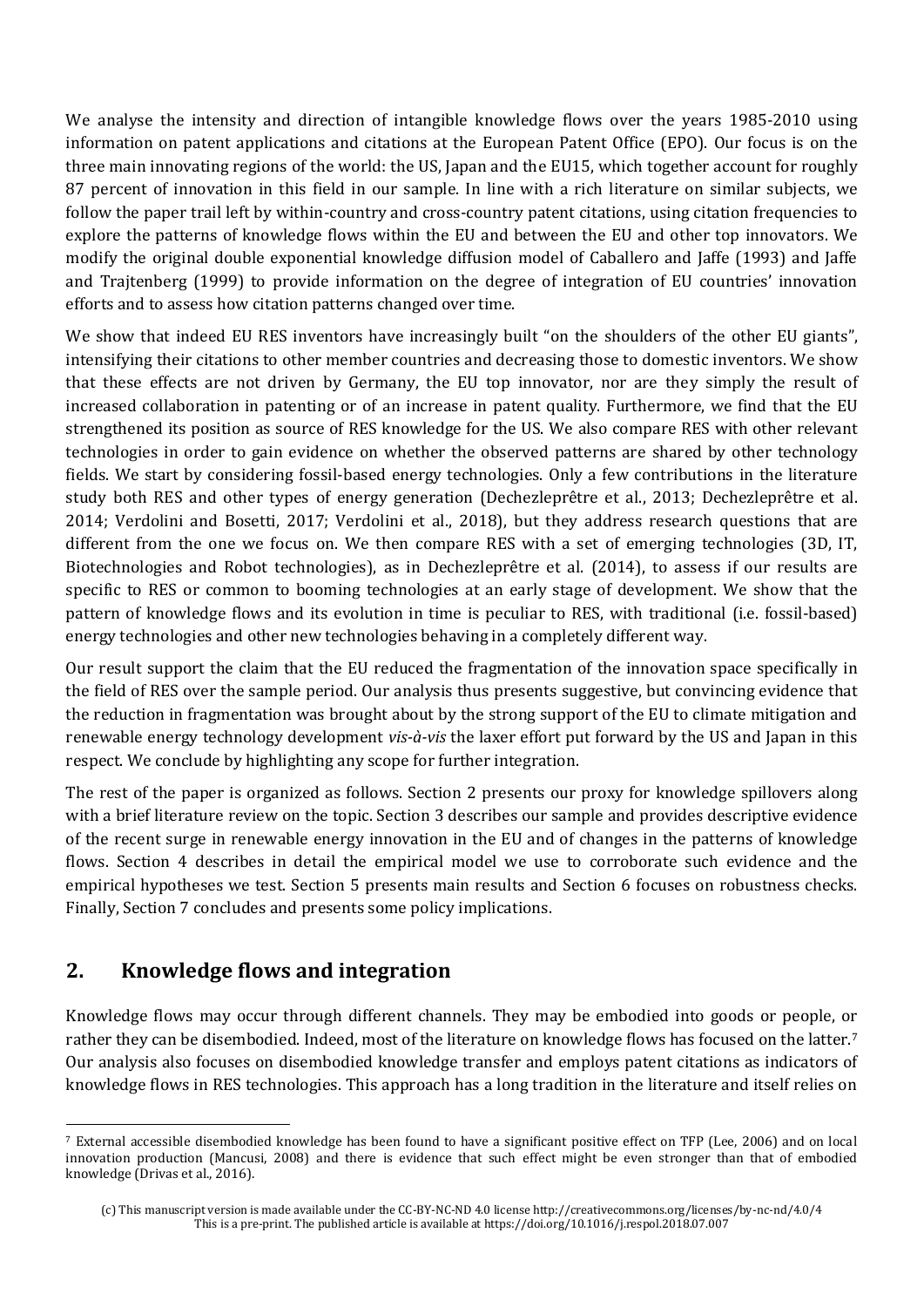We analyse the intensity and direction of intangible knowledge flows over the years 1985-2010 using information on patent applications and citations at the European Patent Office (EPO). Our focus is on the three main innovating regions of the world: the US, Japan and the EU15, which together account for roughly 87 percent of innovation in this field in our sample. In line with a rich literature on similar subjects, we follow the paper trail left by within-country and cross-country patent citations, using citation frequencies to explore the patterns of knowledge flows within the EU and between the EU and other top innovators. We modify the original double exponential knowledge diffusion model of Caballero and Jaffe (1993) and Jaffe and Trajtenberg (1999) to provide information on the degree of integration of EU countries' innovation efforts and to assess how citation patterns changed over time.

We show that indeed EU RES inventors have increasingly built "on the shoulders of the other EU giants", intensifying their citations to other member countries and decreasing those to domestic inventors. We show that these effects are not driven by Germany, the EU top innovator, nor are they simply the result of increased collaboration in patenting or of an increase in patent quality. Furthermore, we find that the EU strengthened its position as source of RES knowledge for the US. We also compare RES with other relevant technologies in order to gain evidence on whether the observed patterns are shared by other technology fields. We start by considering fossil-based energy technologies. Only a few contributions in the literature study both RES and other types of energy generation (Dechezleprêtre et al., 2013; Dechezleprêtre et al. 2014; Verdolini and Bosetti, 2017; Verdolini et al., 2018), but they address research questions that are different from the one we focus on. We then compare RES with a set of emerging technologies (3D, IT, Biotechnologies and Robot technologies), as in Dechezleprêtre et al. (2014), to assess if our results are specific to RES or common to booming technologies at an early stage of development. We show that the pattern of knowledge flows and its evolution in time is peculiar to RES, with traditional (i.e. fossil-based) energy technologies and other new technologies behaving in a completely different way.

Our result support the claim that the EU reduced the fragmentation of the innovation space specifically in the field of RES over the sample period. Our analysis thus presents suggestive, but convincing evidence that the reduction in fragmentation was brought about by the strong support of the EU to climate mitigation and renewable energy technology development *vis-à-vis* the laxer effort put forward by the US and Japan in this respect. We conclude by highlighting any scope for further integration.

The rest of the paper is organized as follows. Section 2 presents our proxy for knowledge spillovers along with a brief literature review on the topic. Section 3 describes our sample and provides descriptive evidence of the recent surge in renewable energy innovation in the EU and of changes in the patterns of knowledge flows. Section 4 describes in detail the empirical model we use to corroborate such evidence and the empirical hypotheses we test. Section 5 presents main results and Section 6 focuses on robustness checks. Finally, Section 7 concludes and presents some policy implications.

## 2. Knowledge flows and integration

Knowledge flows may occur through different channels. They may be embodied into goods or people, or rather they can be disembodied. Indeed, most of the literature on knowledge flows has focused on the latter.[7] Our analysis also focuses on disembodied knowledge transfer and employs patent citations as indicators of knowledge flows in RES technologies. This approach has a long tradition in the literature and itself relies on

[7] External accessible disembodied knowledge has been found to have a significant positive effect on TFP (Lee, 2006) and on local innovation production (Mancusi, 2008) and there is evidence that such effect might be even stronger than that of embodied knowledge (Drivas et al., 2016).

(c) This manuscript version is made available under the CC-BY-NC-ND 4.0 license http://creativecommons.org/licenses/by-nc-nd/4.0/4
This is a pre-print. The published article is available at https://doi.org/10.1016/j.respol.2018.07.007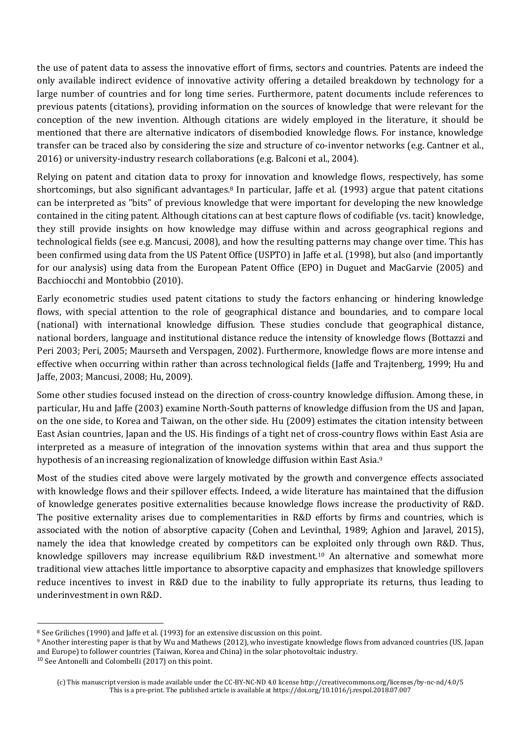the use of patent data to assess the innovative effort of firms, sectors and countries. Patents are indeed the only available indirect evidence of innovative activity offering a detailed breakdown by technology for a large number of countries and for long time series. Furthermore, patent documents include references to previous patents (citations), providing information on the sources of knowledge that were relevant for the conception of the new invention. Although citations are widely employed in the literature, it should be mentioned that there are alternative indicators of disembodied knowledge flows. For instance, knowledge transfer can be traced also by considering the size and structure of co-inventor networks (e.g. Cantner et al., 2016) or university-industry research collaborations (e.g. Balconi et al., 2004).

Relying on patent and citation data to proxy for innovation and knowledge flows, respectively, has some shortcomings, but also significant advantages.[8] In particular, Jaffe et al. (1993) argue that patent citations can be interpreted as "bits" of previous knowledge that were important for developing the new knowledge contained in the citing patent. Although citations can at best capture flows of codifiable (vs. tacit) knowledge, they still provide insights on how knowledge may diffuse within and across geographical regions and technological fields (see e.g. Mancusi, 2008), and how the resulting patterns may change over time. This has been confirmed using data from the US Patent Office (USPTO) in Jaffe et al. (1998), but also (and importantly for our analysis) using data from the European Patent Office (EPO) in Duguet and MacGarvie (2005) and Bacchiocchi and Montobbio (2010).

Early econometric studies used patent citations to study the factors enhancing or hindering knowledge flows, with special attention to the role of geographical distance and boundaries, and to compare local (national) with international knowledge diffusion. These studies conclude that geographical distance, national borders, language and institutional distance reduce the intensity of knowledge flows (Bottazzi and Peri 2003; Peri, 2005; Maurseth and Verspagen, 2002). Furthermore, knowledge flows are more intense and effective when occurring within rather than across technological fields (Jaffe and Trajtenberg, 1999; Hu and Jaffe, 2003; Mancusi, 2008; Hu, 2009).

Some other studies focused instead on the direction of cross-country knowledge diffusion. Among these, in particular, Hu and Jaffe (2003) examine North-South patterns of knowledge diffusion from the US and Japan, on the one side, to Korea and Taiwan, on the other side. Hu (2009) estimates the citation intensity between East Asian countries, Japan and the US. His findings of a tight net of cross-country flows within East Asia are interpreted as a measure of integration of the innovation systems within that area and thus support the hypothesis of an increasing regionalization of knowledge diffusion within East Asia.[9]

Most of the studies cited above were largely motivated by the growth and convergence effects associated with knowledge flows and their spillover effects. Indeed, a wide literature has maintained that the diffusion of knowledge generates positive externalities because knowledge flows increase the productivity of R&D. The positive externality arises due to complementarities in R&D efforts by firms and countries, which is associated with the notion of absorptive capacity (Cohen and Levinthal, 1989; Aghion and Jaravel, 2015), namely the idea that knowledge created by competitors can be exploited only through own R&D. Thus, knowledge spillovers may increase equilibrium R&D investment.[10] An alternative and somewhat more traditional view attaches little importance to absorptive capacity and emphasizes that knowledge spillovers reduce incentives to invest in R&D due to the inability to fully appropriate its returns, thus leading to underinvestment in own R&D.

[8] See Griliches (1990) and Jaffe et al. (1993) for an extensive discussion on this point.

[9] Another interesting paper is that by Wu and Mathews (2012), who investigate knowledge flows from advanced countries (US, Japan and Europe) to follower countries (Taiwan, Korea and China) in the solar photovoltaic industry.

[10] See Antonelli and Colombelli (2017) on this point.

(c) This manuscript version is made available under the CC-BY-NC-ND 4.0 license http://creativecommons.org/licenses/by-nc-nd/4.0/5
This is a pre-print. The published article is available at https://doi.org/10.1016/j.respol.2018.07.007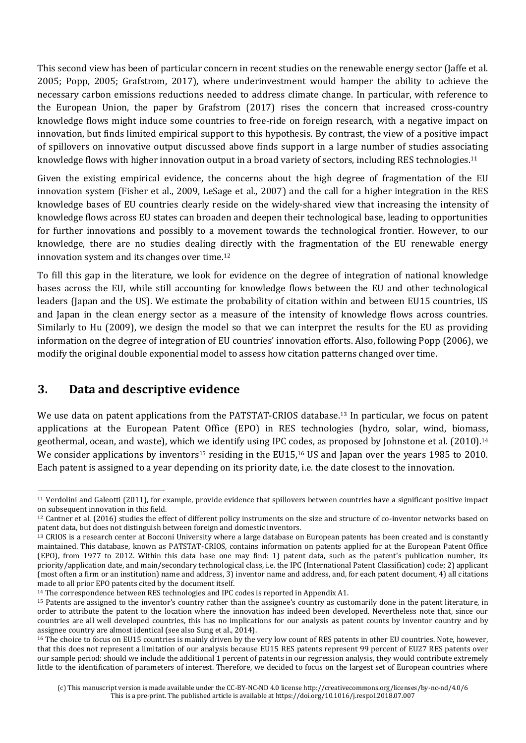This second view has been of particular concern in recent studies on the renewable energy sector (Jaffe et al. 2005; Popp, 2005; Grafstrom, 2017), where underinvestment would hamper the ability to achieve the necessary carbon emissions reductions needed to address climate change. In particular, with reference to the European Union, the paper by Grafstrom (2017) rises the concern that increased cross-country knowledge flows might induce some countries to free-ride on foreign research, with a negative impact on innovation, but finds limited empirical support to this hypothesis. By contrast, the view of a positive impact of spillovers on innovative output discussed above finds support in a large number of studies associating knowledge flows with higher innovation output in a broad variety of sectors, including RES technologies.[11]

Given the existing empirical evidence, the concerns about the high degree of fragmentation of the EU innovation system (Fisher et al., 2009, LeSage et al., 2007) and the call for a higher integration in the RES knowledge bases of EU countries clearly reside on the widely-shared view that increasing the intensity of knowledge flows across EU states can broaden and deepen their technological base, leading to opportunities for further innovations and possibly to a movement towards the technological frontier. However, to our knowledge, there are no studies dealing directly with the fragmentation of the EU renewable energy innovation system and its changes over time.[12]

To fill this gap in the literature, we look for evidence on the degree of integration of national knowledge bases across the EU, while still accounting for knowledge flows between the EU and other technological leaders (Japan and the US). We estimate the probability of citation within and between EU15 countries, US and Japan in the clean energy sector as a measure of the intensity of knowledge flows across countries. Similarly to Hu (2009), we design the model so that we can interpret the results for the EU as providing information on the degree of integration of EU countries' innovation efforts. Also, following Popp (2006), we modify the original double exponential model to assess how citation patterns changed over time.

## 3. Data and descriptive evidence

We use data on patent applications from the PATSTAT-CRIOS database.[13] In particular, we focus on patent applications at the European Patent Office (EPO) in RES technologies (hydro, solar, wind, biomass, geothermal, ocean, and waste), which we identify using IPC codes, as proposed by Johnstone et al. (2010).[14] We consider applications by inventors[15] residing in the EU15,[16] US and Japan over the years 1985 to 2010. Each patent is assigned to a year depending on its priority date, i.e. the date closest to the innovation.

---

[11] Verdolini and Galeotti (2011), for example, provide evidence that spillovers between countries have a significant positive impact on subsequent innovation in this field.

[12] Cantner et al. (2016) studies the effect of different policy instruments on the size and structure of co-inventor networks based on patent data, but does not distinguish between foreign and domestic inventors.

[13] CRIOS is a research center at Bocconi University where a large database on European patents has been created and is constantly maintained. This database, known as PATSTAT-CRIOS, contains information on patents applied for at the European Patent Office (EPO), from 1977 to 2012. Within this data base one may find: 1) patent data, such as the patent's publication number, its priority/application date, and main/secondary technological class, i.e. the IPC (International Patent Classification) code; 2) applicant (most often a firm or an institution) name and address, 3) inventor name and address, and, for each patent document, 4) all citations made to all prior EPO patents cited by the document itself.

[14] The correspondence between RES technologies and IPC codes is reported in Appendix A1.

[15] Patents are assigned to the inventor's country rather than the assignee's country as customarily done in the patent literature, in order to attribute the patent to the location where the innovation has indeed been developed. Nevertheless note that, since our countries are all well developed countries, this has no implications for our analysis as patent counts by inventor country and by assignee country are almost identical (see also Sung et al., 2014).

[16] The choice to focus on EU15 countries is mainly driven by the very low count of RES patents in other EU countries. Note, however, that this does not represent a limitation of our analysis because EU15 RES patents represent 99 percent of EU27 RES patents over our sample period: should we include the additional 1 percent of patents in our regression analysis, they would contribute extremely little to the identification of parameters of interest. Therefore, we decided to focus on the largest set of European countries where

(c) This manuscript version is made available under the CC-BY-NC-ND 4.0 license http://creativecommons.org/licenses/by-nc-nd/4.0/6
This is a pre-print. The published article is available at https://doi.org/10.1016/j.respol.2018.07.007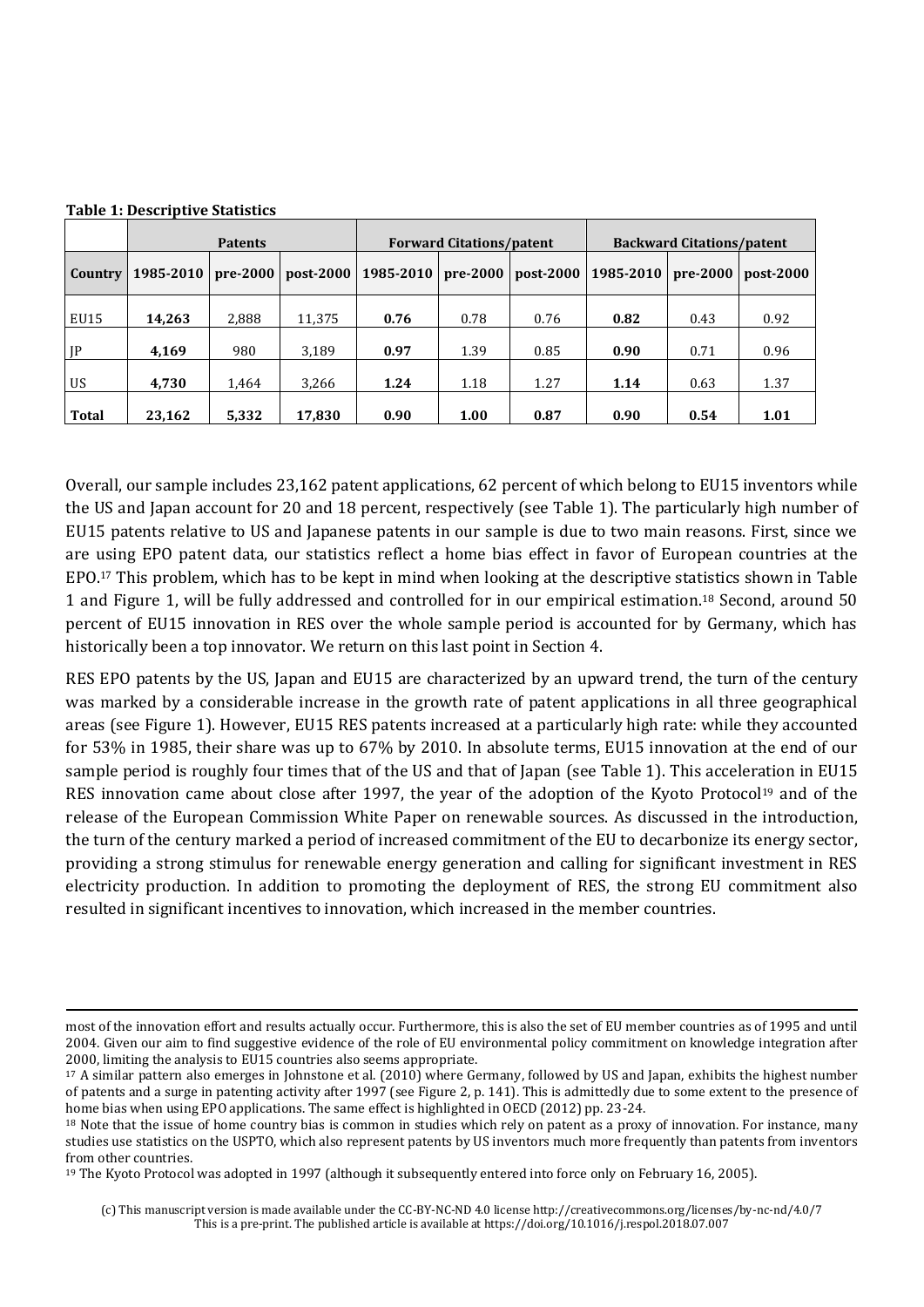**Table 1: Descriptive Statistics**

| | Patents | | | Forward Citations/patent | | | Backward Citations/patent | | |
|---|---|---|---|---|---|---|---|---|---|
| **Country** | **1985-2010** | **pre-2000** | **post-2000** | **1985-2010** | **pre-2000** | **post-2000** | **1985-2010** | **pre-2000** | **post-2000** |
| EU15 | **14,263** | 2,888 | 11,375 | **0.76** | 0.78 | 0.76 | **0.82** | 0.43 | 0.92 |
| JP | **4,169** | 980 | 3,189 | **0.97** | 1.39 | 0.85 | **0.90** | 0.71 | 0.96 |
| US | **4,730** | 1,464 | 3,266 | **1.24** | 1.18 | 1.27 | **1.14** | 0.63 | 1.37 |
| **Total** | **23,162** | **5,332** | **17,830** | **0.90** | **1.00** | **0.87** | **0.90** | **0.54** | **1.01** |

Overall, our sample includes 23,162 patent applications, 62 percent of which belong to EU15 inventors while the US and Japan account for 20 and 18 percent, respectively (see Table 1). The particularly high number of EU15 patents relative to US and Japanese patents in our sample is due to two main reasons. First, since we are using EPO patent data, our statistics reflect a home bias effect in favor of European countries at the EPO.[17] This problem, which has to be kept in mind when looking at the descriptive statistics shown in Table 1 and Figure 1, will be fully addressed and controlled for in our empirical estimation.[18] Second, around 50 percent of EU15 innovation in RES over the whole sample period is accounted for by Germany, which has historically been a top innovator. We return on this last point in Section 4.

RES EPO patents by the US, Japan and EU15 are characterized by an upward trend, the turn of the century was marked by a considerable increase in the growth rate of patent applications in all three geographical areas (see Figure 1). However, EU15 RES patents increased at a particularly high rate: while they accounted for 53% in 1985, their share was up to 67% by 2010. In absolute terms, EU15 innovation at the end of our sample period is roughly four times that of the US and that of Japan (see Table 1). This acceleration in EU15 RES innovation came about close after 1997, the year of the adoption of the Kyoto Protocol[19] and of the release of the European Commission White Paper on renewable sources. As discussed in the introduction, the turn of the century marked a period of increased commitment of the EU to decarbonize its energy sector, providing a strong stimulus for renewable energy generation and calling for significant investment in RES electricity production. In addition to promoting the deployment of RES, the strong EU commitment also resulted in significant incentives to innovation, which increased in the member countries.

---

most of the innovation effort and results actually occur. Furthermore, this is also the set of EU member countries as of 1995 and until 2004. Given our aim to find suggestive evidence of the role of EU environmental policy commitment on knowledge integration after 2000, limiting the analysis to EU15 countries also seems appropriate.

[17] A similar pattern also emerges in Johnstone et al. (2010) where Germany, followed by US and Japan, exhibits the highest number of patents and a surge in patenting activity after 1997 (see Figure 2, p. 141). This is admittedly due to some extent to the presence of home bias when using EPO applications. The same effect is highlighted in OECD (2012) pp. 23-24.

[18] Note that the issue of home country bias is common in studies which rely on patent as a proxy of innovation. For instance, many studies use statistics on the USPTO, which also represent patents by US inventors much more frequently than patents from inventors from other countries.

[19] The Kyoto Protocol was adopted in 1997 (although it subsequently entered into force only on February 16, 2005).

(c) This manuscript version is made available under the CC-BY-NC-ND 4.0 license http://creativecommons.org/licenses/by-nc-nd/4.0/7
This is a pre-print. The published article is available at https://doi.org/10.1016/j.respol.2018.07.007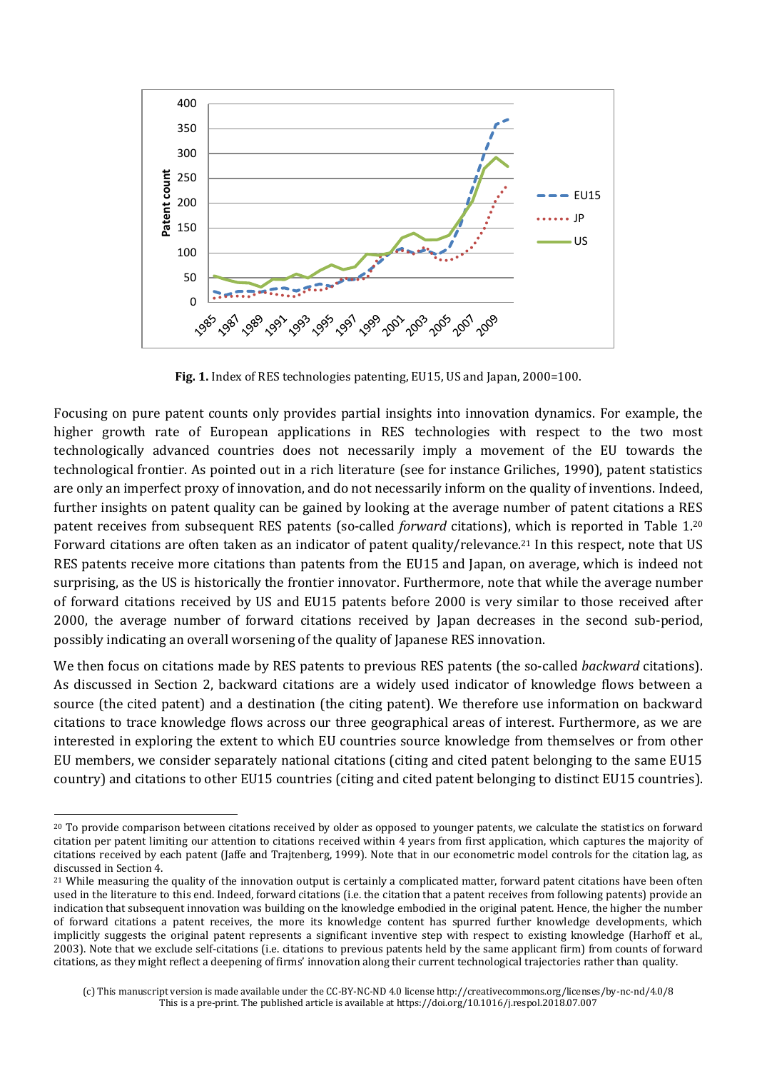**Fig. 1.** Index of RES technologies patenting, EU15, US and Japan, 2000=100.

Focusing on pure patent counts only provides partial insights into innovation dynamics. For example, the higher growth rate of European applications in RES technologies with respect to the two most technologically advanced countries does not necessarily imply a movement of the EU towards the technological frontier. As pointed out in a rich literature (see for instance Griliches, 1990), patent statistics are only an imperfect proxy of innovation, and do not necessarily inform on the quality of inventions. Indeed, further insights on patent quality can be gained by looking at the average number of patent citations a RES patent receives from subsequent RES patents (so-called *forward* citations), which is reported in Table 1.[20] Forward citations are often taken as an indicator of patent quality/relevance.[21] In this respect, note that US RES patents receive more citations than patents from the EU15 and Japan, on average, which is indeed not surprising, as the US is historically the frontier innovator. Furthermore, note that while the average number of forward citations received by US and EU15 patents before 2000 is very similar to those received after 2000, the average number of forward citations received by Japan decreases in the second sub-period, possibly indicating an overall worsening of the quality of Japanese RES innovation.

We then focus on citations made by RES patents to previous RES patents (the so-called *backward* citations). As discussed in Section 2, backward citations are a widely used indicator of knowledge flows between a source (the cited patent) and a destination (the citing patent). We therefore use information on backward citations to trace knowledge flows across our three geographical areas of interest. Furthermore, as we are interested in exploring the extent to which EU countries source knowledge from themselves or from other EU members, we consider separately national citations (citing and cited patent belonging to the same EU15 country) and citations to other EU15 countries (citing and cited patent belonging to distinct EU15 countries).

[20] To provide comparison between citations received by older as opposed to younger patents, we calculate the statistics on forward citation per patent limiting our attention to citations received within 4 years from first application, which captures the majority of citations received by each patent (Jaffe and Trajtenberg, 1999). Note that in our econometric model controls for the citation lag, as discussed in Section 4.

[21] While measuring the quality of the innovation output is certainly a complicated matter, forward patent citations have been often used in the literature to this end. Indeed, forward citations (i.e. the citation that a patent receives from following patents) provide an indication that subsequent innovation was building on the knowledge embodied in the original patent. Hence, the higher the number of forward citations a patent receives, the more its knowledge content has spurred further knowledge developments, which implicitly suggests the original patent represents a significant inventive step with respect to existing knowledge (Harhoff et al., 2003). Note that we exclude self-citations (i.e. citations to previous patents held by the same applicant firm) from counts of forward citations, as they might reflect a deepening of firms' innovation along their current technological trajectories rather than quality.

(c) This manuscript version is made available under the CC-BY-NC-ND 4.0 license http://creativecommons.org/licenses/by-nc-nd/4.0/8
This is a pre-print. The published article is available at https://doi.org/10.1016/j.respol.2018.07.007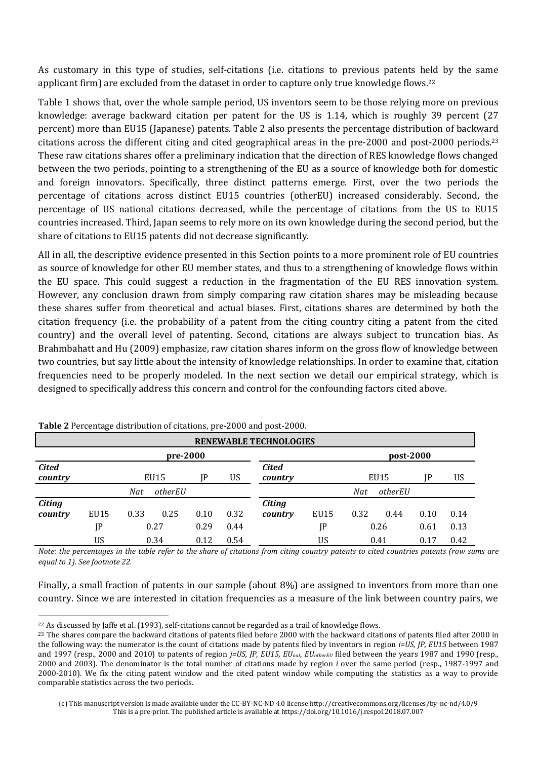As customary in this type of studies, self-citations (i.e. citations to previous patents held by the same applicant firm) are excluded from the dataset in order to capture only true knowledge flows.[22]

Table 1 shows that, over the whole sample period, US inventors seem to be those relying more on previous knowledge: average backward citation per patent for the US is 1.14, which is roughly 39 percent (27 percent) more than EU15 (Japanese) patents. Table 2 also presents the percentage distribution of backward citations across the different citing and cited geographical areas in the pre-2000 and post-2000 periods.[23] These raw citations shares offer a preliminary indication that the direction of RES knowledge flows changed between the two periods, pointing to a strengthening of the EU as a source of knowledge both for domestic and foreign innovators. Specifically, three distinct patterns emerge. First, over the two periods the percentage of citations across distinct EU15 countries (otherEU) increased considerably. Second, the percentage of US national citations decreased, while the percentage of citations from the US to EU15 countries increased. Third, Japan seems to rely more on its own knowledge during the second period, but the share of citations to EU15 patents did not decrease significantly.

All in all, the descriptive evidence presented in this Section points to a more prominent role of EU countries as source of knowledge for other EU member states, and thus to a strengthening of knowledge flows within the EU space. This could suggest a reduction in the fragmentation of the EU RES innovation system. However, any conclusion drawn from simply comparing raw citation shares may be misleading because these shares suffer from theoretical and actual biases. First, citations shares are determined by both the citation frequency (i.e. the probability of a patent from the citing country citing a patent from the cited country) and the overall level of patenting. Second, citations are always subject to truncation bias. As Brahmbahatt and Hu (2009) emphasize, raw citation shares inform on the gross flow of knowledge between two countries, but say little about the intensity of knowledge relationships. In order to examine that, citation frequencies need to be properly modeled. In the next section we detail our empirical strategy, which is designed to specifically address this concern and control for the confounding factors cited above.

**Table 2** Percentage distribution of citations, pre-2000 and post-2000.

| RENEWABLE TECHNOLOGIES | | | | | | | | | | | |
|---|---|---|---|---|---|---|---|---|---|---|---|
| | | pre-2000 | | | | | | post-2000 | | | |
| ***Cited country*** | | EU15 | | JP | US | ***Cited country*** | | EU15 | | JP | US |
| | | *Nat* | *otherEU* | | | | | *Nat* | *otherEU* | | |
| ***Citing country*** | EU15 | 0.33 | 0.25 | 0.10 | 0.32 | ***Citing country*** | EU15 | 0.32 | 0.44 | 0.10 | 0.14 |
| | JP | 0.27 | | 0.29 | 0.44 | | JP | 0.26 | | 0.61 | 0.13 |
| | US | 0.34 | | 0.12 | 0.54 | | US | 0.41 | | 0.17 | 0.42 |

*Note: the percentages in the table refer to the share of citations from citing country patents to cited countries patents (row sums are equal to 1). See footnote 22.*

Finally, a small fraction of patents in our sample (about 8%) are assigned to inventors from more than one country. Since we are interested in citation frequencies as a measure of the link between country pairs, we

[22] As discussed by Jaffe et al. (1993), self-citations cannot be regarded as a trail of knowledge flows.

[23] The shares compare the backward citations of patents filed before 2000 with the backward citations of patents filed after 2000 in the following way: the numerator is the count of citations made by patents filed by inventors in region *i=US, JP, EU15* between 1987 and 1997 (resp., 2000 and 2010) to patents of region *j=US, JP, EU15*, $EU_{nat}$, $EU_{otherEU}$ filed between the years 1987 and 1990 (resp., 2000 and 2003). The denominator is the total number of citations made by region *i* over the same period (resp., 1987-1997 and 2000-2010). We fix the citing patent window and the cited patent window while computing the statistics as a way to provide comparable statistics across the two periods.

(c) This manuscript version is made available under the CC-BY-NC-ND 4.0 license http://creativecommons.org/licenses/by-nc-nd/4.0/9
This is a pre-print. The published article is available at https://doi.org/10.1016/j.respol.2018.07.007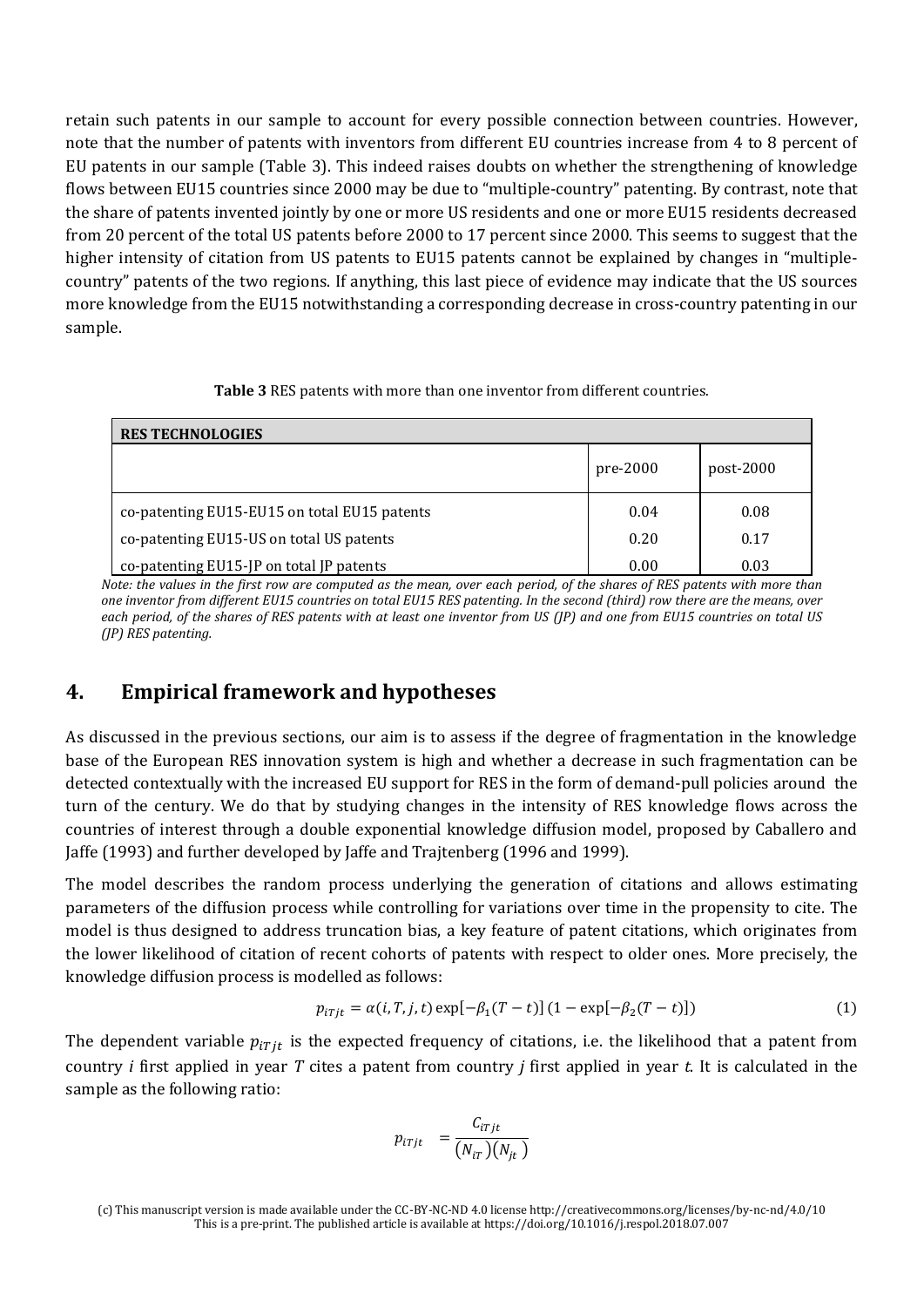retain such patents in our sample to account for every possible connection between countries. However, note that the number of patents with inventors from different EU countries increase from 4 to 8 percent of EU patents in our sample (Table 3). This indeed raises doubts on whether the strengthening of knowledge flows between EU15 countries since 2000 may be due to "multiple-country" patenting. By contrast, note that the share of patents invented jointly by one or more US residents and one or more EU15 residents decreased from 20 percent of the total US patents before 2000 to 17 percent since 2000. This seems to suggest that the higher intensity of citation from US patents to EU15 patents cannot be explained by changes in "multiple-country" patents of the two regions. If anything, this last piece of evidence may indicate that the US sources more knowledge from the EU15 notwithstanding a corresponding decrease in cross-country patenting in our sample.

**Table 3** RES patents with more than one inventor from different countries.

| **RES TECHNOLOGIES** | | |
|---|---|---|
| | pre-2000 | post-2000 |
| co-patenting EU15-EU15 on total EU15 patents | 0.04 | 0.08 |
| co-patenting EU15-US on total US patents | 0.20 | 0.17 |
| co-patenting EU15-JP on total JP patents | 0.00 | 0.03 |

*Note: the values in the first row are computed as the mean, over each period, of the shares of RES patents with more than one inventor from different EU15 countries on total EU15 RES patenting. In the second (third) row there are the means, over each period, of the shares of RES patents with at least one inventor from US (JP) and one from EU15 countries on total US (JP) RES patenting.*

## 4. Empirical framework and hypotheses

As discussed in the previous sections, our aim is to assess if the degree of fragmentation in the knowledge base of the European RES innovation system is high and whether a decrease in such fragmentation can be detected contextually with the increased EU support for RES in the form of demand-pull policies around the turn of the century. We do that by studying changes in the intensity of RES knowledge flows across the countries of interest through a double exponential knowledge diffusion model, proposed by Caballero and Jaffe (1993) and further developed by Jaffe and Trajtenberg (1996 and 1999).

The model describes the random process underlying the generation of citations and allows estimating parameters of the diffusion process while controlling for variations over time in the propensity to cite. The model is thus designed to address truncation bias, a key feature of patent citations, which originates from the lower likelihood of citation of recent cohorts of patents with respect to older ones. More precisely, the knowledge diffusion process is modelled as follows:

$$p_{iTjt} = \alpha(i, T, j, t) \exp[-\beta_1(T - t)]\,(1 - \exp[-\beta_2(T - t)]) \tag{1}$$

The dependent variable $p_{iTjt}$ is the expected frequency of citations, i.e. the likelihood that a patent from country *i* first applied in year *T* cites a patent from country *j* first applied in year *t*. It is calculated in the sample as the following ratio:

$$p_{iTjt} = \frac{C_{iTjt}}{(N_{iT})(N_{jt})}$$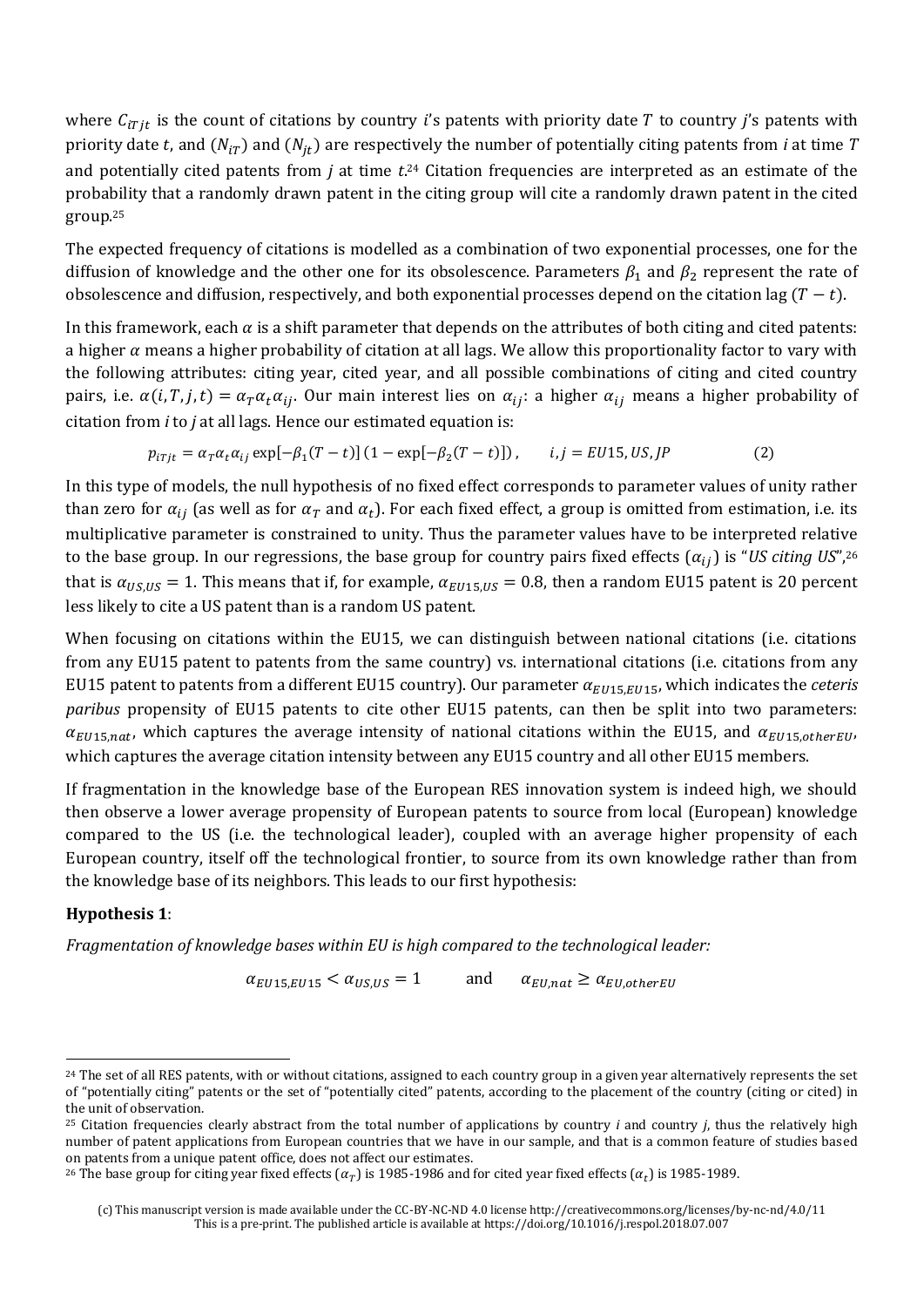where $C_{iTjt}$ is the count of citations by country *i*'s patents with priority date $T$ to country *j*'s patents with priority date $t$, and $(N_{iT})$ and $(N_{jt})$ are respectively the number of potentially citing patents from *i* at time $T$ and potentially cited patents from *j* at time $t$.[24] Citation frequencies are interpreted as an estimate of the probability that a randomly drawn patent in the citing group will cite a randomly drawn patent in the cited group.[25]

The expected frequency of citations is modelled as a combination of two exponential processes, one for the diffusion of knowledge and the other one for its obsolescence. Parameters $\beta_1$ and $\beta_2$ represent the rate of obsolescence and diffusion, respectively, and both exponential processes depend on the citation lag $(T - t)$.

In this framework, each $\alpha$ is a shift parameter that depends on the attributes of both citing and cited patents: a higher $\alpha$ means a higher probability of citation at all lags. We allow this proportionality factor to vary with the following attributes: citing year, cited year, and all possible combinations of citing and cited country pairs, i.e. $\alpha(i,T,j,t) = \alpha_T \alpha_t \alpha_{ij}$. Our main interest lies on $\alpha_{ij}$: a higher $\alpha_{ij}$ means a higher probability of citation from *i* to *j* at all lags. Hence our estimated equation is:

$$p_{iTjt} = \alpha_T \alpha_t \alpha_{ij} \exp[-\beta_1(T-t)]\,(1 - \exp[-\beta_2(T-t)]), \qquad i,j = EU15, US, JP \tag{2}$$

In this type of models, the null hypothesis of no fixed effect corresponds to parameter values of unity rather than zero for $\alpha_{ij}$ (as well as for $\alpha_T$ and $\alpha_t$). For each fixed effect, a group is omitted from estimation, i.e. its multiplicative parameter is constrained to unity. Thus the parameter values have to be interpreted relative to the base group. In our regressions, the base group for country pairs fixed effects $(\alpha_{ij})$ is "*US citing US*",[26] that is $\alpha_{US,US} = 1$. This means that if, for example, $\alpha_{EU15,US} = 0.8$, then a random EU15 patent is 20 percent less likely to cite a US patent than is a random US patent.

When focusing on citations within the EU15, we can distinguish between national citations (i.e. citations from any EU15 patent to patents from the same country) vs. international citations (i.e. citations from any EU15 patent to patents from a different EU15 country). Our parameter $\alpha_{EU15,EU15}$, which indicates the *ceteris paribus* propensity of EU15 patents to cite other EU15 patents, can then be split into two parameters: $\alpha_{EU15,nat}$, which captures the average intensity of national citations within the EU15, and $\alpha_{EU15,otherEU}$, which captures the average citation intensity between any EU15 country and all other EU15 members.

If fragmentation in the knowledge base of the European RES innovation system is indeed high, we should then observe a lower average propensity of European patents to source from local (European) knowledge compared to the US (i.e. the technological leader), coupled with an average higher propensity of each European country, itself off the technological frontier, to source from its own knowledge rather than from the knowledge base of its neighbors. This leads to our first hypothesis:

**Hypothesis 1**:

*Fragmentation of knowledge bases within EU is high compared to the technological leader:*

$$\alpha_{EU15,EU15} < \alpha_{US,US} = 1 \qquad \text{and} \qquad \alpha_{EU,nat} \geq \alpha_{EU,otherEU}$$

---

[24] The set of all RES patents, with or without citations, assigned to each country group in a given year alternatively represents the set of "potentially citing" patents or the set of "potentially cited" patents, according to the placement of the country (citing or cited) in the unit of observation.

[25] Citation frequencies clearly abstract from the total number of applications by country *i* and country *j*, thus the relatively high number of patent applications from European countries that we have in our sample, and that is a common feature of studies based on patents from a unique patent office, does not affect our estimates.

[26] The base group for citing year fixed effects $(\alpha_T)$ is 1985-1986 and for cited year fixed effects $(\alpha_t)$ is 1985-1989.

(c) This manuscript version is made available under the CC-BY-NC-ND 4.0 license http://creativecommons.org/licenses/by-nc-nd/4.0/11
This is a pre-print. The published article is available at https://doi.org/10.1016/j.respol.2018.07.007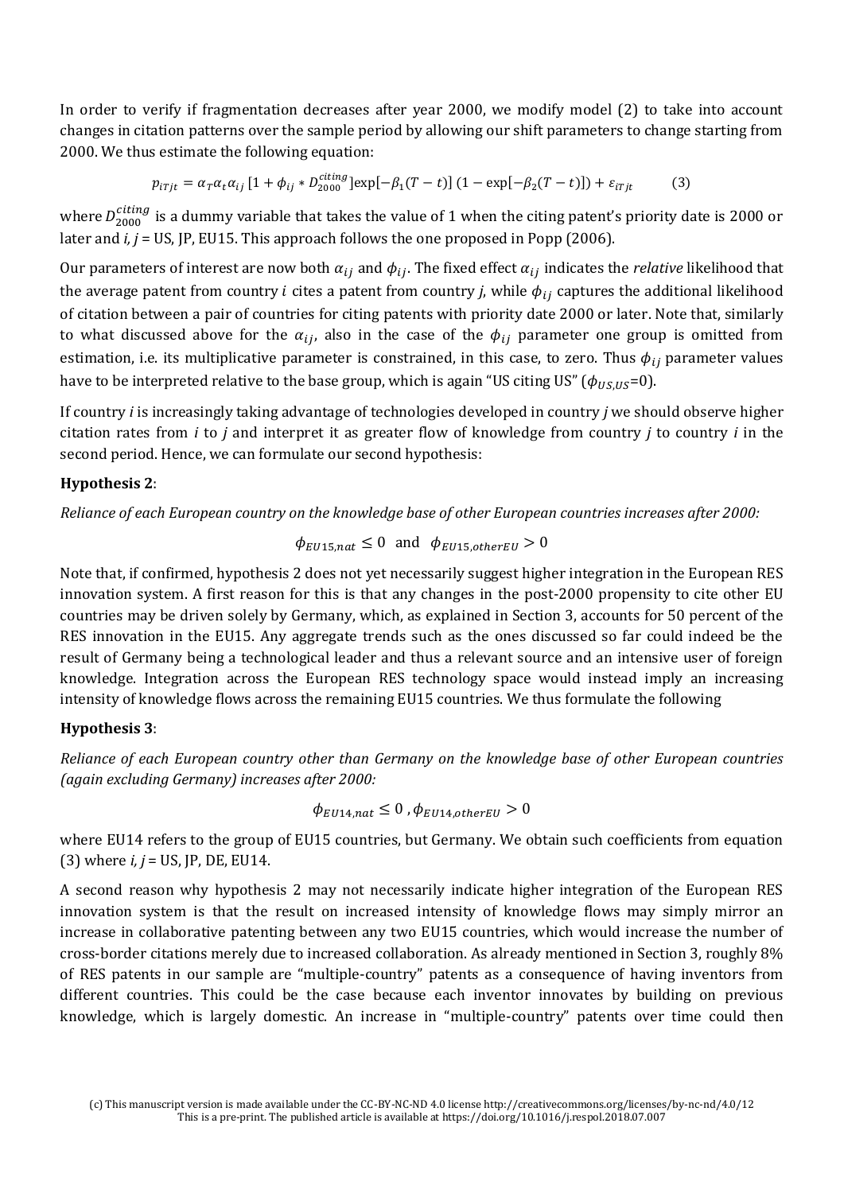In order to verify if fragmentation decreases after year 2000, we modify model (2) to take into account changes in citation patterns over the sample period by allowing our shift parameters to change starting from 2000. We thus estimate the following equation:

$$p_{iTjt} = \alpha_T \alpha_t \alpha_{ij} \left[1 + \phi_{ij} * D_{2000}^{citing}\right] \exp[-\beta_1 (T-t)] \left(1 - \exp[-\beta_2 (T-t)]\right) + \varepsilon_{iTjt} \qquad (3)$$

where $D_{2000}^{citing}$ is a dummy variable that takes the value of 1 when the citing patent's priority date is 2000 or later and *i, j* = US, JP, EU15. This approach follows the one proposed in Popp (2006).

Our parameters of interest are now both $\alpha_{ij}$ and $\phi_{ij}$. The fixed effect $\alpha_{ij}$ indicates the *relative* likelihood that the average patent from country *i* cites a patent from country *j*, while $\phi_{ij}$ captures the additional likelihood of citation between a pair of countries for citing patents with priority date 2000 or later. Note that, similarly to what discussed above for the $\alpha_{ij}$, also in the case of the $\phi_{ij}$ parameter one group is omitted from estimation, i.e. its multiplicative parameter is constrained, in this case, to zero. Thus $\phi_{ij}$ parameter values have to be interpreted relative to the base group, which is again "US citing US" ($\phi_{US,US}$=0).

If country *i* is increasingly taking advantage of technologies developed in country *j* we should observe higher citation rates from *i* to *j* and interpret it as greater flow of knowledge from country *j* to country *i* in the second period. Hence, we can formulate our second hypothesis:

**Hypothesis 2**:

*Reliance of each European country on the knowledge base of other European countries increases after 2000:*

$$\phi_{EU15,nat} \leq 0 \ \text{ and } \ \phi_{EU15,otherEU} > 0$$

Note that, if confirmed, hypothesis 2 does not yet necessarily suggest higher integration in the European RES innovation system. A first reason for this is that any changes in the post-2000 propensity to cite other EU countries may be driven solely by Germany, which, as explained in Section 3, accounts for 50 percent of the RES innovation in the EU15. Any aggregate trends such as the ones discussed so far could indeed be the result of Germany being a technological leader and thus a relevant source and an intensive user of foreign knowledge. Integration across the European RES technology space would instead imply an increasing intensity of knowledge flows across the remaining EU15 countries. We thus formulate the following

**Hypothesis 3**:

*Reliance of each European country other than Germany on the knowledge base of other European countries (again excluding Germany) increases after 2000:*

$$\phi_{EU14,nat} \leq 0 \, , \phi_{EU14,otherEU} > 0$$

where EU14 refers to the group of EU15 countries, but Germany. We obtain such coefficients from equation (3) where *i, j* = US, JP, DE, EU14.

A second reason why hypothesis 2 may not necessarily indicate higher integration of the European RES innovation system is that the result on increased intensity of knowledge flows may simply mirror an increase in collaborative patenting between any two EU15 countries, which would increase the number of cross-border citations merely due to increased collaboration. As already mentioned in Section 3, roughly 8% of RES patents in our sample are "multiple-country" patents as a consequence of having inventors from different countries. This could be the case because each inventor innovates by building on previous knowledge, which is largely domestic. An increase in "multiple-country" patents over time could then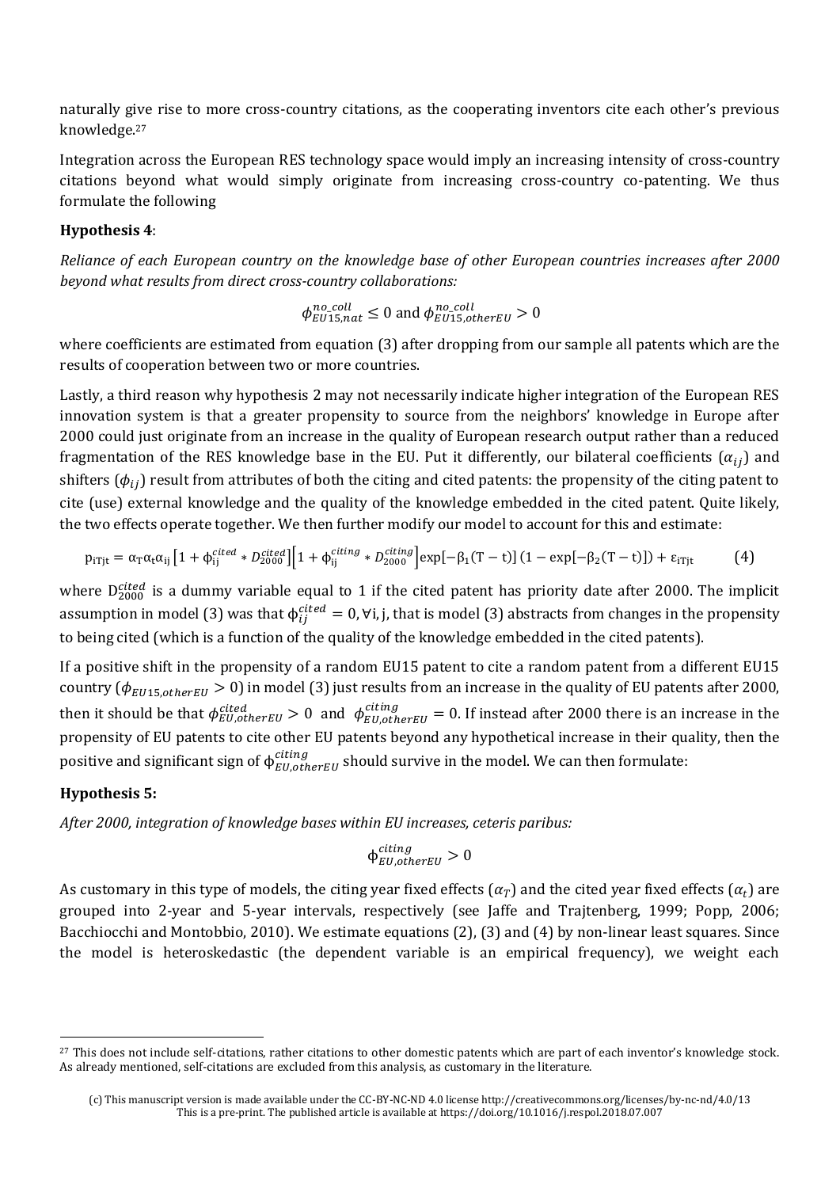naturally give rise to more cross-country citations, as the cooperating inventors cite each other's previous knowledge.[27]

Integration across the European RES technology space would imply an increasing intensity of cross-country citations beyond what would simply originate from increasing cross-country co-patenting. We thus formulate the following

**Hypothesis 4**:

*Reliance of each European country on the knowledge base of other European countries increases after 2000 beyond what results from direct cross-country collaborations:*

$$\phi_{EU15,nat}^{no\_coll} \leq 0 \text{ and } \phi_{EU15,otherEU}^{no\_coll} > 0$$

where coefficients are estimated from equation (3) after dropping from our sample all patents which are the results of cooperation between two or more countries.

Lastly, a third reason why hypothesis 2 may not necessarily indicate higher integration of the European RES innovation system is that a greater propensity to source from the neighbors' knowledge in Europe after 2000 could just originate from an increase in the quality of European research output rather than a reduced fragmentation of the RES knowledge base in the EU. Put it differently, our bilateral coefficients ($\alpha_{ij}$) and shifters ($\phi_{ij}$) result from attributes of both the citing and cited patents: the propensity of the citing patent to cite (use) external knowledge and the quality of the knowledge embedded in the cited patent. Quite likely, the two effects operate together. We then further modify our model to account for this and estimate:

$$p_{iTjt} = \alpha_T \alpha_t \alpha_{ij} \left[1 + \phi_{ij}^{cited} * D_{2000}^{cited}\right]\left[1 + \phi_{ij}^{citing} * D_{2000}^{citing}\right] \exp[-\beta_1(T-t)]\,(1 - \exp[-\beta_2(T-t)]) + \varepsilon_{iTjt} \qquad (4)$$

where $D_{2000}^{cited}$ is a dummy variable equal to 1 if the cited patent has priority date after 2000. The implicit assumption in model (3) was that $\phi_{ij}^{cited} = 0, \forall i, j$, that is model (3) abstracts from changes in the propensity to being cited (which is a function of the quality of the knowledge embedded in the cited patents).

If a positive shift in the propensity of a random EU15 patent to cite a random patent from a different EU15 country ($\phi_{EU15,otherEU} > 0$) in model (3) just results from an increase in the quality of EU patents after 2000, then it should be that $\phi_{EU,otherEU}^{cited} > 0$ and $\phi_{EU,otherEU}^{citing} = 0$. If instead after 2000 there is an increase in the propensity of EU patents to cite other EU patents beyond any hypothetical increase in their quality, then the positive and significant sign of $\phi_{EU,otherEU}^{citing}$ should survive in the model. We can then formulate:

**Hypothesis 5:**

*After 2000, integration of knowledge bases within EU increases, ceteris paribus:*

$$\phi_{EU,otherEU}^{citing} > 0$$

As customary in this type of models, the citing year fixed effects ($\alpha_T$) and the cited year fixed effects ($\alpha_t$) are grouped into 2-year and 5-year intervals, respectively (see Jaffe and Trajtenberg, 1999; Popp, 2006; Bacchiocchi and Montobbio, 2010). We estimate equations (2), (3) and (4) by non-linear least squares. Since the model is heteroskedastic (the dependent variable is an empirical frequency), we weight each

[27] This does not include self-citations, rather citations to other domestic patents which are part of each inventor's knowledge stock. As already mentioned, self-citations are excluded from this analysis, as customary in the literature.

(c) This manuscript version is made available under the CC-BY-NC-ND 4.0 license http://creativecommons.org/licenses/by-nc-nd/4.0/13
This is a pre-print. The published article is available at https://doi.org/10.1016/j.respol.2018.07.007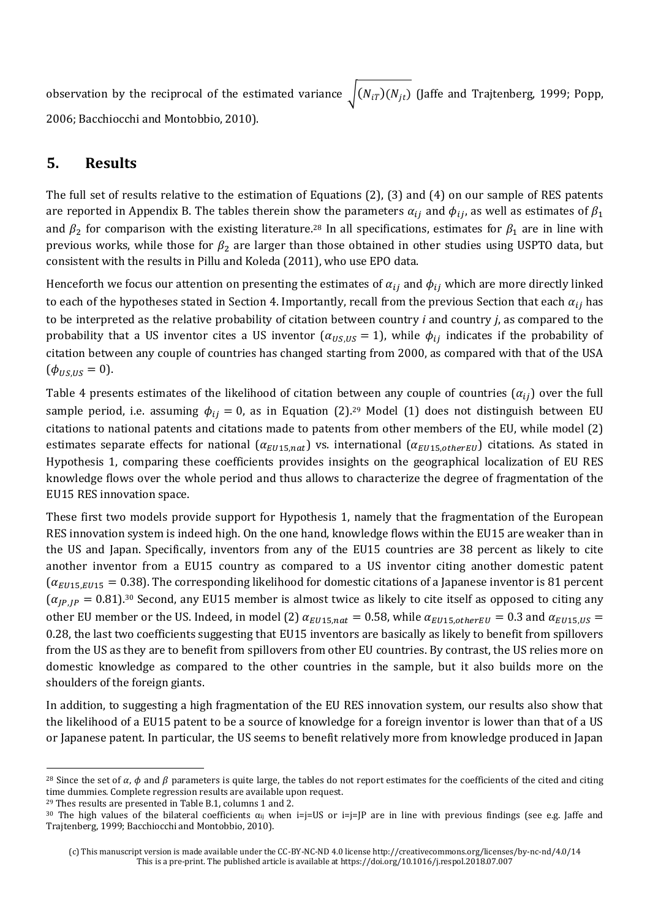observation by the reciprocal of the estimated variance $\sqrt{(N_{iT})(N_{jt})}$ (Jaffe and Trajtenberg, 1999; Popp, 2006; Bacchiocchi and Montobbio, 2010).

## 5. Results

The full set of results relative to the estimation of Equations (2), (3) and (4) on our sample of RES patents are reported in Appendix B. The tables therein show the parameters $\alpha_{ij}$ and $\phi_{ij}$, as well as estimates of $\beta_1$ and $\beta_2$ for comparison with the existing literature.[28] In all specifications, estimates for $\beta_1$ are in line with previous works, while those for $\beta_2$ are larger than those obtained in other studies using USPTO data, but consistent with the results in Pillu and Koleda (2011), who use EPO data.

Henceforth we focus our attention on presenting the estimates of $\alpha_{ij}$ and $\phi_{ij}$ which are more directly linked to each of the hypotheses stated in Section 4. Importantly, recall from the previous Section that each $\alpha_{ij}$ has to be interpreted as the relative probability of citation between country *i* and country *j*, as compared to the probability that a US inventor cites a US inventor ($\alpha_{US,US} = 1$), while $\phi_{ij}$ indicates if the probability of citation between any couple of countries has changed starting from 2000, as compared with that of the USA ($\phi_{US,US} = 0$).

Table 4 presents estimates of the likelihood of citation between any couple of countries ($\alpha_{ij}$) over the full sample period, i.e. assuming $\phi_{ij} = 0$, as in Equation (2).[29] Model (1) does not distinguish between EU citations to national patents and citations made to patents from other members of the EU, while model (2) estimates separate effects for national ($\alpha_{EU15,nat}$) vs. international ($\alpha_{EU15,otherEU}$) citations. As stated in Hypothesis 1, comparing these coefficients provides insights on the geographical localization of EU RES knowledge flows over the whole period and thus allows to characterize the degree of fragmentation of the EU15 RES innovation space.

These first two models provide support for Hypothesis 1, namely that the fragmentation of the European RES innovation system is indeed high. On the one hand, knowledge flows within the EU15 are weaker than in the US and Japan. Specifically, inventors from any of the EU15 countries are 38 percent as likely to cite another inventor from a EU15 country as compared to a US inventor citing another domestic patent ($\alpha_{EU15,EU15} = 0.38$). The corresponding likelihood for domestic citations of a Japanese inventor is 81 percent ($\alpha_{JP,JP} = 0.81$).[30] Second, any EU15 member is almost twice as likely to cite itself as opposed to citing any other EU member or the US. Indeed, in model (2) $\alpha_{EU15,nat} = 0.58$, while $\alpha_{EU15,otherEU} = 0.3$ and $\alpha_{EU15,US} = 0.28$, the last two coefficients suggesting that EU15 inventors are basically as likely to benefit from spillovers from the US as they are to benefit from spillovers from other EU countries. By contrast, the US relies more on domestic knowledge as compared to the other countries in the sample, but it also builds more on the shoulders of the foreign giants.

In addition, to suggesting a high fragmentation of the EU RES innovation system, our results also show that the likelihood of a EU15 patent to be a source of knowledge for a foreign inventor is lower than that of a US or Japanese patent. In particular, the US seems to benefit relatively more from knowledge produced in Japan

---

[28] Since the set of $\alpha$, $\phi$ and $\beta$ parameters is quite large, the tables do not report estimates for the coefficients of the cited and citing time dummies. Complete regression results are available upon request.

[29] Thes results are presented in Table B.1, columns 1 and 2.

[30] The high values of the bilateral coefficients $\alpha_{ij}$ when i=j=US or i=j=JP are in line with previous findings (see e.g. Jaffe and Trajtenberg, 1999; Bacchiocchi and Montobbio, 2010).

(c) This manuscript version is made available under the CC-BY-NC-ND 4.0 license http://creativecommons.org/licenses/by-nc-nd/4.0/14
This is a pre-print. The published article is available at https://doi.org/10.1016/j.respol.2018.07.007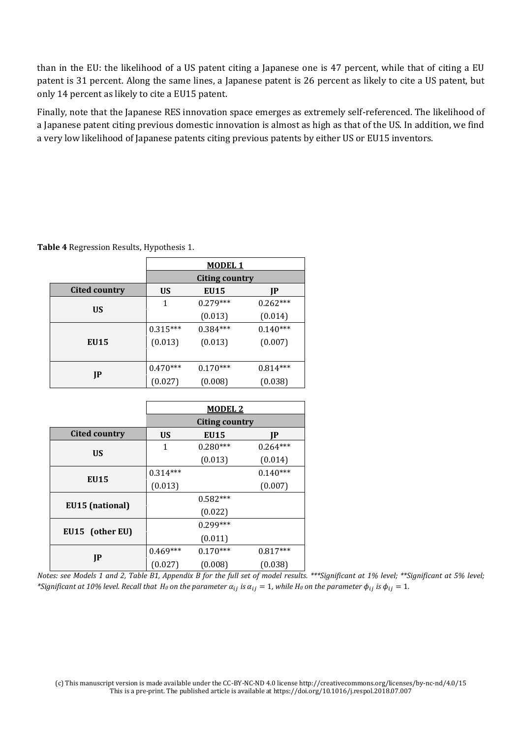than in the EU: the likelihood of a US patent citing a Japanese one is 47 percent, while that of citing a EU patent is 31 percent. Along the same lines, a Japanese patent is 26 percent as likely to cite a US patent, but only 14 percent as likely to cite a EU15 patent.

Finally, note that the Japanese RES innovation space emerges as extremely self-referenced. The likelihood of a Japanese patent citing previous domestic innovation is almost as high as that of the US. In addition, we find a very low likelihood of Japanese patents citing previous patents by either US or EU15 inventors.

**Table 4** Regression Results, Hypothesis 1.

| | **MODEL 1** | | |
|---|---|---|---|
| | **Citing country** | | |
| **Cited country** | **US** | **EU15** | **JP** |
| **US** | 1 | 0.279*** | 0.262*** |
| | | (0.013) | (0.014) |
| **EU15** | 0.315*** | 0.384*** | 0.140*** |
| | (0.013) | (0.013) | (0.007) |
| **JP** | 0.470*** | 0.170*** | 0.814*** |
| | (0.027) | (0.008) | (0.038) |

| | **MODEL 2** | | |
|---|---|---|---|
| | **Citing country** | | |
| **Cited country** | **US** | **EU15** | **JP** |
| **US** | 1 | 0.280*** | 0.264*** |
| | | (0.013) | (0.014) |
| **EU15** | 0.314*** | | 0.140*** |
| | (0.013) | | (0.007) |
| **EU15 (national)** | | 0.582*** | |
| | | (0.022) | |
| **EU15 (other EU)** | | 0.299*** | |
| | | (0.011) | |
| **JP** | 0.469*** | 0.170*** | 0.817*** |
| | (0.027) | (0.008) | (0.038) |

*Notes: see Models 1 and 2, Table B1, Appendix B for the full set of model results. ***Significant at 1% level; **Significant at 5% level; *Significant at 10% level. Recall that $H_0$ on the parameter $\alpha_{ij}$ is $\alpha_{ij} = 1$, while $H_0$ on the parameter $\phi_{ij}$ is $\phi_{ij} = 1$.*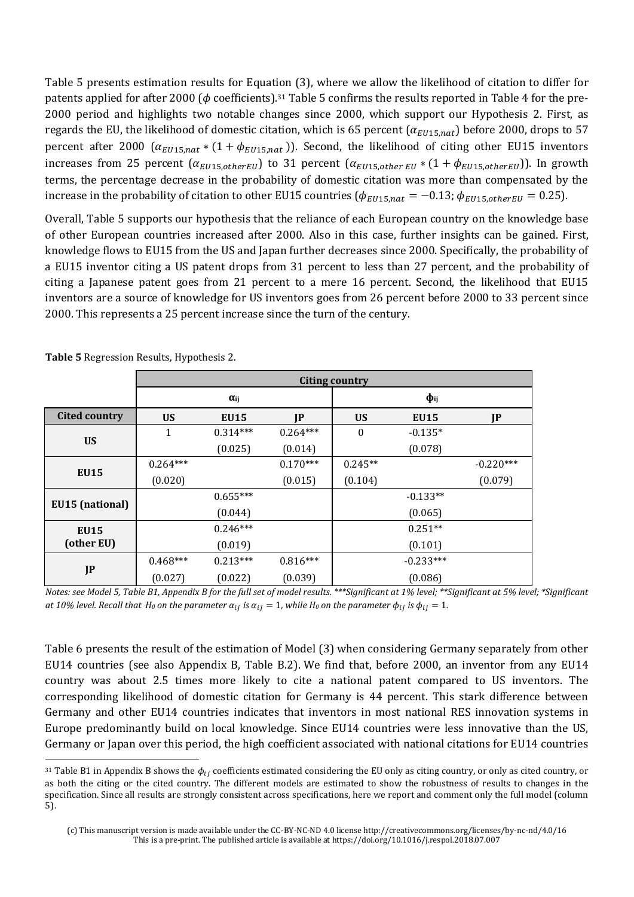Table 5 presents estimation results for Equation (3), where we allow the likelihood of citation to differ for patents applied for after 2000 ($\phi$ coefficients).[31] Table 5 confirms the results reported in Table 4 for the pre-2000 period and highlights two notable changes since 2000, which support our Hypothesis 2. First, as regards the EU, the likelihood of domestic citation, which is 65 percent ($\alpha_{EU15,nat}$) before 2000, drops to 57 percent after 2000 ($\alpha_{EU15,nat} * (1 + \phi_{EU15,nat})$). Second, the likelihood of citing other EU15 inventors increases from 25 percent ($\alpha_{EU15,otherEU}$) to 31 percent ($\alpha_{EU15,other\ EU} * (1 + \phi_{EU15,otherEU})$). In growth terms, the percentage decrease in the probability of domestic citation was more than compensated by the increase in the probability of citation to other EU15 countries ($\phi_{EU15,nat} = -0.13$; $\phi_{EU15,otherEU} = 0.25$).

Overall, Table 5 supports our hypothesis that the reliance of each European country on the knowledge base of other European countries increased after 2000. Also in this case, further insights can be gained. First, knowledge flows to EU15 from the US and Japan further decreases since 2000. Specifically, the probability of a EU15 inventor citing a US patent drops from 31 percent to less than 27 percent, and the probability of citing a Japanese patent goes from 21 percent to a mere 16 percent. Second, the likelihood that EU15 inventors are a source of knowledge for US inventors goes from 26 percent before 2000 to 33 percent since 2000. This represents a 25 percent increase since the turn of the century.

**Table 5** Regression Results, Hypothesis 2.

| | Citing country | | | | | |
|---|---|---|---|---|---|---|
| | $\alpha_{ij}$ | | | $\phi_{ij}$ | | |
| **Cited country** | **US** | **EU15** | **JP** | **US** | **EU15** | **JP** |
| **US** | 1 | 0.314*** | 0.264*** | 0 | -0.135* | |
| | | (0.025) | (0.014) | | (0.078) | |
| **EU15** | 0.264*** | | 0.170*** | 0.245** | | -0.220*** |
| | (0.020) | | (0.015) | (0.104) | | (0.079) |
| **EU15 (national)** | | 0.655*** | | | -0.133** | |
| | | (0.044) | | | (0.065) | |
| **EU15 (other EU)** | | 0.246*** | | | 0.251** | |
| | | (0.019) | | | (0.101) | |
| **JP** | 0.468*** | 0.213*** | 0.816*** | | -0.233*** | |
| | (0.027) | (0.022) | (0.039) | | (0.086) | |

*Notes: see Model 5, Table B1, Appendix B for the full set of model results. \*\*\*Significant at 1% level; \*\*Significant at 5% level; \*Significant at 10% level. Recall that $H_0$ on the parameter $\alpha_{ij}$ is $\alpha_{ij} = 1$, while $H_0$ on the parameter $\phi_{ij}$ is $\phi_{ij} = 1$.*

Table 6 presents the result of the estimation of Model (3) when considering Germany separately from other EU14 countries (see also Appendix B, Table B.2). We find that, before 2000, an inventor from any EU14 country was about 2.5 times more likely to cite a national patent compared to US inventors. The corresponding likelihood of domestic citation for Germany is 44 percent. This stark difference between Germany and other EU14 countries indicates that inventors in most national RES innovation systems in Europe predominantly build on local knowledge. Since EU14 countries were less innovative than the US, Germany or Japan over this period, the high coefficient associated with national citations for EU14 countries

[31] Table B1 in Appendix B shows the $\phi_{ij}$ coefficients estimated considering the EU only as citing country, or only as cited country, or as both the citing or the cited country. The different models are estimated to show the robustness of results to changes in the specification. Since all results are strongly consistent across specifications, here we report and comment only the full model (column 5).

(c) This manuscript version is made available under the CC-BY-NC-ND 4.0 license http://creativecommons.org/licenses/by-nc-nd/4.0/16
This is a pre-print. The published article is available at https://doi.org/10.1016/j.respol.2018.07.007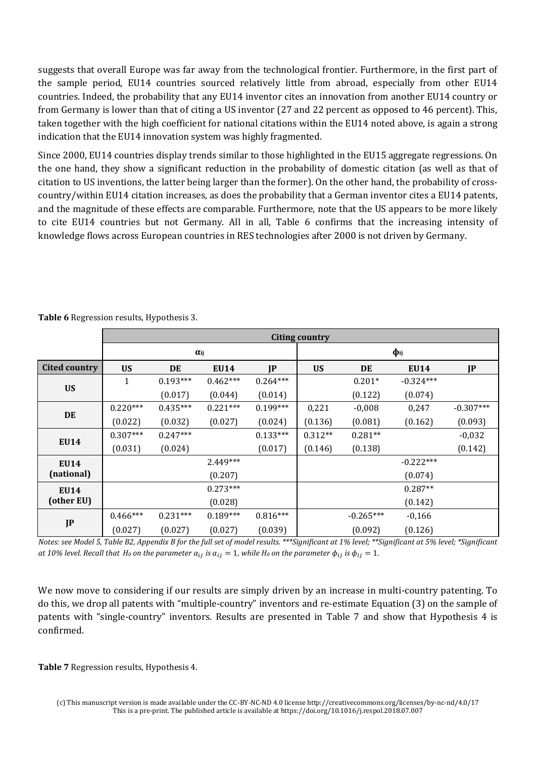suggests that overall Europe was far away from the technological frontier. Furthermore, in the first part of the sample period, EU14 countries sourced relatively little from abroad, especially from other EU14 countries. Indeed, the probability that any EU14 inventor cites an innovation from another EU14 country or from Germany is lower than that of citing a US inventor (27 and 22 percent as opposed to 46 percent). This, taken together with the high coefficient for national citations within the EU14 noted above, is again a strong indication that the EU14 innovation system was highly fragmented.

Since 2000, EU14 countries display trends similar to those highlighted in the EU15 aggregate regressions. On the one hand, they show a significant reduction in the probability of domestic citation (as well as that of citation to US inventions, the latter being larger than the former). On the other hand, the probability of cross-country/within EU14 citation increases, as does the probability that a German inventor cites a EU14 patents, and the magnitude of these effects are comparable. Furthermore, note that the US appears to be more likely to cite EU14 countries but not Germany. All in all, Table 6 confirms that the increasing intensity of knowledge flows across European countries in RES technologies after 2000 is not driven by Germany.

**Table 6** Regression results, Hypothesis 3.

| | Citing country | | | | | | | |
|---|---|---|---|---|---|---|---|---|
| | $\alpha_{ij}$ | | | | $\phi_{ij}$ | | | |
| **Cited country** | **US** | **DE** | **EU14** | **JP** | **US** | **DE** | **EU14** | **JP** |
| **US** | 1 | 0.193*** | 0.462*** | 0.264*** | | 0.201* | -0.324*** | |
| | | (0.017) | (0.044) | (0.014) | | (0.122) | (0.074) | |
| **DE** | 0.220*** | 0.435*** | 0.221*** | 0.199*** | 0,221 | -0,008 | 0,247 | -0.307*** |
| | (0.022) | (0.032) | (0.027) | (0.024) | (0.136) | (0.081) | (0.162) | (0.093) |
| **EU14** | 0.307*** | 0.247*** | | 0.133*** | 0.312** | 0.281** | | -0,032 |
| | (0.031) | (0.024) | | (0.017) | (0.146) | (0.138) | | (0.142) |
| **EU14 (national)** | | | 2.449*** | | | | -0.222*** | |
| | | | (0.207) | | | | (0.074) | |
| **EU14 (other EU)** | | | 0.273*** | | | | 0.287** | |
| | | | (0.028) | | | | (0.142) | |
| **JP** | 0.466*** | 0.231*** | 0.189*** | 0.816*** | | -0.265*** | -0,166 | |
| | (0.027) | (0.027) | (0.027) | (0.039) | | (0.092) | (0.126) | |

*Notes: see Model 5, Table B2, Appendix B for the full set of model results. ***Significant at 1% level; **Significant at 5% level; *Significant at 10% level. Recall that $H_0$ on the parameter $\alpha_{ij}$ is $\alpha_{ij} = 1$, while $H_0$ on the parameter $\phi_{ij}$ is $\phi_{ij} = 1$.*

We now move to considering if our results are simply driven by an increase in multi-country patenting. To do this, we drop all patents with "multiple-country" inventors and re-estimate Equation (3) on the sample of patents with "single-country" inventors. Results are presented in Table 7 and show that Hypothesis 4 is confirmed.

**Table 7** Regression results, Hypothesis 4.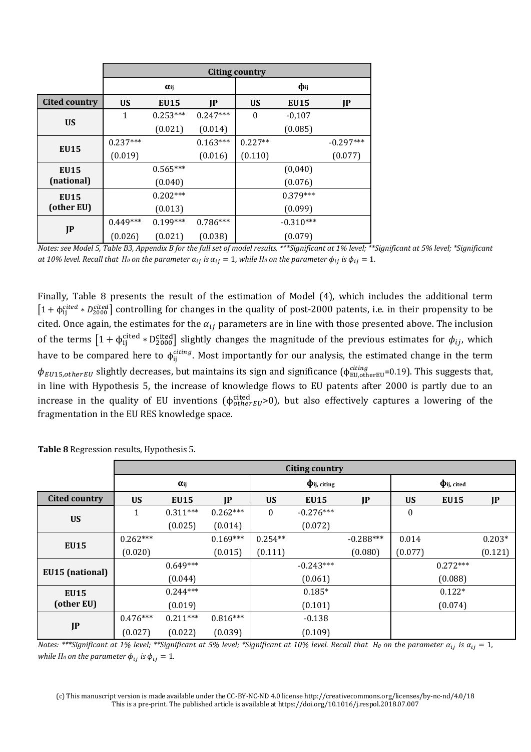| | Citing country | | | | | |
|---|---|---|---|---|---|---|
| | $\alpha_{ij}$ | | | $\phi_{ij}$ | | |
| **Cited country** | **US** | **EU15** | **JP** | **US** | **EU15** | **JP** |
| **US** | 1 | 0.253*** | 0.247*** | 0 | -0,107 | |
| | | (0.021) | (0.014) | | (0.085) | |
| **EU15** | 0.237*** | | 0.163*** | 0.227** | | -0.297*** |
| | (0.019) | | (0.016) | (0.110) | | (0.077) |
| **EU15 (national)** | | 0.565*** | | | (0,040) | |
| | | (0.040) | | | (0.076) | |
| **EU15 (other EU)** | | 0.202*** | | | 0.379*** | |
| | | (0.013) | | | (0.099) | |
| **JP** | 0.449*** | 0.199*** | 0.786*** | | -0.310*** | |
| | (0.026) | (0.021) | (0.038) | | (0.079) | |

*Notes: see Model 5, Table B3, Appendix B for the full set of model results. \*\*\*Significant at 1% level; \*\*Significant at 5% level; \*Significant at 10% level. Recall that $H_0$ on the parameter $\alpha_{ij}$ is $\alpha_{ij} = 1$, while $H_0$ on the parameter $\phi_{ij}$ is $\phi_{ij} = 1$.*

Finally, Table 8 presents the result of the estimation of Model (4), which includes the additional term $\left[1 + \phi_{ij}^{cited} * D_{2000}^{cited}\right]$ controlling for changes in the quality of post-2000 patents, i.e. in their propensity to be cited. Once again, the estimates for the $\alpha_{ij}$ parameters are in line with those presented above. The inclusion of the terms $\left[1 + \phi_{ij}^{cited} * D_{2000}^{cited}\right]$ slightly changes the magnitude of the previous estimates for $\phi_{ij}$, which have to be compared here to $\phi_{ij}^{citing}$. Most importantly for our analysis, the estimated change in the term $\phi_{EU15,otherEU}$ slightly decreases, but maintains its sign and significance ($\phi_{EU,otherEU}^{citing}$=0.19). This suggests that, in line with Hypothesis 5, the increase of knowledge flows to EU patents after 2000 is partly due to an increase in the quality of EU inventions ($\phi_{otherEU}^{cited}$>0), but also effectively captures a lowering of the fragmentation in the EU RES knowledge space.

**Table 8** Regression results, Hypothesis 5.

| | Citing country | | | | | | | | |
|---|---|---|---|---|---|---|---|---|---|
| | $\alpha_{ij}$ | | | $\phi_{ij,\ citing}$ | | | $\phi_{ij,\ cited}$ | | |
| **Cited country** | **US** | **EU15** | **JP** | **US** | **EU15** | **JP** | **US** | **EU15** | **JP** |
| **US** | 1 | 0.311*** | 0.262*** | 0 | -0.276*** | | 0 | | |
| | | (0.025) | (0.014) | | (0.072) | | | | |
| **EU15** | 0.262*** | | 0.169*** | 0.254** | | -0.288*** | 0.014 | | 0.203* |
| | (0.020) | | (0.015) | (0.111) | | (0.080) | (0.077) | | (0.121) |
| **EU15 (national)** | | 0.649*** | | | -0.243*** | | | 0.272*** | |
| | | (0.044) | | | (0.061) | | | (0.088) | |
| **EU15 (other EU)** | | 0.244*** | | | 0.185* | | | 0.122* | |
| | | (0.019) | | | (0.101) | | | (0.074) | |
| **JP** | 0.476*** | 0.211*** | 0.816*** | | -0.138 | | | | |
| | (0.027) | (0.022) | (0.039) | | (0.109) | | | | |

*Notes: \*\*\*Significant at 1% level; \*\*Significant at 5% level; \*Significant at 10% level. Recall that $H_0$ on the parameter $\alpha_{ij}$ is $\alpha_{ij} = 1$, while $H_0$ on the parameter $\phi_{ij}$ is $\phi_{ij} = 1$.*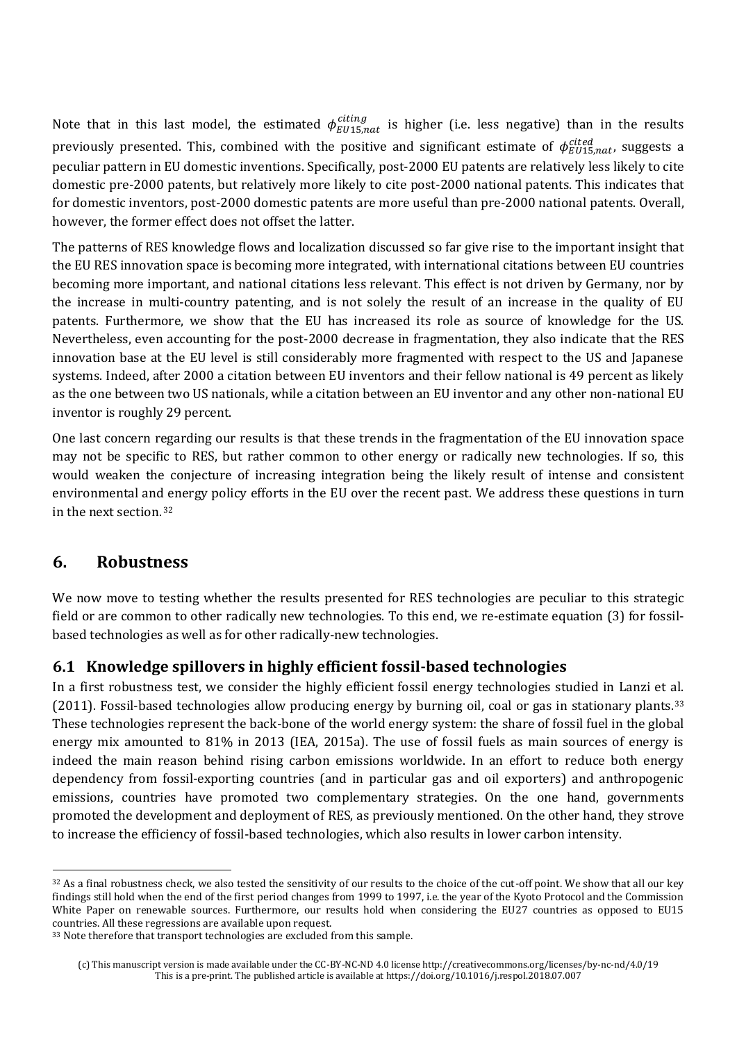Note that in this last model, the estimated $\phi_{EU15,nat}^{citing}$ is higher (i.e. less negative) than in the results previously presented. This, combined with the positive and significant estimate of $\phi_{EU15,nat}^{cited}$, suggests a peculiar pattern in EU domestic inventions. Specifically, post-2000 EU patents are relatively less likely to cite domestic pre-2000 patents, but relatively more likely to cite post-2000 national patents. This indicates that for domestic inventors, post-2000 domestic patents are more useful than pre-2000 national patents. Overall, however, the former effect does not offset the latter.

The patterns of RES knowledge flows and localization discussed so far give rise to the important insight that the EU RES innovation space is becoming more integrated, with international citations between EU countries becoming more important, and national citations less relevant. This effect is not driven by Germany, nor by the increase in multi-country patenting, and is not solely the result of an increase in the quality of EU patents. Furthermore, we show that the EU has increased its role as source of knowledge for the US. Nevertheless, even accounting for the post-2000 decrease in fragmentation, they also indicate that the RES innovation base at the EU level is still considerably more fragmented with respect to the US and Japanese systems. Indeed, after 2000 a citation between EU inventors and their fellow national is 49 percent as likely as the one between two US nationals, while a citation between an EU inventor and any other non-national EU inventor is roughly 29 percent.

One last concern regarding our results is that these trends in the fragmentation of the EU innovation space may not be specific to RES, but rather common to other energy or radically new technologies. If so, this would weaken the conjecture of increasing integration being the likely result of intense and consistent environmental and energy policy efforts in the EU over the recent past. We address these questions in turn in the next section.[32]

## 6. Robustness

We now move to testing whether the results presented for RES technologies are peculiar to this strategic field or are common to other radically new technologies. To this end, we re-estimate equation (3) for fossil-based technologies as well as for other radically-new technologies.

### 6.1 Knowledge spillovers in highly efficient fossil-based technologies

In a first robustness test, we consider the highly efficient fossil energy technologies studied in Lanzi et al. (2011). Fossil-based technologies allow producing energy by burning oil, coal or gas in stationary plants.[33] These technologies represent the back-bone of the world energy system: the share of fossil fuel in the global energy mix amounted to 81% in 2013 (IEA, 2015a). The use of fossil fuels as main sources of energy is indeed the main reason behind rising carbon emissions worldwide. In an effort to reduce both energy dependency from fossil-exporting countries (and in particular gas and oil exporters) and anthropogenic emissions, countries have promoted two complementary strategies. On the one hand, governments promoted the development and deployment of RES, as previously mentioned. On the other hand, they strove to increase the efficiency of fossil-based technologies, which also results in lower carbon intensity.

[32] As a final robustness check, we also tested the sensitivity of our results to the choice of the cut-off point. We show that all our key findings still hold when the end of the first period changes from 1999 to 1997, i.e. the year of the Kyoto Protocol and the Commission White Paper on renewable sources. Furthermore, our results hold when considering the EU27 countries as opposed to EU15 countries. All these regressions are available upon request.

[33] Note therefore that transport technologies are excluded from this sample.

(c) This manuscript version is made available under the CC-BY-NC-ND 4.0 license http://creativecommons.org/licenses/by-nc-nd/4.0/19
This is a pre-print. The published article is available at https://doi.org/10.1016/j.respol.2018.07.007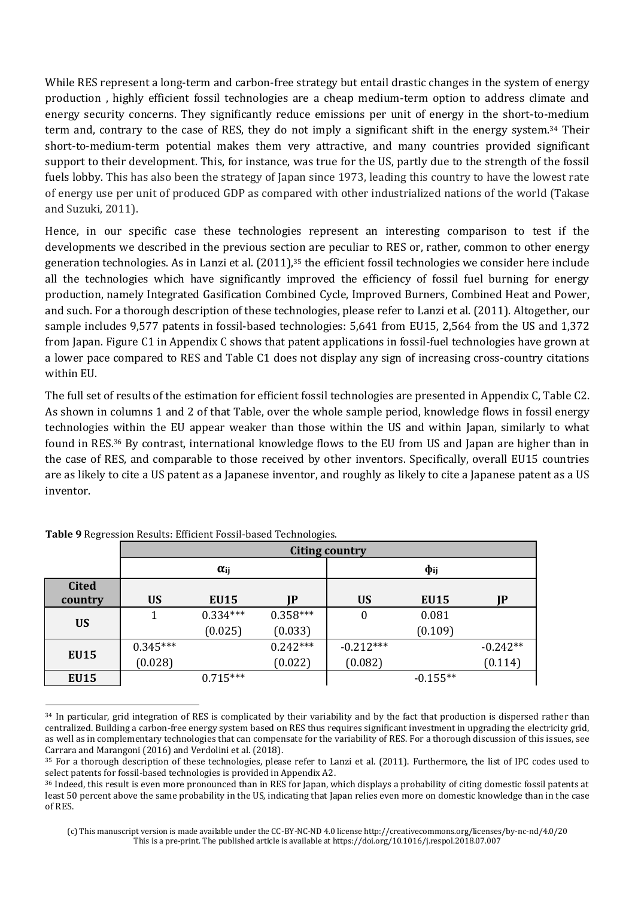While RES represent a long-term and carbon-free strategy but entail drastic changes in the system of energy production , highly efficient fossil technologies are a cheap medium-term option to address climate and energy security concerns. They significantly reduce emissions per unit of energy in the short-to-medium term and, contrary to the case of RES, they do not imply a significant shift in the energy system.[34] Their short-to-medium-term potential makes them very attractive, and many countries provided significant support to their development. This, for instance, was true for the US, partly due to the strength of the fossil fuels lobby. This has also been the strategy of Japan since 1973, leading this country to have the lowest rate of energy use per unit of produced GDP as compared with other industrialized nations of the world (Takase and Suzuki, 2011).

Hence, in our specific case these technologies represent an interesting comparison to test if the developments we described in the previous section are peculiar to RES or, rather, common to other energy generation technologies. As in Lanzi et al. (2011),[35] the efficient fossil technologies we consider here include all the technologies which have significantly improved the efficiency of fossil fuel burning for energy production, namely Integrated Gasification Combined Cycle, Improved Burners, Combined Heat and Power, and such. For a thorough description of these technologies, please refer to Lanzi et al. (2011). Altogether, our sample includes 9,577 patents in fossil-based technologies: 5,641 from EU15, 2,564 from the US and 1,372 from Japan. Figure C1 in Appendix C shows that patent applications in fossil-fuel technologies have grown at a lower pace compared to RES and Table C1 does not display any sign of increasing cross-country citations within EU.

The full set of results of the estimation for efficient fossil technologies are presented in Appendix C, Table C2. As shown in columns 1 and 2 of that Table, over the whole sample period, knowledge flows in fossil energy technologies within the EU appear weaker than those within the US and within Japan, similarly to what found in RES.[36] By contrast, international knowledge flows to the EU from US and Japan are higher than in the case of RES, and comparable to those received by other inventors. Specifically, overall EU15 countries are as likely to cite a US patent as a Japanese inventor, and roughly as likely to cite a Japanese patent as a US inventor.

**Table 9** Regression Results: Efficient Fossil-based Technologies.

| | Citing country | | | | | |
|---|---|---|---|---|---|---|
| | $\alpha_{ij}$ | | | $\phi_{ij}$ | | |
| **Cited country** | **US** | **EU15** | **JP** | **US** | **EU15** | **JP** |
| **US** | 1 | 0.334*** | 0.358*** | 0 | 0.081 | |
| | | (0.025) | (0.033) | | (0.109) | |
| **EU15** | 0.345*** | | 0.242*** | -0.212*** | | -0.242** |
| | (0.028) | | (0.022) | (0.082) | | (0.114) |
| **EU15** | | 0.715*** | | | -0.155** | |

[34] In particular, grid integration of RES is complicated by their variability and by the fact that production is dispersed rather than centralized. Building a carbon-free energy system based on RES thus requires significant investment in upgrading the electricity grid, as well as in complementary technologies that can compensate for the variability of RES. For a thorough discussion of this issues, see Carrara and Marangoni (2016) and Verdolini et al. (2018).

[35] For a thorough description of these technologies, please refer to Lanzi et al. (2011). Furthermore, the list of IPC codes used to select patents for fossil-based technologies is provided in Appendix A2.

[36] Indeed, this result is even more pronounced than in RES for Japan, which displays a probability of citing domestic fossil patents at least 50 percent above the same probability in the US, indicating that Japan relies even more on domestic knowledge than in the case of RES.

(c) This manuscript version is made available under the CC-BY-NC-ND 4.0 license http://creativecommons.org/licenses/by-nc-nd/4.0/20
This is a pre-print. The published article is available at https://doi.org/10.1016/j.respol.2018.07.007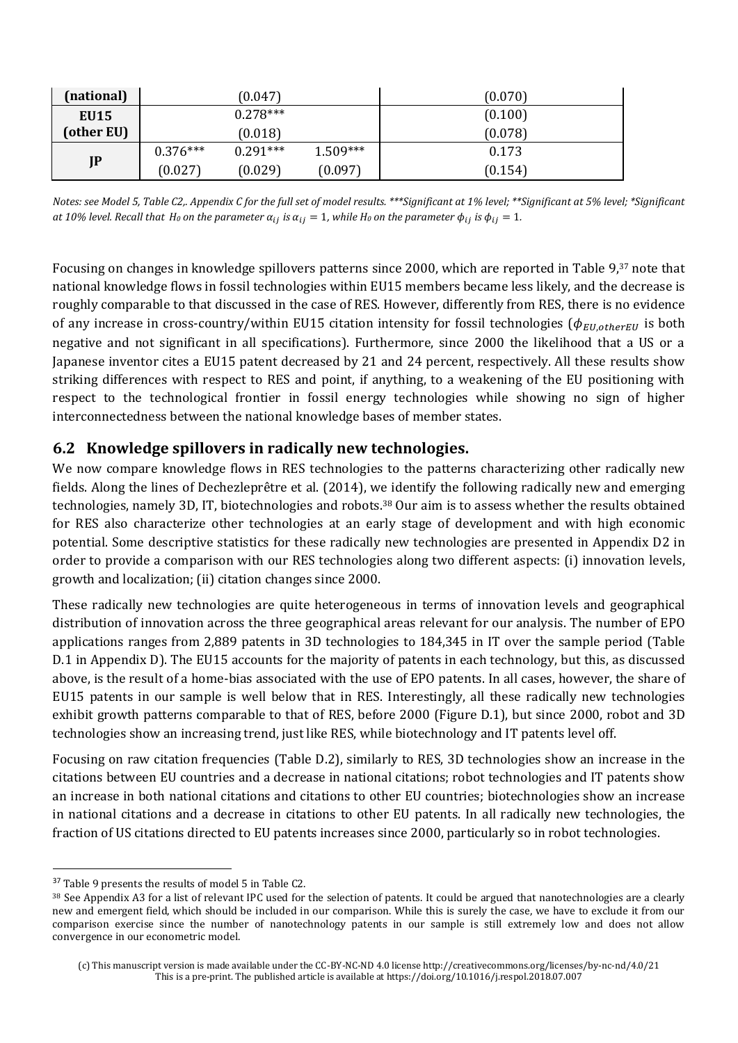| | | | | |
|---|---|---|---|---|
| **(national)** | | (0.047) | | (0.070) |
| **EU15** | | 0.278*** | | (0.100) |
| **(other EU)** | | (0.018) | | (0.078) |
| **JP** | 0.376*** | 0.291*** | 1.509*** | 0.173 |
| | (0.027) | (0.029) | (0.097) | (0.154) |

*Notes: see Model 5, Table C2,. Appendix C for the full set of model results. \*\*\*Significant at 1% level; \*\*Significant at 5% level; \*Significant at 10% level. Recall that $H_0$ on the parameter $\alpha_{ij}$ is $\alpha_{ij} = 1$, while $H_0$ on the parameter $\phi_{ij}$ is $\phi_{ij} = 1$.*

Focusing on changes in knowledge spillovers patterns since 2000, which are reported in Table 9,[37] note that national knowledge flows in fossil technologies within EU15 members became less likely, and the decrease is roughly comparable to that discussed in the case of RES. However, differently from RES, there is no evidence of any increase in cross-country/within EU15 citation intensity for fossil technologies ($\phi_{EU,otherEU}$ is both negative and not significant in all specifications). Furthermore, since 2000 the likelihood that a US or a Japanese inventor cites a EU15 patent decreased by 21 and 24 percent, respectively. All these results show striking differences with respect to RES and point, if anything, to a weakening of the EU positioning with respect to the technological frontier in fossil energy technologies while showing no sign of higher interconnectedness between the national knowledge bases of member states.

## 6.2 Knowledge spillovers in radically new technologies.

We now compare knowledge flows in RES technologies to the patterns characterizing other radically new fields. Along the lines of Dechezleprêtre et al. (2014), we identify the following radically new and emerging technologies, namely 3D, IT, biotechnologies and robots.[38] Our aim is to assess whether the results obtained for RES also characterize other technologies at an early stage of development and with high economic potential. Some descriptive statistics for these radically new technologies are presented in Appendix D2 in order to provide a comparison with our RES technologies along two different aspects: (i) innovation levels, growth and localization; (ii) citation changes since 2000.

These radically new technologies are quite heterogeneous in terms of innovation levels and geographical distribution of innovation across the three geographical areas relevant for our analysis. The number of EPO applications ranges from 2,889 patents in 3D technologies to 184,345 in IT over the sample period (Table D.1 in Appendix D). The EU15 accounts for the majority of patents in each technology, but this, as discussed above, is the result of a home-bias associated with the use of EPO patents. In all cases, however, the share of EU15 patents in our sample is well below that in RES. Interestingly, all these radically new technologies exhibit growth patterns comparable to that of RES, before 2000 (Figure D.1), but since 2000, robot and 3D technologies show an increasing trend, just like RES, while biotechnology and IT patents level off.

Focusing on raw citation frequencies (Table D.2), similarly to RES, 3D technologies show an increase in the citations between EU countries and a decrease in national citations; robot technologies and IT patents show an increase in both national citations and citations to other EU countries; biotechnologies show an increase in national citations and a decrease in citations to other EU patents. In all radically new technologies, the fraction of US citations directed to EU patents increases since 2000, particularly so in robot technologies.

[37] Table 9 presents the results of model 5 in Table C2.

[38] See Appendix A3 for a list of relevant IPC used for the selection of patents. It could be argued that nanotechnologies are a clearly new and emergent field, which should be included in our comparison. While this is surely the case, we have to exclude it from our comparison exercise since the number of nanotechnology patents in our sample is still extremely low and does not allow convergence in our econometric model.

(c) This manuscript version is made available under the CC-BY-NC-ND 4.0 license http://creativecommons.org/licenses/by-nc-nd/4.0/21
This is a pre-print. The published article is available at https://doi.org/10.1016/j.respol.2018.07.007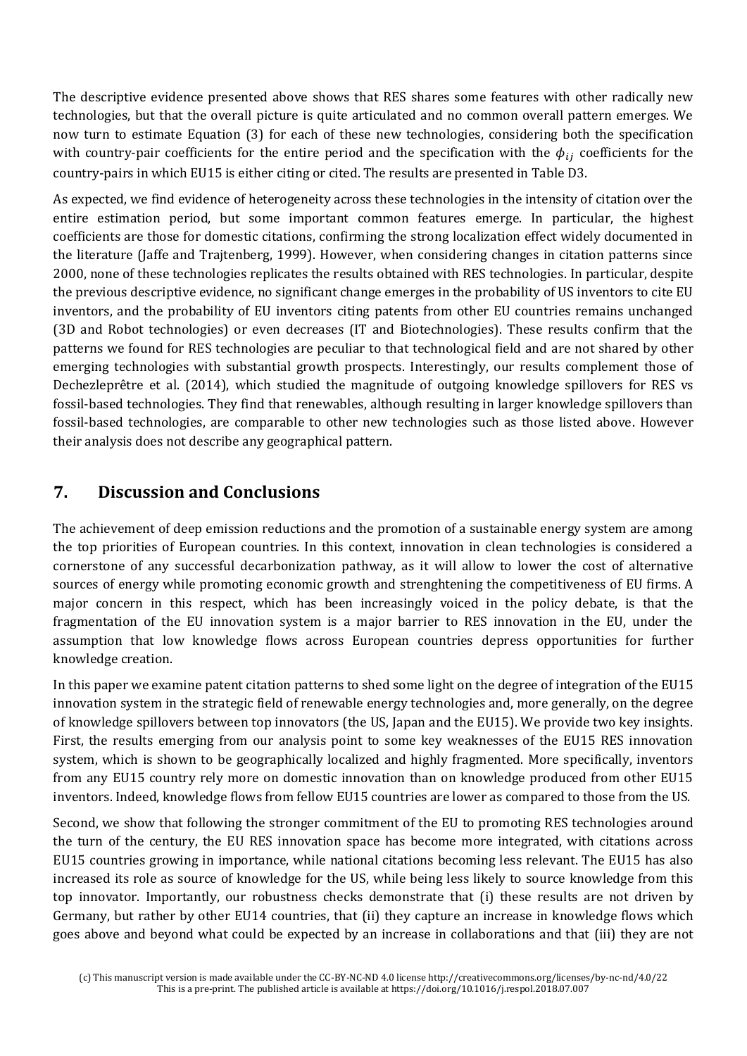The descriptive evidence presented above shows that RES shares some features with other radically new technologies, but that the overall picture is quite articulated and no common overall pattern emerges. We now turn to estimate Equation (3) for each of these new technologies, considering both the specification with country-pair coefficients for the entire period and the specification with the $\phi_{ij}$ coefficients for the country-pairs in which EU15 is either citing or cited. The results are presented in Table D3.

As expected, we find evidence of heterogeneity across these technologies in the intensity of citation over the entire estimation period, but some important common features emerge. In particular, the highest coefficients are those for domestic citations, confirming the strong localization effect widely documented in the literature (Jaffe and Trajtenberg, 1999). However, when considering changes in citation patterns since 2000, none of these technologies replicates the results obtained with RES technologies. In particular, despite the previous descriptive evidence, no significant change emerges in the probability of US inventors to cite EU inventors, and the probability of EU inventors citing patents from other EU countries remains unchanged (3D and Robot technologies) or even decreases (IT and Biotechnologies). These results confirm that the patterns we found for RES technologies are peculiar to that technological field and are not shared by other emerging technologies with substantial growth prospects. Interestingly, our results complement those of Dechezleprêtre et al. (2014), which studied the magnitude of outgoing knowledge spillovers for RES vs fossil-based technologies. They find that renewables, although resulting in larger knowledge spillovers than fossil-based technologies, are comparable to other new technologies such as those listed above. However their analysis does not describe any geographical pattern.

## 7. Discussion and Conclusions

The achievement of deep emission reductions and the promotion of a sustainable energy system are among the top priorities of European countries. In this context, innovation in clean technologies is considered a cornerstone of any successful decarbonization pathway, as it will allow to lower the cost of alternative sources of energy while promoting economic growth and strenghtening the competitiveness of EU firms. A major concern in this respect, which has been increasingly voiced in the policy debate, is that the fragmentation of the EU innovation system is a major barrier to RES innovation in the EU, under the assumption that low knowledge flows across European countries depress opportunities for further knowledge creation.

In this paper we examine patent citation patterns to shed some light on the degree of integration of the EU15 innovation system in the strategic field of renewable energy technologies and, more generally, on the degree of knowledge spillovers between top innovators (the US, Japan and the EU15). We provide two key insights. First, the results emerging from our analysis point to some key weaknesses of the EU15 RES innovation system, which is shown to be geographically localized and highly fragmented. More specifically, inventors from any EU15 country rely more on domestic innovation than on knowledge produced from other EU15 inventors. Indeed, knowledge flows from fellow EU15 countries are lower as compared to those from the US.

Second, we show that following the stronger commitment of the EU to promoting RES technologies around the turn of the century, the EU RES innovation space has become more integrated, with citations across EU15 countries growing in importance, while national citations becoming less relevant. The EU15 has also increased its role as source of knowledge for the US, while being less likely to source knowledge from this top innovator. Importantly, our robustness checks demonstrate that (i) these results are not driven by Germany, but rather by other EU14 countries, that (ii) they capture an increase in knowledge flows which goes above and beyond what could be expected by an increase in collaborations and that (iii) they are not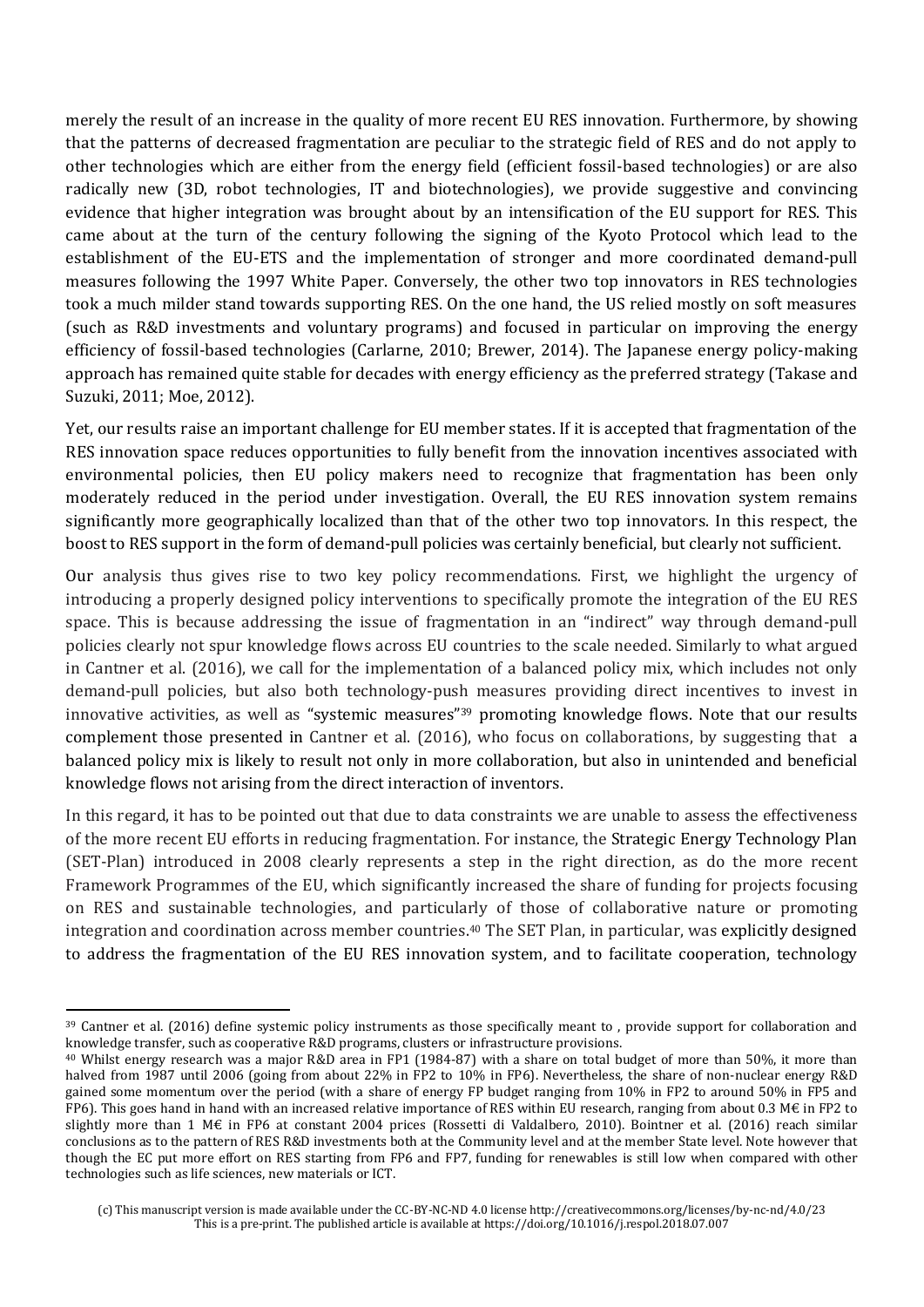merely the result of an increase in the quality of more recent EU RES innovation. Furthermore, by showing that the patterns of decreased fragmentation are peculiar to the strategic field of RES and do not apply to other technologies which are either from the energy field (efficient fossil-based technologies) or are also radically new (3D, robot technologies, IT and biotechnologies), we provide suggestive and convincing evidence that higher integration was brought about by an intensification of the EU support for RES. This came about at the turn of the century following the signing of the Kyoto Protocol which lead to the establishment of the EU-ETS and the implementation of stronger and more coordinated demand-pull measures following the 1997 White Paper. Conversely, the other two top innovators in RES technologies took a much milder stand towards supporting RES. On the one hand, the US relied mostly on soft measures (such as R&D investments and voluntary programs) and focused in particular on improving the energy efficiency of fossil-based technologies (Carlarne, 2010; Brewer, 2014). The Japanese energy policy-making approach has remained quite stable for decades with energy efficiency as the preferred strategy (Takase and Suzuki, 2011; Moe, 2012).

Yet, our results raise an important challenge for EU member states. If it is accepted that fragmentation of the RES innovation space reduces opportunities to fully benefit from the innovation incentives associated with environmental policies, then EU policy makers need to recognize that fragmentation has been only moderately reduced in the period under investigation. Overall, the EU RES innovation system remains significantly more geographically localized than that of the other two top innovators. In this respect, the boost to RES support in the form of demand-pull policies was certainly beneficial, but clearly not sufficient.

Our analysis thus gives rise to two key policy recommendations. First, we highlight the urgency of introducing a properly designed policy interventions to specifically promote the integration of the EU RES space. This is because addressing the issue of fragmentation in an "indirect" way through demand-pull policies clearly not spur knowledge flows across EU countries to the scale needed. Similarly to what argued in Cantner et al. (2016), we call for the implementation of a balanced policy mix, which includes not only demand-pull policies, but also both technology-push measures providing direct incentives to invest in innovative activities, as well as "systemic measures"[39] promoting knowledge flows. Note that our results complement those presented in Cantner et al. (2016), who focus on collaborations, by suggesting that a balanced policy mix is likely to result not only in more collaboration, but also in unintended and beneficial knowledge flows not arising from the direct interaction of inventors.

In this regard, it has to be pointed out that due to data constraints we are unable to assess the effectiveness of the more recent EU efforts in reducing fragmentation. For instance, the Strategic Energy Technology Plan (SET-Plan) introduced in 2008 clearly represents a step in the right direction, as do the more recent Framework Programmes of the EU, which significantly increased the share of funding for projects focusing on RES and sustainable technologies, and particularly of those of collaborative nature or promoting integration and coordination across member countries.[40] The SET Plan, in particular, was explicitly designed to address the fragmentation of the EU RES innovation system, and to facilitate cooperation, technology

[39] Cantner et al. (2016) define systemic policy instruments as those specifically meant to , provide support for collaboration and knowledge transfer, such as cooperative R&D programs, clusters or infrastructure provisions.

[40] Whilst energy research was a major R&D area in FP1 (1984-87) with a share on total budget of more than 50%, it more than halved from 1987 until 2006 (going from about 22% in FP2 to 10% in FP6). Nevertheless, the share of non-nuclear energy R&D gained some momentum over the period (with a share of energy FP budget ranging from 10% in FP2 to around 50% in FP5 and FP6). This goes hand in hand with an increased relative importance of RES within EU research, ranging from about 0.3 M€ in FP2 to slightly more than 1 M€ in FP6 at constant 2004 prices (Rossetti di Valdalbero, 2010). Bointner et al. (2016) reach similar conclusions as to the pattern of RES R&D investments both at the Community level and at the member State level. Note however that though the EC put more effort on RES starting from FP6 and FP7, funding for renewables is still low when compared with other technologies such as life sciences, new materials or ICT.

(c) This manuscript version is made available under the CC-BY-NC-ND 4.0 license http://creativecommons.org/licenses/by-nc-nd/4.0/
This is a pre-print. The published article is available at https://doi.org/10.1016/j.respol.2018.07.007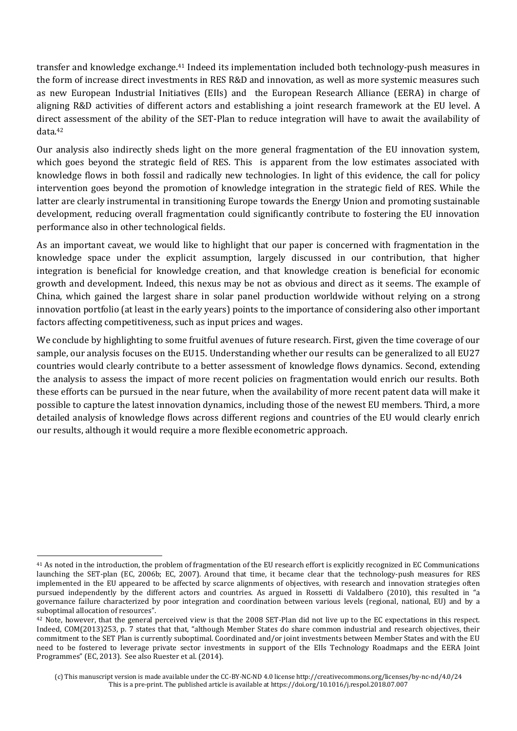transfer and knowledge exchange.[41] Indeed its implementation included both technology-push measures in the form of increase direct investments in RES R&D and innovation, as well as more systemic measures such as new European Industrial Initiatives (EIIs) and the European Research Alliance (EERA) in charge of aligning R&D activities of different actors and establishing a joint research framework at the EU level. A direct assessment of the ability of the SET-Plan to reduce integration will have to await the availability of data.[42]

Our analysis also indirectly sheds light on the more general fragmentation of the EU innovation system, which goes beyond the strategic field of RES. This is apparent from the low estimates associated with knowledge flows in both fossil and radically new technologies. In light of this evidence, the call for policy intervention goes beyond the promotion of knowledge integration in the strategic field of RES. While the latter are clearly instrumental in transitioning Europe towards the Energy Union and promoting sustainable development, reducing overall fragmentation could significantly contribute to fostering the EU innovation performance also in other technological fields.

As an important caveat, we would like to highlight that our paper is concerned with fragmentation in the knowledge space under the explicit assumption, largely discussed in our contribution, that higher integration is beneficial for knowledge creation, and that knowledge creation is beneficial for economic growth and development. Indeed, this nexus may be not as obvious and direct as it seems. The example of China, which gained the largest share in solar panel production worldwide without relying on a strong innovation portfolio (at least in the early years) points to the importance of considering also other important factors affecting competitiveness, such as input prices and wages.

We conclude by highlighting to some fruitful avenues of future research. First, given the time coverage of our sample, our analysis focuses on the EU15. Understanding whether our results can be generalized to all EU27 countries would clearly contribute to a better assessment of knowledge flows dynamics. Second, extending the analysis to assess the impact of more recent policies on fragmentation would enrich our results. Both these efforts can be pursued in the near future, when the availability of more recent patent data will make it possible to capture the latest innovation dynamics, including those of the newest EU members. Third, a more detailed analysis of knowledge flows across different regions and countries of the EU would clearly enrich our results, although it would require a more flexible econometric approach.

---

[41] As noted in the introduction, the problem of fragmentation of the EU research effort is explicitly recognized in EC Communications launching the SET-plan (EC, 2006b; EC, 2007). Around that time, it became clear that the technology-push measures for RES implemented in the EU appeared to be affected by scarce alignments of objectives, with research and innovation strategies often pursued independently by the different actors and countries. As argued in Rossetti di Valdalbero (2010), this resulted in "a governance failure characterized by poor integration and coordination between various levels (regional, national, EU) and by a suboptimal allocation of resources".

[42] Note, however, that the general perceived view is that the 2008 SET-Plan did not live up to the EC expectations in this respect. Indeed, COM(2013)253, p. 7 states that that, "although Member States do share common industrial and research objectives, their commitment to the SET Plan is currently suboptimal. Coordinated and/or joint investments between Member States and with the EU need to be fostered to leverage private sector investments in support of the EIIs Technology Roadmaps and the EERA Joint Programmes" (EC, 2013). See also Ruester et al. (2014).

(c) This manuscript version is made available under the CC-BY-NC-ND 4.0 license http://creativecommons.org/licenses/by-nc-nd/4.0/24
This is a pre-print. The published article is available at https://doi.org/10.1016/j.respol.2018.07.007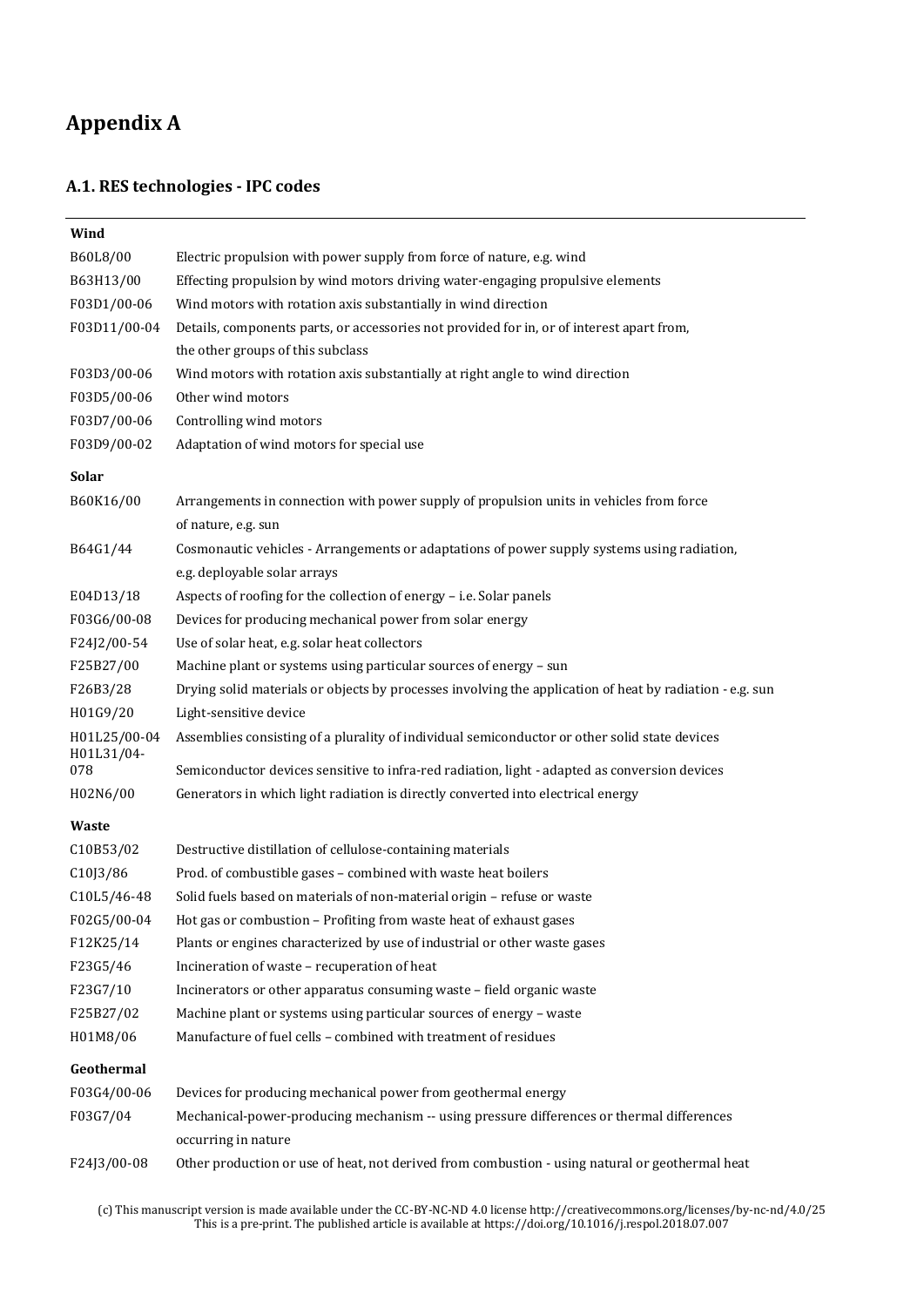# Appendix A

## A.1. RES technologies - IPC codes

| **Wind** | |
|---|---|
| B60L8/00 | Electric propulsion with power supply from force of nature, e.g. wind |
| B63H13/00 | Effecting propulsion by wind motors driving water-engaging propulsive elements |
| F03D1/00-06 | Wind motors with rotation axis substantially in wind direction |
| F03D11/00-04 | Details, components parts, or accessories not provided for in, or of interest apart from, the other groups of this subclass |
| F03D3/00-06 | Wind motors with rotation axis substantially at right angle to wind direction |
| F03D5/00-06 | Other wind motors |
| F03D7/00-06 | Controlling wind motors |
| F03D9/00-02 | Adaptation of wind motors for special use |
| **Solar** | |
| B60K16/00 | Arrangements in connection with power supply of propulsion units in vehicles from force of nature, e.g. sun |
| B64G1/44 | Cosmonautic vehicles - Arrangements or adaptations of power supply systems using radiation, e.g. deployable solar arrays |
| E04D13/18 | Aspects of roofing for the collection of energy – i.e. Solar panels |
| F03G6/00-08 | Devices for producing mechanical power from solar energy |
| F24J2/00-54 | Use of solar heat, e.g. solar heat collectors |
| F25B27/00 | Machine plant or systems using particular sources of energy – sun |
| F26B3/28 | Drying solid materials or objects by processes involving the application of heat by radiation - e.g. sun |
| H01G9/20 | Light-sensitive device |
| H01L25/00-04 | Assemblies consisting of a plurality of individual semiconductor or other solid state devices |
| H01L31/04-078 | Semiconductor devices sensitive to infra-red radiation, light - adapted as conversion devices |
| H02N6/00 | Generators in which light radiation is directly converted into electrical energy |
| **Waste** | |
| C10B53/02 | Destructive distillation of cellulose-containing materials |
| C10J3/86 | Prod. of combustible gases – combined with waste heat boilers |
| C10L5/46-48 | Solid fuels based on materials of non-material origin – refuse or waste |
| F02G5/00-04 | Hot gas or combustion – Profiting from waste heat of exhaust gases |
| F12K25/14 | Plants or engines characterized by use of industrial or other waste gases |
| F23G5/46 | Incineration of waste – recuperation of heat |
| F23G7/10 | Incinerators or other apparatus consuming waste – field organic waste |
| F25B27/02 | Machine plant or systems using particular sources of energy – waste |
| H01M8/06 | Manufacture of fuel cells – combined with treatment of residues |
| **Geothermal** | |
| F03G4/00-06 | Devices for producing mechanical power from geothermal energy |
| F03G7/04 | Mechanical-power-producing mechanism -- using pressure differences or thermal differences occurring in nature |
| F24J3/00-08 | Other production or use of heat, not derived from combustion - using natural or geothermal heat |

(c) This manuscript version is made available under the CC-BY-NC-ND 4.0 license http://creativecommons.org/licenses/by-nc-nd/4.0/
This is a pre-print. The published article is available at https://doi.org/10.1016/j.respol.2018.07.007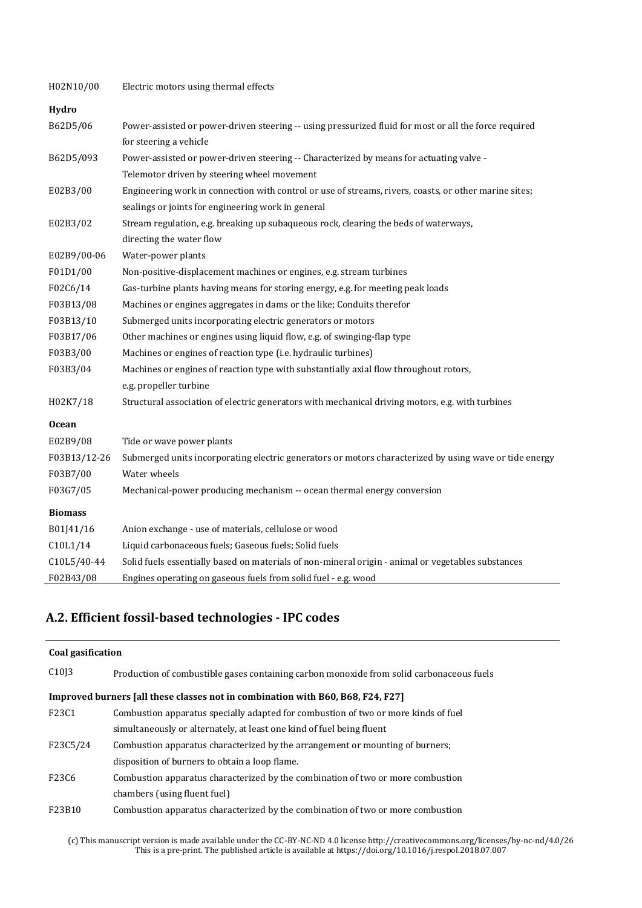| | |
|---|---|
| H02N10/00 | Electric motors using thermal effects |
| **Hydro** | |
| B62D5/06 | Power-assisted or power-driven steering -- using pressurized fluid for most or all the force required for steering a vehicle |
| B62D5/093 | Power-assisted or power-driven steering -- Characterized by means for actuating valve - Telemotor driven by steering wheel movement |
| E02B3/00 | Engineering work in connection with control or use of streams, rivers, coasts, or other marine sites; sealings or joints for engineering work in general |
| E02B3/02 | Stream regulation, e.g. breaking up subaqueous rock, clearing the beds of waterways, directing the water flow |
| E02B9/00-06 | Water-power plants |
| F01D1/00 | Non-positive-displacement machines or engines, e.g. stream turbines |
| F02C6/14 | Gas-turbine plants having means for storing energy, e.g. for meeting peak loads |
| F03B13/08 | Machines or engines aggregates in dams or the like; Conduits therefor |
| F03B13/10 | Submerged units incorporating electric generators or motors |
| F03B17/06 | Other machines or engines using liquid flow, e.g. of swinging-flap type |
| F03B3/00 | Machines or engines of reaction type (i.e. hydraulic turbines) |
| F03B3/04 | Machines or engines of reaction type with substantially axial flow throughout rotors, e.g. propeller turbine |
| H02K7/18 | Structural association of electric generators with mechanical driving motors, e.g. with turbines |
| **Ocean** | |
| E02B9/08 | Tide or wave power plants |
| F03B13/12-26 | Submerged units incorporating electric generators or motors characterized by using wave or tide energy |
| F03B7/00 | Water wheels |
| F03G7/05 | Mechanical-power producing mechanism -- ocean thermal energy conversion |
| **Biomass** | |
| B01J41/16 | Anion exchange - use of materials, cellulose or wood |
| C10L1/14 | Liquid carbonaceous fuels; Gaseous fuels; Solid fuels |
| C10L5/40-44 | Solid fuels essentially based on materials of non-mineral origin - animal or vegetables substances |
| F02B43/08 | Engines operating on gaseous fuels from solid fuel - e.g. wood |

## A.2. Efficient fossil-based technologies - IPC codes

| | |
|---|---|
| **Coal gasification** | |
| C10J3 | Production of combustible gases containing carbon monoxide from solid carbonaceous fuels |
| **Improved burners [all these classes not in combination with B60, B68, F24, F27]** | |
| F23C1 | Combustion apparatus specially adapted for combustion of two or more kinds of fuel simultaneously or alternately, at least one kind of fuel being fluent |
| F23C5/24 | Combustion apparatus characterized by the arrangement or mounting of burners; disposition of burners to obtain a loop flame. |
| F23C6 | Combustion apparatus characterized by the combination of two or more combustion chambers (using fluent fuel) |
| F23B10 | Combustion apparatus characterized by the combination of two or more combustion |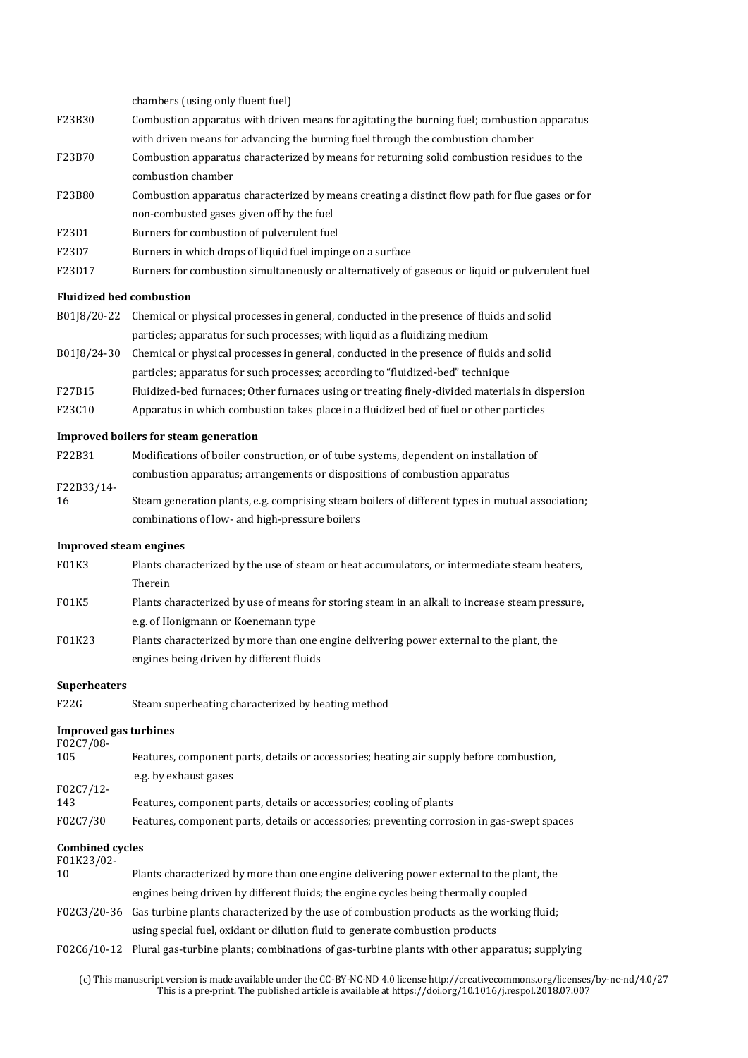| | chambers (using only fluent fuel) |
|---|---|
| F23B30 | Combustion apparatus with driven means for agitating the burning fuel; combustion apparatus with driven means for advancing the burning fuel through the combustion chamber |
| F23B70 | Combustion apparatus characterized by means for returning solid combustion residues to the combustion chamber |
| F23B80 | Combustion apparatus characterized by means creating a distinct flow path for flue gases or for non-combusted gases given off by the fuel |
| F23D1 | Burners for combustion of pulverulent fuel |
| F23D7 | Burners in which drops of liquid fuel impinge on a surface |
| F23D17 | Burners for combustion simultaneously or alternatively of gaseous or liquid or pulverulent fuel |

**Fluidized bed combustion**

| | |
|---|---|
| B01J8/20-22 | Chemical or physical processes in general, conducted in the presence of fluids and solid particles; apparatus for such processes; with liquid as a fluidizing medium |
| B01J8/24-30 | Chemical or physical processes in general, conducted in the presence of fluids and solid particles; apparatus for such processes; according to "fluidized-bed" technique |
| F27B15 | Fluidized-bed furnaces; Other furnaces using or treating finely-divided materials in dispersion |
| F23C10 | Apparatus in which combustion takes place in a fluidized bed of fuel or other particles |

**Improved boilers for steam generation**

| | |
|---|---|
| F22B31 | Modifications of boiler construction, or of tube systems, dependent on installation of combustion apparatus; arrangements or dispositions of combustion apparatus |
| F22B33/14-16 | Steam generation plants, e.g. comprising steam boilers of different types in mutual association; combinations of low- and high-pressure boilers |

**Improved steam engines**

| | |
|---|---|
| F01K3 | Plants characterized by the use of steam or heat accumulators, or intermediate steam heaters, Therein |
| F01K5 | Plants characterized by use of means for storing steam in an alkali to increase steam pressure, e.g. of Honigmann or Koenemann type |
| F01K23 | Plants characterized by more than one engine delivering power external to the plant, the engines being driven by different fluids |

**Superheaters**

| | |
|---|---|
| F22G | Steam superheating characterized by heating method |

**Improved gas turbines**

| | |
|---|---|
| F02C7/08-105 | Features, component parts, details or accessories; heating air supply before combustion, e.g. by exhaust gases |
| F02C7/12-143 | Features, component parts, details or accessories; cooling of plants |
| F02C7/30 | Features, component parts, details or accessories; preventing corrosion in gas-swept spaces |

**Combined cycles**

| | |
|---|---|
| F01K23/02-10 | Plants characterized by more than one engine delivering power external to the plant, the engines being driven by different fluids; the engine cycles being thermally coupled |
| F02C3/20-36 | Gas turbine plants characterized by the use of combustion products as the working fluid; using special fuel, oxidant or dilution fluid to generate combustion products |
| F02C6/10-12 | Plural gas-turbine plants; combinations of gas-turbine plants with other apparatus; supplying |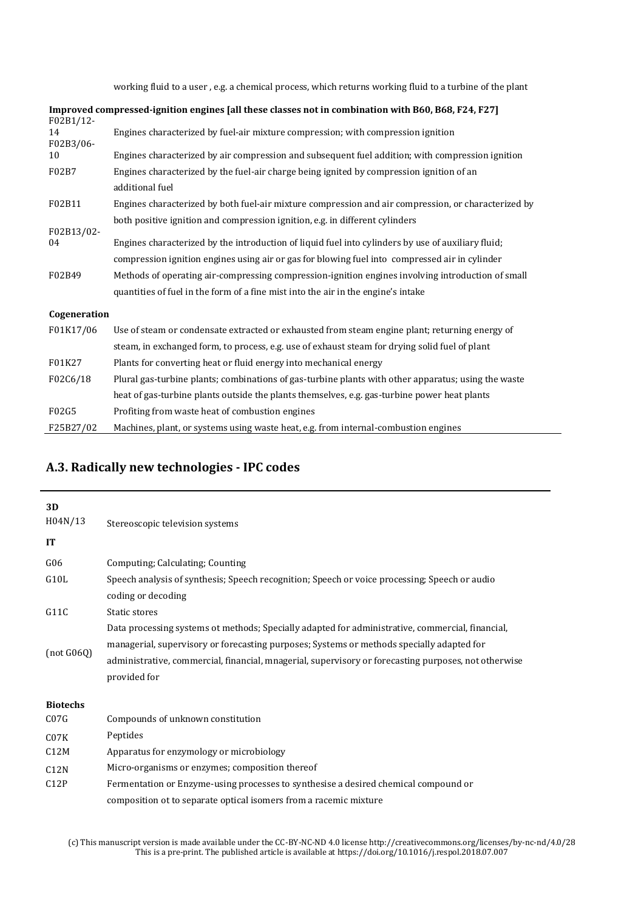working fluid to a user , e.g. a chemical process, which returns working fluid to a turbine of the plant

| **Improved compressed-ignition engines [all these classes not in combination with B60, B68, F24, F27]** | |
|---|---|
| F02B1/12-14 | Engines characterized by fuel-air mixture compression; with compression ignition |
| F02B3/06-10 | Engines characterized by air compression and subsequent fuel addition; with compression ignition |
| F02B7 | Engines characterized by the fuel-air charge being ignited by compression ignition of an additional fuel |
| F02B11 | Engines characterized by both fuel-air mixture compression and air compression, or characterized by both positive ignition and compression ignition, e.g. in different cylinders |
| F02B13/02-04 | Engines characterized by the introduction of liquid fuel into cylinders by use of auxiliary fluid; compression ignition engines using air or gas for blowing fuel into compressed air in cylinder |
| F02B49 | Methods of operating air-compressing compression-ignition engines involving introduction of small quantities of fuel in the form of a fine mist into the air in the engine's intake |
| **Cogeneration** | |
| F01K17/06 | Use of steam or condensate extracted or exhausted from steam engine plant; returning energy of steam, in exchanged form, to process, e.g. use of exhaust steam for drying solid fuel of plant |
| F01K27 | Plants for converting heat or fluid energy into mechanical energy |
| F02C6/18 | Plural gas-turbine plants; combinations of gas-turbine plants with other apparatus; using the waste heat of gas-turbine plants outside the plants themselves, e.g. gas-turbine power heat plants |
| F02G5 | Profiting from waste heat of combustion engines |
| F25B27/02 | Machines, plant, or systems using waste heat, e.g. from internal-combustion engines |

## A.3. Radically new technologies - IPC codes

| **3D** | |
|---|---|
| H04N/13 | Stereoscopic television systems |
| **IT** | |
| G06 | Computing; Calculating; Counting |
| G10L | Speech analysis of synthesis; Speech recognition; Speech or voice processing; Speech or audio coding or decoding |
| G11C | Static stores |
| (not G06Q) | Data processing systems ot methods; Specially adapted for administrative, commercial, financial, managerial, supervisory or forecasting purposes; Systems or methods specially adapted for administrative, commercial, financial, mnagerial, supervisory or forecasting purposes, not otherwise provided for |
| **Biotechs** | |
| C07G | Compounds of unknown constitution |
| C07K | Peptides |
| C12M | Apparatus for enzymology or microbiology |
| C12N | Micro-organisms or enzymes; composition thereof |
| C12P | Fermentation or Enzyme-using processes to synthesise a desired chemical compound or composition ot to separate optical isomers from a racemic mixture |

(c) This manuscript version is made available under the CC-BY-NC-ND 4.0 license http://creativecommons.org/licenses/by-nc-nd/4.0/
This is a pre-print. The published article is available at https://doi.org/10.1016/j.respol.2018.07.007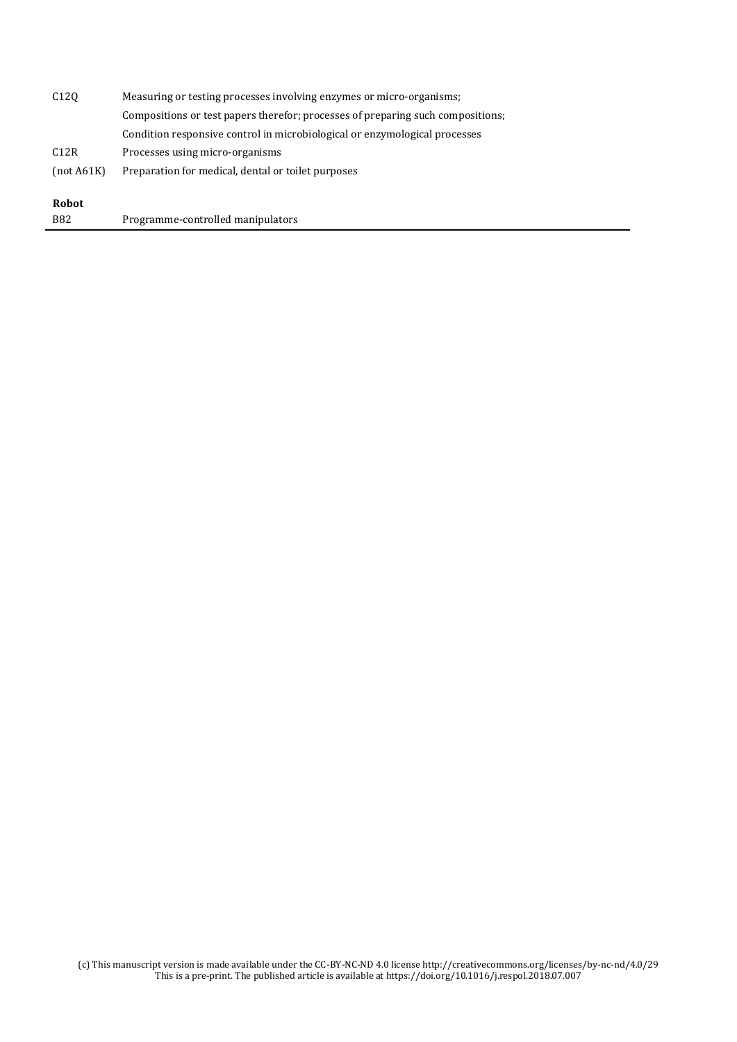| | |
|---|---|
| C12Q | Measuring or testing processes involving enzymes or micro-organisms; |
| | Compositions or test papers therefor; processes of preparing such compositions; |
| | Condition responsive control in microbiological or enzymological processes |
| C12R | Processes using micro-organisms |
| (not A61K) | Preparation for medical, dental or toilet purposes |
| **Robot** | |
| B82 | Programme-controlled manipulators |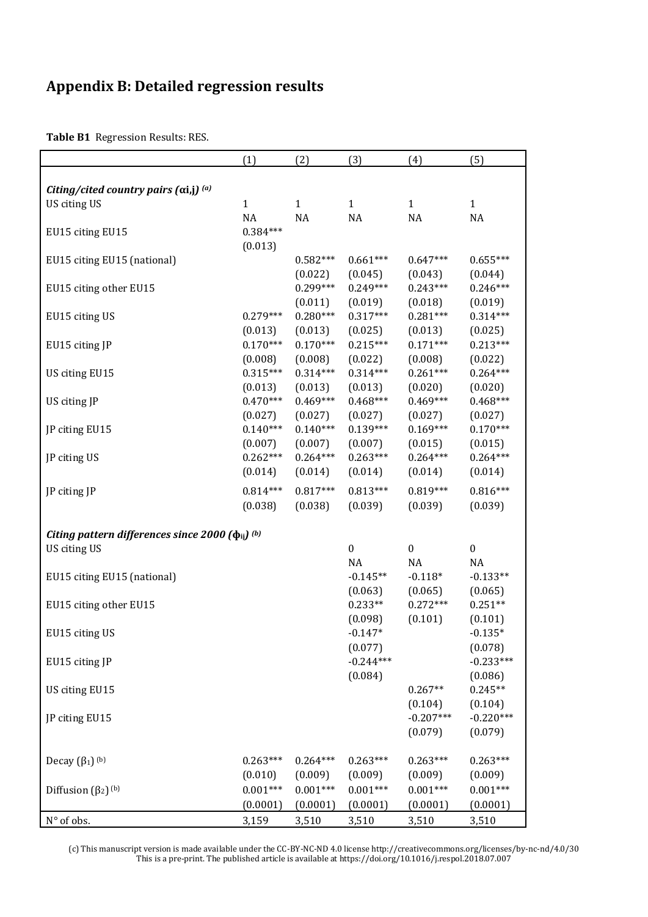## Appendix B: Detailed regression results

**Table B1** Regression Results: RES.

| | (1) | (2) | (3) | (4) | (5) |
|---|---|---|---|---|---|
| ***Citing/cited country pairs ($\alpha_{i,j}$)*** [(a)] | | | | | |
| US citing US | 1 | 1 | 1 | 1 | 1 |
| | NA | NA | NA | NA | NA |
| EU15 citing EU15 | 0.384*** | | | | |
| | (0.013) | | | | |
| EU15 citing EU15 (national) | | 0.582*** | 0.661*** | 0.647*** | 0.655*** |
| | | (0.022) | (0.045) | (0.043) | (0.044) |
| EU15 citing other EU15 | | 0.299*** | 0.249*** | 0.243*** | 0.246*** |
| | | (0.011) | (0.019) | (0.018) | (0.019) |
| EU15 citing US | 0.279*** | 0.280*** | 0.317*** | 0.281*** | 0.314*** |
| | (0.013) | (0.013) | (0.025) | (0.013) | (0.025) |
| EU15 citing JP | 0.170*** | 0.170*** | 0.215*** | 0.171*** | 0.213*** |
| | (0.008) | (0.008) | (0.022) | (0.008) | (0.022) |
| US citing EU15 | 0.315*** | 0.314*** | 0.314*** | 0.261*** | 0.264*** |
| | (0.013) | (0.013) | (0.013) | (0.020) | (0.020) |
| US citing JP | 0.470*** | 0.469*** | 0.468*** | 0.469*** | 0.468*** |
| | (0.027) | (0.027) | (0.027) | (0.027) | (0.027) |
| JP citing EU15 | 0.140*** | 0.140*** | 0.139*** | 0.169*** | 0.170*** |
| | (0.007) | (0.007) | (0.007) | (0.015) | (0.015) |
| JP citing US | 0.262*** | 0.264*** | 0.263*** | 0.264*** | 0.264*** |
| | (0.014) | (0.014) | (0.014) | (0.014) | (0.014) |
| JP citing JP | 0.814*** | 0.817*** | 0.813*** | 0.819*** | 0.816*** |
| | (0.038) | (0.038) | (0.039) | (0.039) | (0.039) |
| ***Citing pattern differences since 2000 ($\phi_{ij}$)*** [(b)] | | | | | |
| US citing US | | | 0 | 0 | 0 |
| | | | NA | NA | NA |
| EU15 citing EU15 (national) | | | -0.145** | -0.118* | -0.133** |
| | | | (0.063) | (0.065) | (0.065) |
| EU15 citing other EU15 | | | 0.233** | 0.272*** | 0.251** |
| | | | (0.098) | (0.101) | (0.101) |
| EU15 citing US | | | -0.147* | | -0.135* |
| | | | (0.077) | | (0.078) |
| EU15 citing JP | | | -0.244*** | | -0.233*** |
| | | | (0.084) | | (0.086) |
| US citing EU15 | | | | 0.267** | 0.245** |
| | | | | (0.104) | (0.104) |
| JP citing EU15 | | | | -0.207*** | -0.220*** |
| | | | | (0.079) | (0.079) |
| Decay ($\beta_1$) [(b)] | 0.263*** | 0.264*** | 0.263*** | 0.263*** | 0.263*** |
| | (0.010) | (0.009) | (0.009) | (0.009) | (0.009) |
| Diffusion ($\beta_2$) [(b)] | 0.001*** | 0.001*** | 0.001*** | 0.001*** | 0.001*** |
| | (0.0001) | (0.0001) | (0.0001) | (0.0001) | (0.0001) |
| N° of obs. | 3,159 | 3,510 | 3,510 | 3,510 | 3,510 |

(c) This manuscript version is made available under the CC-BY-NC-ND 4.0 license http://creativecommons.org/licenses/by-nc-nd/4.0/30
This is a pre-print. The published article is available at https://doi.org/10.1016/j.respol.2018.07.007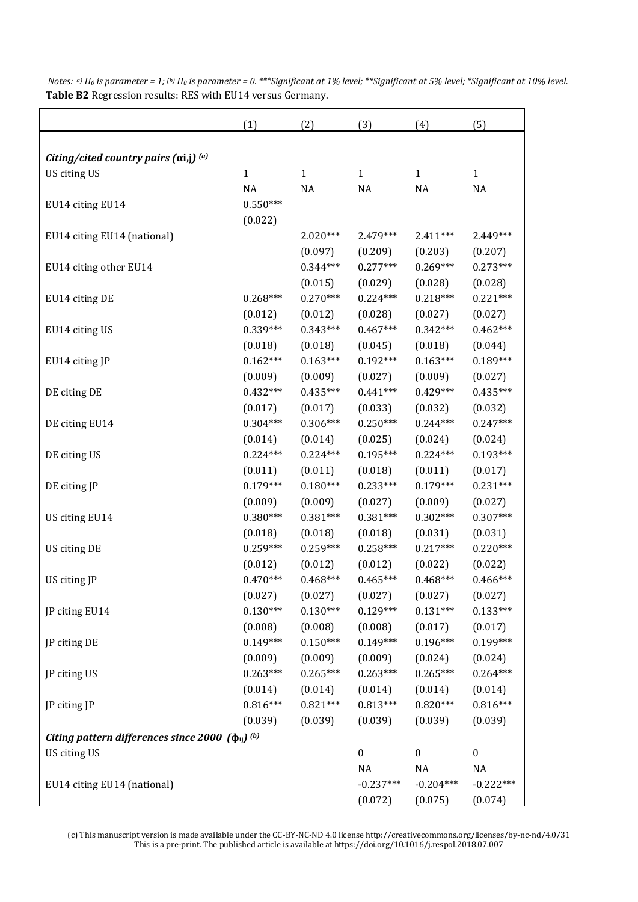*Notes: a) $H_0$ is parameter = 1; (b) $H_0$ is parameter = 0. ***Significant at 1% level; **Significant at 5% level; *Significant at 10% level.*

**Table B2** Regression results: RES with EU14 versus Germany.

| | (1) | (2) | (3) | (4) | (5) |
|---|---|---|---|---|---|
| ***Citing/cited country pairs ($\alpha_{i,j}$)*** [(a)] | | | | | |
| US citing US | 1 | 1 | 1 | 1 | 1 |
| | NA | NA | NA | NA | NA |
| EU14 citing EU14 | 0.550*** | | | | |
| | (0.022) | | | | |
| EU14 citing EU14 (national) | | 2.020*** | 2.479*** | 2.411*** | 2.449*** |
| | | (0.097) | (0.209) | (0.203) | (0.207) |
| EU14 citing other EU14 | | 0.344*** | 0.277*** | 0.269*** | 0.273*** |
| | | (0.015) | (0.029) | (0.028) | (0.028) |
| EU14 citing DE | 0.268*** | 0.270*** | 0.224*** | 0.218*** | 0.221*** |
| | (0.012) | (0.012) | (0.028) | (0.027) | (0.027) |
| EU14 citing US | 0.339*** | 0.343*** | 0.467*** | 0.342*** | 0.462*** |
| | (0.018) | (0.018) | (0.045) | (0.018) | (0.044) |
| EU14 citing JP | 0.162*** | 0.163*** | 0.192*** | 0.163*** | 0.189*** |
| | (0.009) | (0.009) | (0.027) | (0.009) | (0.027) |
| DE citing DE | 0.432*** | 0.435*** | 0.441*** | 0.429*** | 0.435*** |
| | (0.017) | (0.017) | (0.033) | (0.032) | (0.032) |
| DE citing EU14 | 0.304*** | 0.306*** | 0.250*** | 0.244*** | 0.247*** |
| | (0.014) | (0.014) | (0.025) | (0.024) | (0.024) |
| DE citing US | 0.224*** | 0.224*** | 0.195*** | 0.224*** | 0.193*** |
| | (0.011) | (0.011) | (0.018) | (0.011) | (0.017) |
| DE citing JP | 0.179*** | 0.180*** | 0.233*** | 0.179*** | 0.231*** |
| | (0.009) | (0.009) | (0.027) | (0.009) | (0.027) |
| US citing EU14 | 0.380*** | 0.381*** | 0.381*** | 0.302*** | 0.307*** |
| | (0.018) | (0.018) | (0.018) | (0.031) | (0.031) |
| US citing DE | 0.259*** | 0.259*** | 0.258*** | 0.217*** | 0.220*** |
| | (0.012) | (0.012) | (0.012) | (0.022) | (0.022) |
| US citing JP | 0.470*** | 0.468*** | 0.465*** | 0.468*** | 0.466*** |
| | (0.027) | (0.027) | (0.027) | (0.027) | (0.027) |
| JP citing EU14 | 0.130*** | 0.130*** | 0.129*** | 0.131*** | 0.133*** |
| | (0.008) | (0.008) | (0.008) | (0.017) | (0.017) |
| JP citing DE | 0.149*** | 0.150*** | 0.149*** | 0.196*** | 0.199*** |
| | (0.009) | (0.009) | (0.009) | (0.024) | (0.024) |
| JP citing US | 0.263*** | 0.265*** | 0.263*** | 0.265*** | 0.264*** |
| | (0.014) | (0.014) | (0.014) | (0.014) | (0.014) |
| JP citing JP | 0.816*** | 0.821*** | 0.813*** | 0.820*** | 0.816*** |
| | (0.039) | (0.039) | (0.039) | (0.039) | (0.039) |
| ***Citing pattern differences since 2000 ($\phi_{ij}$)*** [(b)] | | | | | |
| US citing US | | | 0 | 0 | 0 |
| | | | NA | NA | NA |
| EU14 citing EU14 (national) | | | -0.237*** | -0.204*** | -0.222*** |
| | | | (0.072) | (0.075) | (0.074) |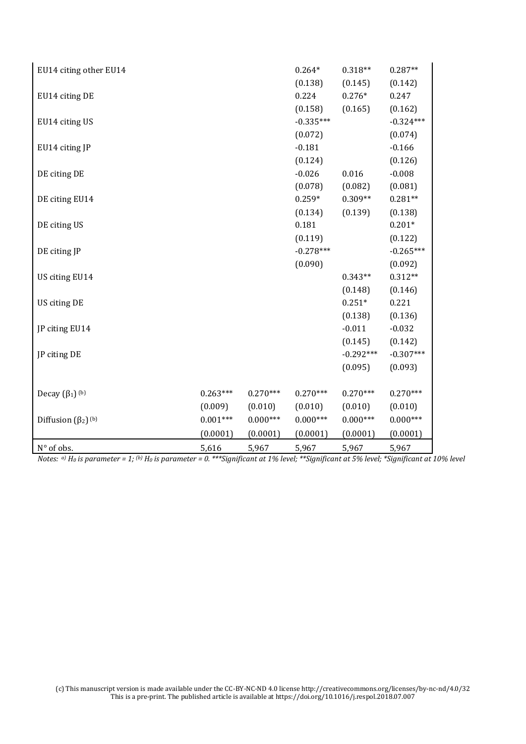| | | | | | |
|---|---|---|---|---|---|
| EU14 citing other EU14 | | | 0.264* | 0.318** | 0.287** |
| | | | (0.138) | (0.145) | (0.142) |
| EU14 citing DE | | | 0.224 | 0.276* | 0.247 |
| | | | (0.158) | (0.165) | (0.162) |
| EU14 citing US | | | -0.335*** | | -0.324*** |
| | | | (0.072) | | (0.074) |
| EU14 citing JP | | | -0.181 | | -0.166 |
| | | | (0.124) | | (0.126) |
| DE citing DE | | | -0.026 | 0.016 | -0.008 |
| | | | (0.078) | (0.082) | (0.081) |
| DE citing EU14 | | | 0.259* | 0.309** | 0.281** |
| | | | (0.134) | (0.139) | (0.138) |
| DE citing US | | | 0.181 | | 0.201* |
| | | | (0.119) | | (0.122) |
| DE citing JP | | | -0.278*** | | -0.265*** |
| | | | (0.090) | | (0.092) |
| US citing EU14 | | | | 0.343** | 0.312** |
| | | | | (0.148) | (0.146) |
| US citing DE | | | | 0.251* | 0.221 |
| | | | | (0.138) | (0.136) |
| JP citing EU14 | | | | -0.011 | -0.032 |
| | | | | (0.145) | (0.142) |
| JP citing DE | | | | -0.292*** | -0.307*** |
| | | | | (0.095) | (0.093) |
| | | | | | |
| Decay ($\beta_1$) [(b)] | 0.263*** | 0.270*** | 0.270*** | 0.270*** | 0.270*** |
| | (0.009) | (0.010) | (0.010) | (0.010) | (0.010) |
| Diffusion ($\beta_2$) [(b)] | 0.001*** | 0.000*** | 0.000*** | 0.000*** | 0.000*** |
| | (0.0001) | (0.0001) | (0.0001) | (0.0001) | (0.0001) |
| N° of obs. | 5,616 | 5,967 | 5,967 | 5,967 | 5,967 |

*Notes:* [a)] *$H_0$ is parameter = 1;* [(b)] *$H_0$ is parameter = 0. \*\*\*Significant at 1% level; \*\*Significant at 5% level; \*Significant at 10% level*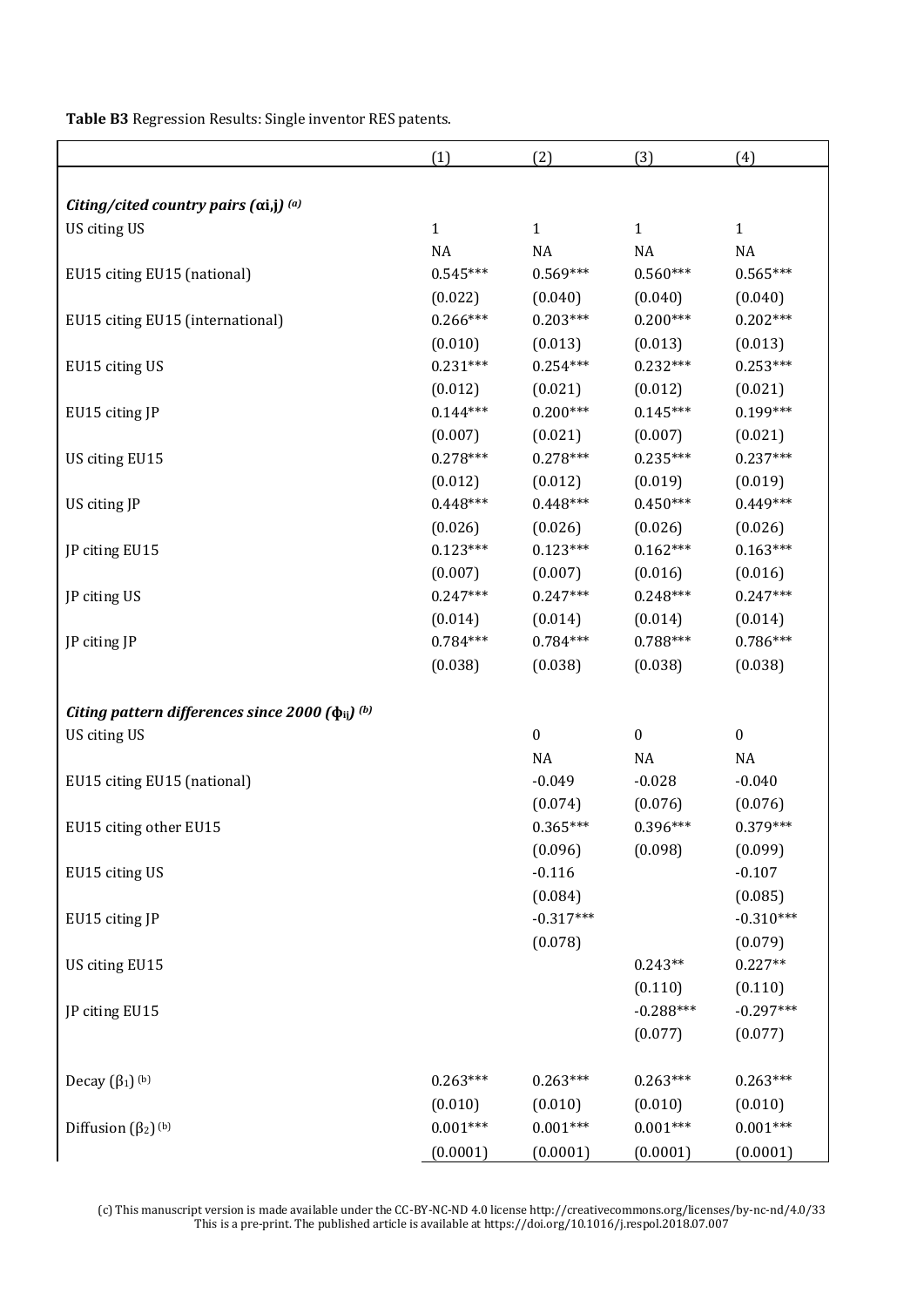**Table B3** Regression Results: Single inventor RES patents.

| | (1) | (2) | (3) | (4) |
|---|---|---|---|---|
| ***Citing/cited country pairs ($\alpha_{i,j}$)*** [(a)] | | | | |
| US citing US | 1 | 1 | 1 | 1 |
| | NA | NA | NA | NA |
| EU15 citing EU15 (national) | 0.545*** | 0.569*** | 0.560*** | 0.565*** |
| | (0.022) | (0.040) | (0.040) | (0.040) |
| EU15 citing EU15 (international) | 0.266*** | 0.203*** | 0.200*** | 0.202*** |
| | (0.010) | (0.013) | (0.013) | (0.013) |
| EU15 citing US | 0.231*** | 0.254*** | 0.232*** | 0.253*** |
| | (0.012) | (0.021) | (0.012) | (0.021) |
| EU15 citing JP | 0.144*** | 0.200*** | 0.145*** | 0.199*** |
| | (0.007) | (0.021) | (0.007) | (0.021) |
| US citing EU15 | 0.278*** | 0.278*** | 0.235*** | 0.237*** |
| | (0.012) | (0.012) | (0.019) | (0.019) |
| US citing JP | 0.448*** | 0.448*** | 0.450*** | 0.449*** |
| | (0.026) | (0.026) | (0.026) | (0.026) |
| JP citing EU15 | 0.123*** | 0.123*** | 0.162*** | 0.163*** |
| | (0.007) | (0.007) | (0.016) | (0.016) |
| JP citing US | 0.247*** | 0.247*** | 0.248*** | 0.247*** |
| | (0.014) | (0.014) | (0.014) | (0.014) |
| JP citing JP | 0.784*** | 0.784*** | 0.788*** | 0.786*** |
| | (0.038) | (0.038) | (0.038) | (0.038) |
| ***Citing pattern differences since 2000 ($\phi_{ij}$)*** [(b)] | | | | |
| US citing US | | 0 | 0 | 0 |
| | | NA | NA | NA |
| EU15 citing EU15 (national) | | -0.049 | -0.028 | -0.040 |
| | | (0.074) | (0.076) | (0.076) |
| EU15 citing other EU15 | | 0.365*** | 0.396*** | 0.379*** |
| | | (0.096) | (0.098) | (0.099) |
| EU15 citing US | | -0.116 | | -0.107 |
| | | (0.084) | | (0.085) |
| EU15 citing JP | | -0.317*** | | -0.310*** |
| | | (0.078) | | (0.079) |
| US citing EU15 | | | 0.243** | 0.227** |
| | | | (0.110) | (0.110) |
| JP citing EU15 | | | -0.288*** | -0.297*** |
| | | | (0.077) | (0.077) |
| Decay ($\beta_1$) [(b)] | 0.263*** | 0.263*** | 0.263*** | 0.263*** |
| | (0.010) | (0.010) | (0.010) | (0.010) |
| Diffusion ($\beta_2$) [(b)] | 0.001*** | 0.001*** | 0.001*** | 0.001*** |
| | (0.0001) | (0.0001) | (0.0001) | (0.0001) |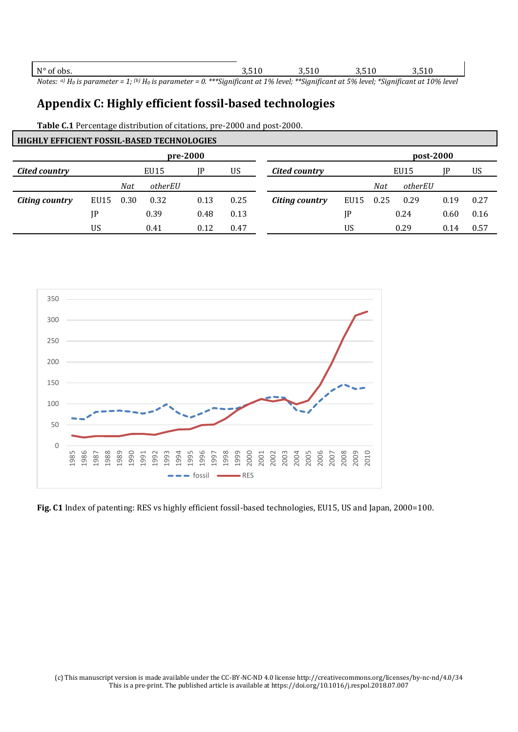| N° of obs. | 3,510 | 3,510 | 3,510 | 3,510 |
|---|---|---|---|---|

*Notes: (a) $H_0$ is parameter = 1; (b) $H_0$ is parameter = 0. ***Significant at 1% level; **Significant at 5% level; *Significant at 10% level*

## Appendix C: Highly efficient fossil-based technologies

**Table C.1** Percentage distribution of citations, pre-2000 and post-2000.

| HIGHLY EFFICIENT FOSSIL-BASED TECHNOLOGIES | | | | | | | | | | | |
|---|---|---|---|---|---|---|---|---|---|---|---|
| | | pre-2000 | | | | | | post-2000 | | | |
| ***Cited country*** | | EU15 | | JP | US | ***Cited country*** | | EU15 | | JP | US |
| | | *Nat* | *otherEU* | | | | | *Nat* | *otherEU* | | |
| ***Citing country*** | EU15 | 0.30 | 0.32 | 0.13 | 0.25 | ***Citing country*** | EU15 | 0.25 | 0.29 | 0.19 | 0.27 |
| | JP | | 0.39 | 0.48 | 0.13 | | JP | | 0.24 | 0.60 | 0.16 |
| | US | | 0.41 | 0.12 | 0.47 | | US | | 0.29 | 0.14 | 0.57 |

**Fig. C1** Index of patenting: RES vs highly efficient fossil-based technologies, EU15, US and Japan, 2000=100.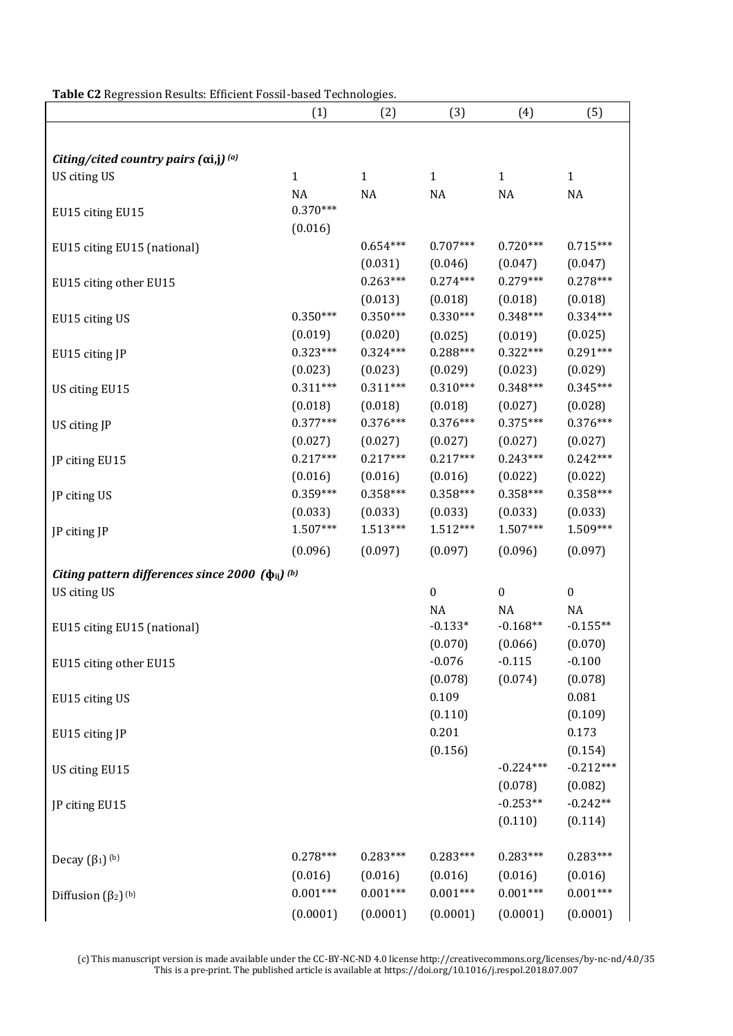**Table C2** Regression Results: Efficient Fossil-based Technologies.

| | (1) | (2) | (3) | (4) | (5) |
|---|---|---|---|---|---|
| ***Citing/cited country pairs ($\alpha$i,j)*** [(a)] | | | | | |
| US citing US | 1 | 1 | 1 | 1 | 1 |
| | NA | NA | NA | NA | NA |
| EU15 citing EU15 | 0.370*** | | | | |
| | (0.016) | | | | |
| EU15 citing EU15 (national) | | 0.654*** | 0.707*** | 0.720*** | 0.715*** |
| | | (0.031) | (0.046) | (0.047) | (0.047) |
| EU15 citing other EU15 | | 0.263*** | 0.274*** | 0.279*** | 0.278*** |
| | | (0.013) | (0.018) | (0.018) | (0.018) |
| EU15 citing US | 0.350*** | 0.350*** | 0.330*** | 0.348*** | 0.334*** |
| | (0.019) | (0.020) | (0.025) | (0.019) | (0.025) |
| EU15 citing JP | 0.323*** | 0.324*** | 0.288*** | 0.322*** | 0.291*** |
| | (0.023) | (0.023) | (0.029) | (0.023) | (0.029) |
| US citing EU15 | 0.311*** | 0.311*** | 0.310*** | 0.348*** | 0.345*** |
| | (0.018) | (0.018) | (0.018) | (0.027) | (0.028) |
| US citing JP | 0.377*** | 0.376*** | 0.376*** | 0.375*** | 0.376*** |
| | (0.027) | (0.027) | (0.027) | (0.027) | (0.027) |
| JP citing EU15 | 0.217*** | 0.217*** | 0.217*** | 0.243*** | 0.242*** |
| | (0.016) | (0.016) | (0.016) | (0.022) | (0.022) |
| JP citing US | 0.359*** | 0.358*** | 0.358*** | 0.358*** | 0.358*** |
| | (0.033) | (0.033) | (0.033) | (0.033) | (0.033) |
| JP citing JP | 1.507*** | 1.513*** | 1.512*** | 1.507*** | 1.509*** |
| | (0.096) | (0.097) | (0.097) | (0.096) | (0.097) |
| ***Citing pattern differences since 2000 ($\phi_{ij}$)*** [(b)] | | | | | |
| US citing US | | | 0 | 0 | 0 |
| | | | NA | NA | NA |
| EU15 citing EU15 (national) | | | -0.133* | -0.168** | -0.155** |
| | | | (0.070) | (0.066) | (0.070) |
| EU15 citing other EU15 | | | -0.076 | -0.115 | -0.100 |
| | | | (0.078) | (0.074) | (0.078) |
| EU15 citing US | | | 0.109 | | 0.081 |
| | | | (0.110) | | (0.109) |
| EU15 citing JP | | | 0.201 | | 0.173 |
| | | | (0.156) | | (0.154) |
| US citing EU15 | | | | -0.224*** | -0.212*** |
| | | | | (0.078) | (0.082) |
| JP citing EU15 | | | | -0.253** | -0.242** |
| | | | | (0.110) | (0.114) |
| Decay ($\beta_1$) [(b)] | 0.278*** | 0.283*** | 0.283*** | 0.283*** | 0.283*** |
| | (0.016) | (0.016) | (0.016) | (0.016) | (0.016) |
| Diffusion ($\beta_2$) [(b)] | 0.001*** | 0.001*** | 0.001*** | 0.001*** | 0.001*** |
| | (0.0001) | (0.0001) | (0.0001) | (0.0001) | (0.0001) |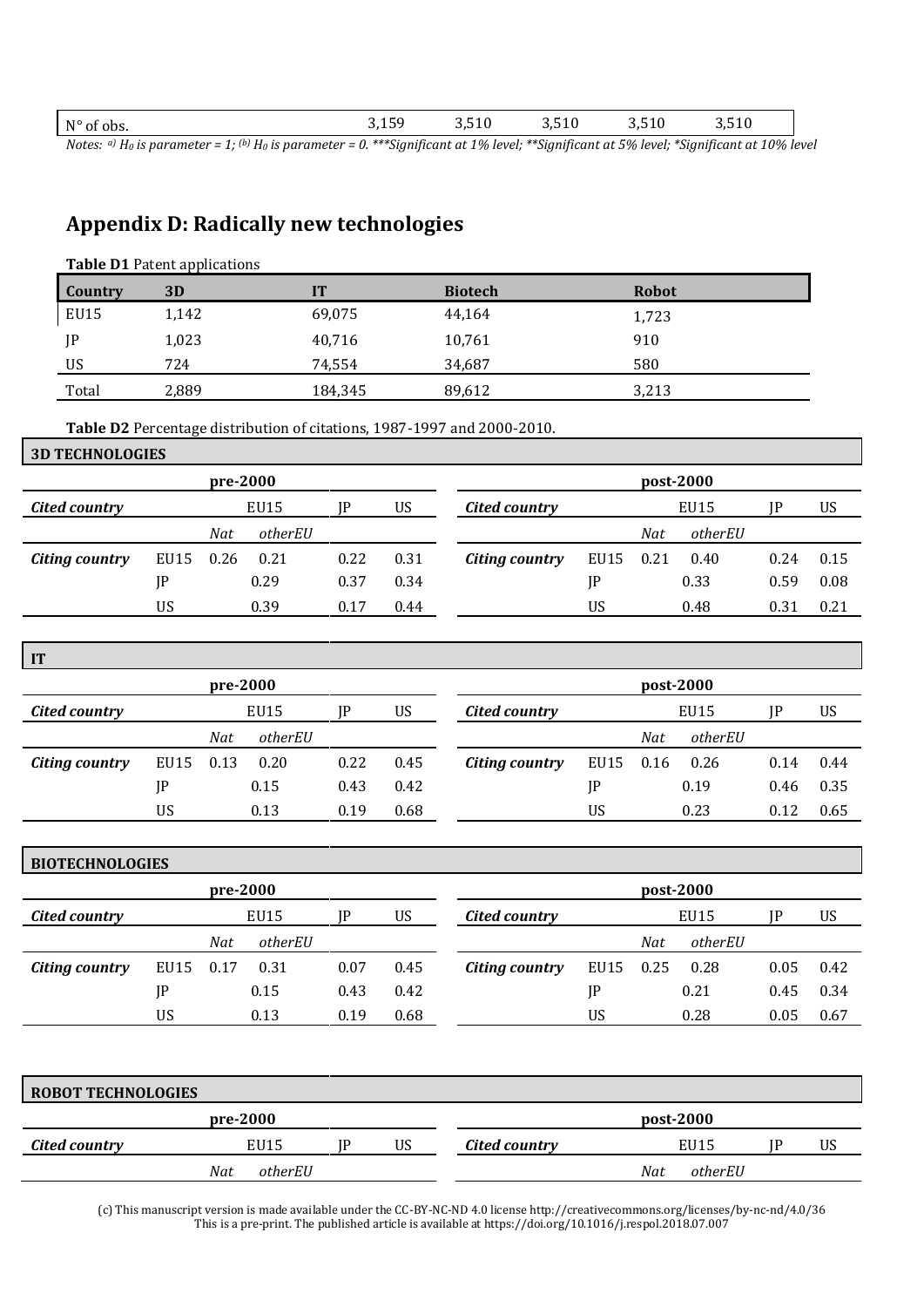| N° of obs. | 3,159 | 3,510 | 3,510 | 3,510 | 3,510 |
|---|---|---|---|---|---|

*Notes: (a) $H_0$ is parameter = 1; (b) $H_0$ is parameter = 0. \*\*\*Significant at 1% level; \*\*Significant at 5% level; \*Significant at 10% level*

## Appendix D: Radically new technologies

**Table D1** Patent applications

| Country | 3D | IT | Biotech | Robot |
|---|---|---|---|---|
| EU15 | 1,142 | 69,075 | 44,164 | 1,723 |
| JP | 1,023 | 40,716 | 10,761 | 910 |
| US | 724 | 74,554 | 34,687 | 580 |
| Total | 2,889 | 184,345 | 89,612 | 3,213 |

**Table D2** Percentage distribution of citations, 1987-1997 and 2000-2010.

**3D TECHNOLOGIES**

| | | pre-2000 | | | | | | post-2000 | | | |
|---|---|---|---|---|---|---|---|---|---|---|---|
| ***Cited country*** | | EU15 | | JP | US | ***Cited country*** | | EU15 | | JP | US |
| | | *Nat* | *otherEU* | | | | | *Nat* | *otherEU* | | |
| ***Citing country*** | EU15 | 0.26 | 0.21 | 0.22 | 0.31 | ***Citing country*** | EU15 | 0.21 | 0.40 | 0.24 | 0.15 |
| | JP | | 0.29 | 0.37 | 0.34 | | JP | | 0.33 | 0.59 | 0.08 |
| | US | | 0.39 | 0.17 | 0.44 | | US | | 0.48 | 0.31 | 0.21 |

**IT**

| | | pre-2000 | | | | | | post-2000 | | | |
|---|---|---|---|---|---|---|---|---|---|---|---|
| ***Cited country*** | | EU15 | | JP | US | ***Cited country*** | | EU15 | | JP | US |
| | | *Nat* | *otherEU* | | | | | *Nat* | *otherEU* | | |
| ***Citing country*** | EU15 | 0.13 | 0.20 | 0.22 | 0.45 | ***Citing country*** | EU15 | 0.16 | 0.26 | 0.14 | 0.44 |
| | JP | | 0.15 | 0.43 | 0.42 | | JP | | 0.19 | 0.46 | 0.35 |
| | US | | 0.13 | 0.19 | 0.68 | | US | | 0.23 | 0.12 | 0.65 |

**BIOTECHNOLOGIES**

| | | pre-2000 | | | | | | post-2000 | | | |
|---|---|---|---|---|---|---|---|---|---|---|---|
| ***Cited country*** | | EU15 | | JP | US | ***Cited country*** | | EU15 | | JP | US |
| | | *Nat* | *otherEU* | | | | | *Nat* | *otherEU* | | |
| ***Citing country*** | EU15 | 0.17 | 0.31 | 0.07 | 0.45 | ***Citing country*** | EU15 | 0.25 | 0.28 | 0.05 | 0.42 |
| | JP | | 0.15 | 0.43 | 0.42 | | JP | | 0.21 | 0.45 | 0.34 |
| | US | | 0.13 | 0.19 | 0.68 | | US | | 0.28 | 0.05 | 0.67 |

**ROBOT TECHNOLOGIES**

| | | pre-2000 | | | | | | post-2000 | | | |
|---|---|---|---|---|---|---|---|---|---|---|---|
| ***Cited country*** | | EU15 | | JP | US | ***Cited country*** | | EU15 | | JP | US |
| | | *Nat* | *otherEU* | | | | | *Nat* | *otherEU* | | |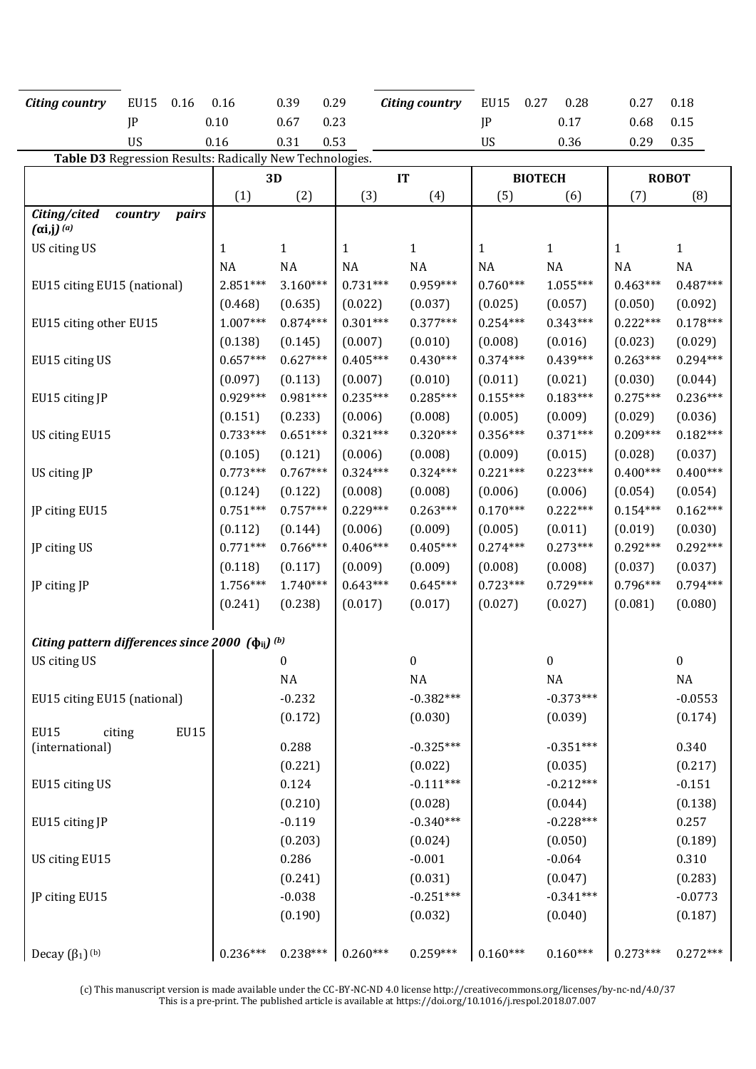| Citing country | EU15 | 0.16 | 0.16 | 0.39 | 0.29 |
|---|---|---|---|---|---|
| | JP | | 0.10 | 0.67 | 0.23 |
| | US | | 0.16 | 0.31 | 0.53 |

| Citing country | EU15 | 0.27 | 0.28 | 0.27 | 0.18 |
|---|---|---|---|---|---|
| | JP | | 0.17 | 0.68 | 0.15 |
| | US | | 0.36 | 0.29 | 0.35 |

**Table D3** Regression Results: Radically New Technologies.

| | 3D | | IT | | BIOTECH | | ROBOT | |
|---|---|---|---|---|---|---|---|---|
| | (1) | (2) | (3) | (4) | (5) | (6) | (7) | (8) |
| ***Citing/cited country pairs ($\alpha$i,j)*** [(a)] | | | | | | | | |
| US citing US | 1 | 1 | 1 | 1 | 1 | 1 | 1 | 1 |
| | NA | NA | NA | NA | NA | NA | NA | NA |
| EU15 citing EU15 (national) | 2.851*** | 3.160*** | 0.731*** | 0.959*** | 0.760*** | 1.055*** | 0.463*** | 0.487*** |
| | (0.468) | (0.635) | (0.022) | (0.037) | (0.025) | (0.057) | (0.050) | (0.092) |
| EU15 citing other EU15 | 1.007*** | 0.874*** | 0.301*** | 0.377*** | 0.254*** | 0.343*** | 0.222*** | 0.178*** |
| | (0.138) | (0.145) | (0.007) | (0.010) | (0.008) | (0.016) | (0.023) | (0.029) |
| EU15 citing US | 0.657*** | 0.627*** | 0.405*** | 0.430*** | 0.374*** | 0.439*** | 0.263*** | 0.294*** |
| | (0.097) | (0.113) | (0.007) | (0.010) | (0.011) | (0.021) | (0.030) | (0.044) |
| EU15 citing JP | 0.929*** | 0.981*** | 0.235*** | 0.285*** | 0.155*** | 0.183*** | 0.275*** | 0.236*** |
| | (0.151) | (0.233) | (0.006) | (0.008) | (0.005) | (0.009) | (0.029) | (0.036) |
| US citing EU15 | 0.733*** | 0.651*** | 0.321*** | 0.320*** | 0.356*** | 0.371*** | 0.209*** | 0.182*** |
| | (0.105) | (0.121) | (0.006) | (0.008) | (0.009) | (0.015) | (0.028) | (0.037) |
| US citing JP | 0.773*** | 0.767*** | 0.324*** | 0.324*** | 0.221*** | 0.223*** | 0.400*** | 0.400*** |
| | (0.124) | (0.122) | (0.008) | (0.008) | (0.006) | (0.006) | (0.054) | (0.054) |
| JP citing EU15 | 0.751*** | 0.757*** | 0.229*** | 0.263*** | 0.170*** | 0.222*** | 0.154*** | 0.162*** |
| | (0.112) | (0.144) | (0.006) | (0.009) | (0.005) | (0.011) | (0.019) | (0.030) |
| JP citing US | 0.771*** | 0.766*** | 0.406*** | 0.405*** | 0.274*** | 0.273*** | 0.292*** | 0.292*** |
| | (0.118) | (0.117) | (0.009) | (0.009) | (0.008) | (0.008) | (0.037) | (0.037) |
| JP citing JP | 1.756*** | 1.740*** | 0.643*** | 0.645*** | 0.723*** | 0.729*** | 0.796*** | 0.794*** |
| | (0.241) | (0.238) | (0.017) | (0.017) | (0.027) | (0.027) | (0.081) | (0.080) |
| ***Citing pattern differences since 2000 ($\phi_{ij}$)*** [(b)] | | | | | | | | |
| US citing US | | 0 | | 0 | | 0 | | 0 |
| | | NA | | NA | | NA | | NA |
| EU15 citing EU15 (national) | | -0.232 | | -0.382*** | | -0.373*** | | -0.0553 |
| | | (0.172) | | (0.030) | | (0.039) | | (0.174) |
| EU15 citing EU15 (international) | | 0.288 | | -0.325*** | | -0.351*** | | 0.340 |
| | | (0.221) | | (0.022) | | (0.035) | | (0.217) |
| EU15 citing US | | 0.124 | | -0.111*** | | -0.212*** | | -0.151 |
| | | (0.210) | | (0.028) | | (0.044) | | (0.138) |
| EU15 citing JP | | -0.119 | | -0.340*** | | -0.228*** | | 0.257 |
| | | (0.203) | | (0.024) | | (0.050) | | (0.189) |
| US citing EU15 | | 0.286 | | -0.001 | | -0.064 | | 0.310 |
| | | (0.241) | | (0.031) | | (0.047) | | (0.283) |
| JP citing EU15 | | -0.038 | | -0.251*** | | -0.341*** | | -0.0773 |
| | | (0.190) | | (0.032) | | (0.040) | | (0.187) |
| Decay ($\beta_1$) [(b)] | 0.236*** | 0.238*** | 0.260*** | 0.259*** | 0.160*** | 0.160*** | 0.273*** | 0.272*** |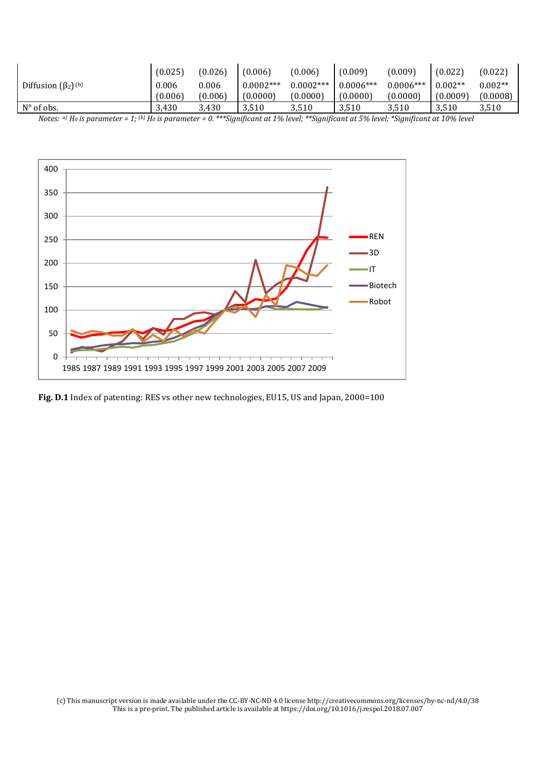| | | | | | | | | |
|---|---|---|---|---|---|---|---|---|
| | (0.025) | (0.026) | (0.006) | (0.006) | (0.009) | (0.009) | (0.022) | (0.022) |
| Diffusion ($\beta_2$) [(b)] | 0.006 | 0.006 | 0.0002*** | 0.0002*** | 0.0006*** | 0.0006*** | 0.002** | 0.002** |
| | (0.006) | (0.006) | (0.0000) | (0.0000) | (0.0000) | (0.0000) | (0.0009) | (0.0008) |
| N° of obs. | 3,430 | 3,430 | 3,510 | 3,510 | 3,510 | 3,510 | 3,510 | 3,510 |

*Notes: [a)] $H_0$ is parameter = 1; [(b)] $H_0$ is parameter = 0. ***Significant at 1% level; **Significant at 5% level; *Significant at 10% level*

**Fig. D.1** Index of patenting: RES vs other new technologies, EU15, US and Japan, 2000=100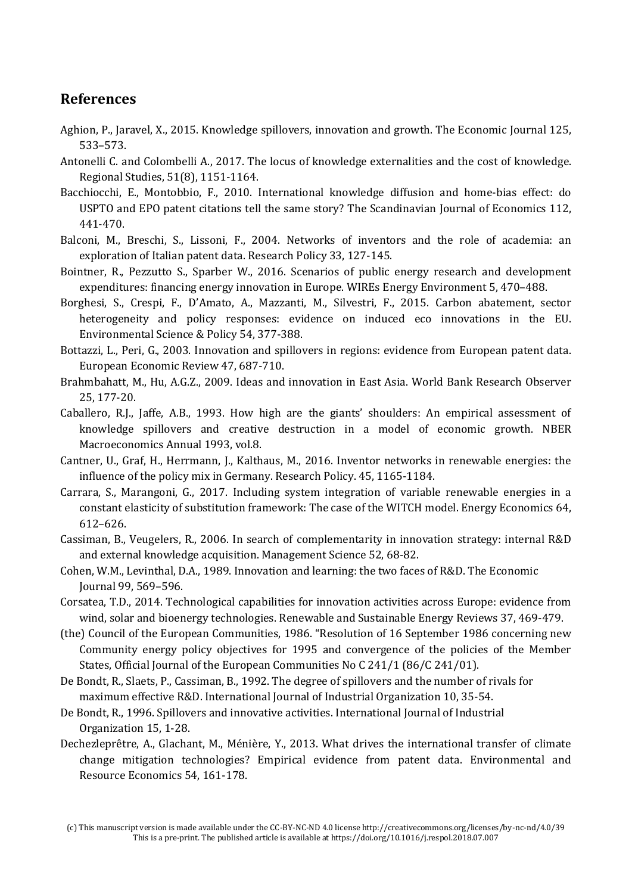## References

Aghion, P., Jaravel, X., 2015. Knowledge spillovers, innovation and growth. The Economic Journal 125, 533–573.

Antonelli C. and Colombelli A., 2017. The locus of knowledge externalities and the cost of knowledge. Regional Studies, 51(8), 1151-1164.

Bacchiocchi, E., Montobbio, F., 2010. International knowledge diffusion and home-bias effect: do USPTO and EPO patent citations tell the same story? The Scandinavian Journal of Economics 112, 441-470.

Balconi, M., Breschi, S., Lissoni, F., 2004. Networks of inventors and the role of academia: an exploration of Italian patent data. Research Policy 33, 127-145.

Bointner, R., Pezzutto S., Sparber W., 2016. Scenarios of public energy research and development expenditures: financing energy innovation in Europe. WIREs Energy Environment 5, 470–488.

Borghesi, S., Crespi, F., D'Amato, A., Mazzanti, M., Silvestri, F., 2015. Carbon abatement, sector heterogeneity and policy responses: evidence on induced eco innovations in the EU. Environmental Science & Policy 54, 377-388.

Bottazzi, L., Peri, G., 2003. Innovation and spillovers in regions: evidence from European patent data. European Economic Review 47, 687-710.

Brahmbahatt, M., Hu, A.G.Z., 2009. Ideas and innovation in East Asia. World Bank Research Observer 25, 177-20.

Caballero, R.J., Jaffe, A.B., 1993. How high are the giants' shoulders: An empirical assessment of knowledge spillovers and creative destruction in a model of economic growth. NBER Macroeconomics Annual 1993, vol.8.

Cantner, U., Graf, H., Herrmann, J., Kalthaus, M., 2016. Inventor networks in renewable energies: the influence of the policy mix in Germany. Research Policy. 45, 1165-1184.

Carrara, S., Marangoni, G., 2017. Including system integration of variable renewable energies in a constant elasticity of substitution framework: The case of the WITCH model. Energy Economics 64, 612–626.

Cassiman, B., Veugelers, R., 2006. In search of complementarity in innovation strategy: internal R&D and external knowledge acquisition. Management Science 52, 68-82.

Cohen, W.M., Levinthal, D.A., 1989. Innovation and learning: the two faces of R&D. The Economic Journal 99, 569–596.

Corsatea, T.D., 2014. Technological capabilities for innovation activities across Europe: evidence from wind, solar and bioenergy technologies. Renewable and Sustainable Energy Reviews 37, 469-479.

(the) Council of the European Communities, 1986. "Resolution of 16 September 1986 concerning new Community energy policy objectives for 1995 and convergence of the policies of the Member States, Official Journal of the European Communities No C 241/1 (86/C 241/01).

De Bondt, R., Slaets, P., Cassiman, B., 1992. The degree of spillovers and the number of rivals for maximum effective R&D. International Journal of Industrial Organization 10, 35-54.

De Bondt, R., 1996. Spillovers and innovative activities. International Journal of Industrial Organization 15, 1-28.

Dechezleprêtre, A., Glachant, M., Ménière, Y., 2013. What drives the international transfer of climate change mitigation technologies? Empirical evidence from patent data. Environmental and Resource Economics 54, 161-178.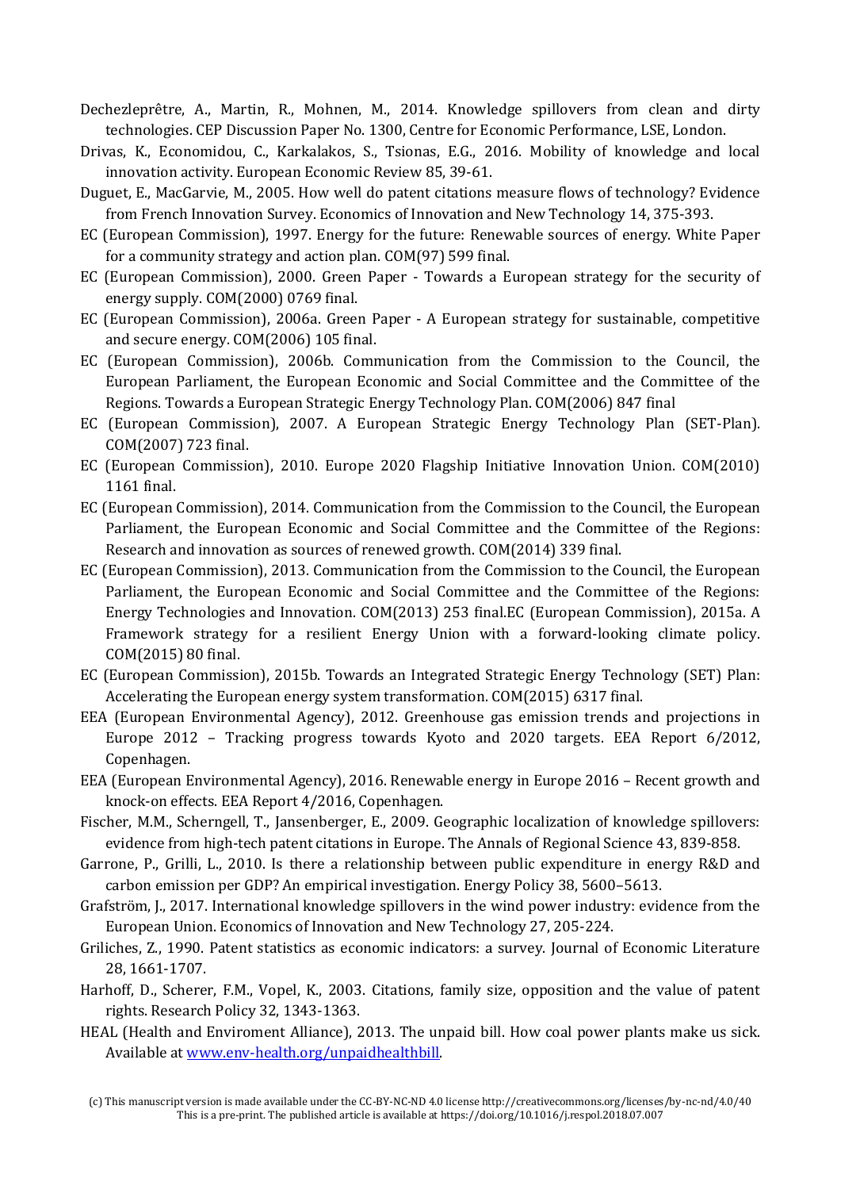Dechezleprêtre, A., Martin, R., Mohnen, M., 2014. Knowledge spillovers from clean and dirty technologies. CEP Discussion Paper No. 1300, Centre for Economic Performance, LSE, London.

Drivas, K., Economidou, C., Karkalakos, S., Tsionas, E.G., 2016. Mobility of knowledge and local innovation activity. European Economic Review 85, 39-61.

Duguet, E., MacGarvie, M., 2005. How well do patent citations measure flows of technology? Evidence from French Innovation Survey. Economics of Innovation and New Technology 14, 375-393.

EC (European Commission), 1997. Energy for the future: Renewable sources of energy. White Paper for a community strategy and action plan. COM(97) 599 final.

EC (European Commission), 2000. Green Paper - Towards a European strategy for the security of energy supply. COM(2000) 0769 final.

EC (European Commission), 2006a. Green Paper - A European strategy for sustainable, competitive and secure energy. COM(2006) 105 final.

EC (European Commission), 2006b. Communication from the Commission to the Council, the European Parliament, the European Economic and Social Committee and the Committee of the Regions. Towards a European Strategic Energy Technology Plan. COM(2006) 847 final

EC (European Commission), 2007. A European Strategic Energy Technology Plan (SET-Plan). COM(2007) 723 final.

EC (European Commission), 2010. Europe 2020 Flagship Initiative Innovation Union. COM(2010) 1161 final.

EC (European Commission), 2014. Communication from the Commission to the Council, the European Parliament, the European Economic and Social Committee and the Committee of the Regions: Research and innovation as sources of renewed growth. COM(2014) 339 final.

EC (European Commission), 2013. Communication from the Commission to the Council, the European Parliament, the European Economic and Social Committee and the Committee of the Regions: Energy Technologies and Innovation. COM(2013) 253 final.EC (European Commission), 2015a. A Framework strategy for a resilient Energy Union with a forward-looking climate policy. COM(2015) 80 final.

EC (European Commission), 2015b. Towards an Integrated Strategic Energy Technology (SET) Plan: Accelerating the European energy system transformation. COM(2015) 6317 final.

EEA (European Environmental Agency), 2012. Greenhouse gas emission trends and projections in Europe 2012 – Tracking progress towards Kyoto and 2020 targets. EEA Report 6/2012, Copenhagen.

EEA (European Environmental Agency), 2016. Renewable energy in Europe 2016 – Recent growth and knock-on effects. EEA Report 4/2016, Copenhagen.

Fischer, M.M., Scherngell, T., Jansenberger, E., 2009. Geographic localization of knowledge spillovers: evidence from high-tech patent citations in Europe. The Annals of Regional Science 43, 839-858.

Garrone, P., Grilli, L., 2010. Is there a relationship between public expenditure in energy R&D and carbon emission per GDP? An empirical investigation. Energy Policy 38, 5600–5613.

Grafström, J., 2017. International knowledge spillovers in the wind power industry: evidence from the European Union. Economics of Innovation and New Technology 27, 205-224.

Griliches, Z., 1990. Patent statistics as economic indicators: a survey. Journal of Economic Literature 28, 1661-1707.

Harhoff, D., Scherer, F.M., Vopel, K., 2003. Citations, family size, opposition and the value of patent rights. Research Policy 32, 1343-1363.

HEAL (Health and Enviroment Alliance), 2013. The unpaid bill. How coal power plants make us sick. Available at www.env-health.org/unpaidhealthbill.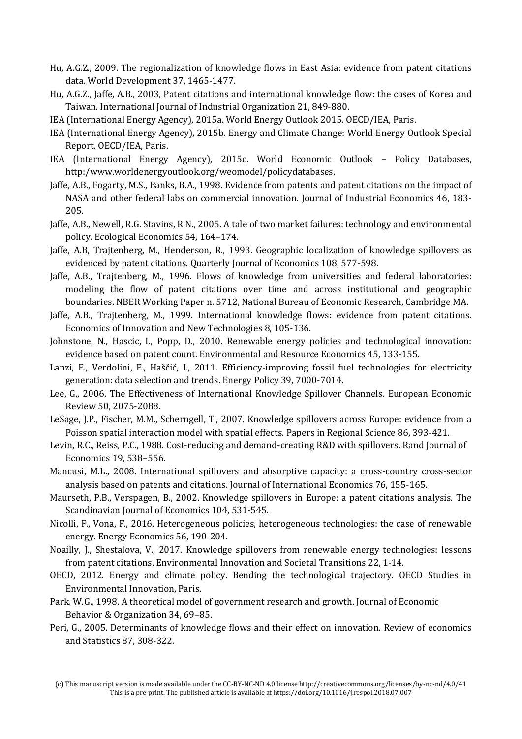Hu, A.G.Z., 2009. The regionalization of knowledge flows in East Asia: evidence from patent citations data. World Development 37, 1465-1477.

Hu, A.G.Z., Jaffe, A.B., 2003, Patent citations and international knowledge flow: the cases of Korea and Taiwan. International Journal of Industrial Organization 21, 849-880.

IEA (International Energy Agency), 2015a. World Energy Outlook 2015. OECD/IEA, Paris.

IEA (International Energy Agency), 2015b. Energy and Climate Change: World Energy Outlook Special Report. OECD/IEA, Paris.

IEA (International Energy Agency), 2015c. World Economic Outlook – Policy Databases, http:/www.worldenergyoutlook.org/weomodel/policydatabases.

Jaffe, A.B., Fogarty, M.S., Banks, B.A., 1998. Evidence from patents and patent citations on the impact of NASA and other federal labs on commercial innovation. Journal of Industrial Economics 46, 183-205.

Jaffe, A.B., Newell, R.G. Stavins, R.N., 2005. A tale of two market failures: technology and environmental policy. Ecological Economics 54, 164–174.

Jaffe, A.B, Trajtenberg, M., Henderson, R., 1993. Geographic localization of knowledge spillovers as evidenced by patent citations. Quarterly Journal of Economics 108, 577-598.

Jaffe, A.B., Trajtenberg, M., 1996. Flows of knowledge from universities and federal laboratories: modeling the flow of patent citations over time and across institutional and geographic boundaries. NBER Working Paper n. 5712, National Bureau of Economic Research, Cambridge MA.

Jaffe, A.B., Trajtenberg, M., 1999. International knowledge flows: evidence from patent citations. Economics of Innovation and New Technologies 8, 105-136.

Johnstone, N., Hascic, I., Popp, D., 2010. Renewable energy policies and technological innovation: evidence based on patent count. Environmental and Resource Economics 45, 133-155.

Lanzi, E., Verdolini, E., Haščič, I., 2011. Efficiency-improving fossil fuel technologies for electricity generation: data selection and trends. Energy Policy 39, 7000-7014.

Lee, G., 2006. The Effectiveness of International Knowledge Spillover Channels. European Economic Review 50, 2075-2088.

LeSage, J.P., Fischer, M.M., Scherngell, T., 2007. Knowledge spillovers across Europe: evidence from a Poisson spatial interaction model with spatial effects. Papers in Regional Science 86, 393-421.

Levin, R.C., Reiss, P.C., 1988. Cost-reducing and demand-creating R&D with spillovers. Rand Journal of Economics 19, 538–556.

Mancusi, M.L., 2008. International spillovers and absorptive capacity: a cross-country cross-sector analysis based on patents and citations. Journal of International Economics 76, 155-165.

Maurseth, P.B., Verspagen, B., 2002. Knowledge spillovers in Europe: a patent citations analysis. The Scandinavian Journal of Economics 104, 531-545.

Nicolli, F., Vona, F., 2016. Heterogeneous policies, heterogeneous technologies: the case of renewable energy. Energy Economics 56, 190-204.

Noailly, J., Shestalova, V., 2017. Knowledge spillovers from renewable energy technologies: lessons from patent citations. Environmental Innovation and Societal Transitions 22, 1-14.

OECD, 2012. Energy and climate policy. Bending the technological trajectory. OECD Studies in Environmental Innovation, Paris.

Park, W.G., 1998. A theoretical model of government research and growth. Journal of Economic Behavior & Organization 34, 69–85.

Peri, G., 2005. Determinants of knowledge flows and their effect on innovation. Review of economics and Statistics 87, 308-322.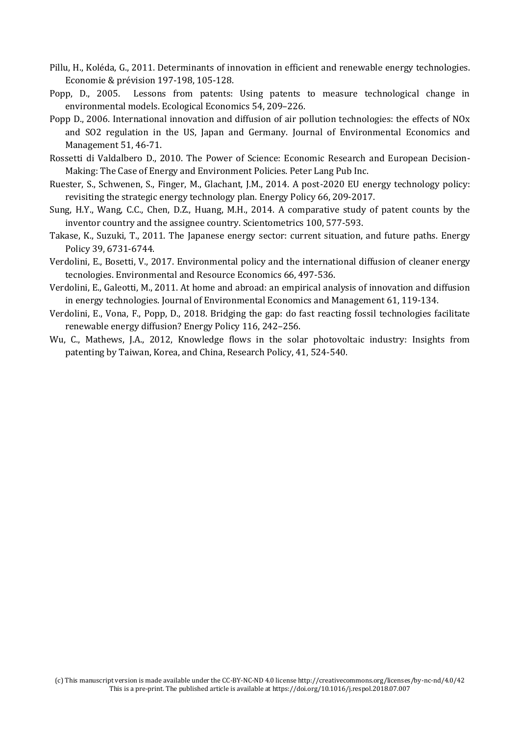Pillu, H., Koléda, G., 2011. Determinants of innovation in efficient and renewable energy technologies. Economie & prévision 197-198, 105-128.

Popp, D., 2005. Lessons from patents: Using patents to measure technological change in environmental models. Ecological Economics 54, 209–226.

Popp D., 2006. International innovation and diffusion of air pollution technologies: the effects of NOx and SO2 regulation in the US, Japan and Germany. Journal of Environmental Economics and Management 51, 46-71.

Rossetti di Valdalbero D., 2010. The Power of Science: Economic Research and European Decision-Making: The Case of Energy and Environment Policies. Peter Lang Pub Inc.

Ruester, S., Schwenen, S., Finger, M., Glachant, J.M., 2014. A post-2020 EU energy technology policy: revisiting the strategic energy technology plan. Energy Policy 66, 209-2017.

Sung, H.Y., Wang, C.C., Chen, D.Z., Huang, M.H., 2014. A comparative study of patent counts by the inventor country and the assignee country. Scientometrics 100, 577-593.

Takase, K., Suzuki, T., 2011. The Japanese energy sector: current situation, and future paths. Energy Policy 39, 6731-6744.

Verdolini, E., Bosetti, V., 2017. Environmental policy and the international diffusion of cleaner energy tecnologies. Environmental and Resource Economics 66, 497-536.

Verdolini, E., Galeotti, M., 2011. At home and abroad: an empirical analysis of innovation and diffusion in energy technologies. Journal of Environmental Economics and Management 61, 119-134.

Verdolini, E., Vona, F., Popp, D., 2018. Bridging the gap: do fast reacting fossil technologies facilitate renewable energy diffusion? Energy Policy 116, 242–256.

Wu, C., Mathews, J.A., 2012, Knowledge flows in the solar photovoltaic industry: Insights from patenting by Taiwan, Korea, and China, Research Policy, 41, 524-540.

(c) This manuscript version is made available under the CC-BY-NC-ND 4.0 license http://creativecommons.org/licenses/by-nc-nd/4.0/
This is a pre-print. The published article is available at https://doi.org/10.1016/j.respol.2018.07.007